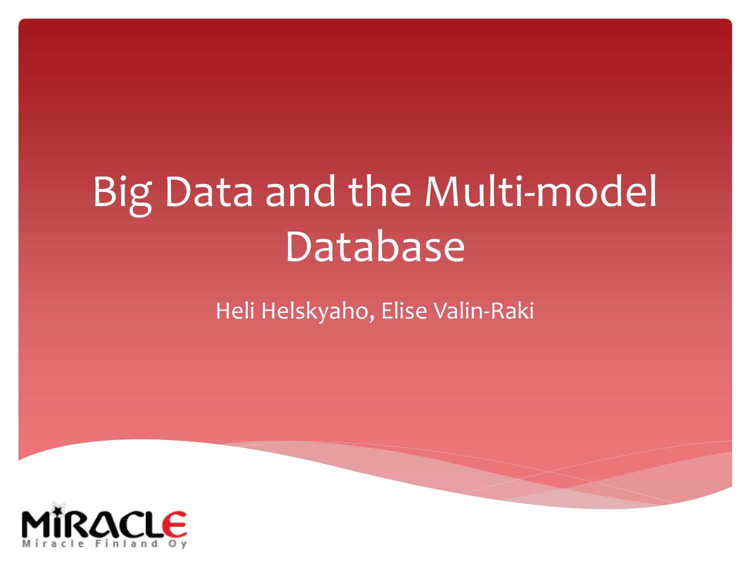# Big Data and the Multi-model Database

Heli Helskyaho, Elise Valin-Raki

Miracle Finland Oy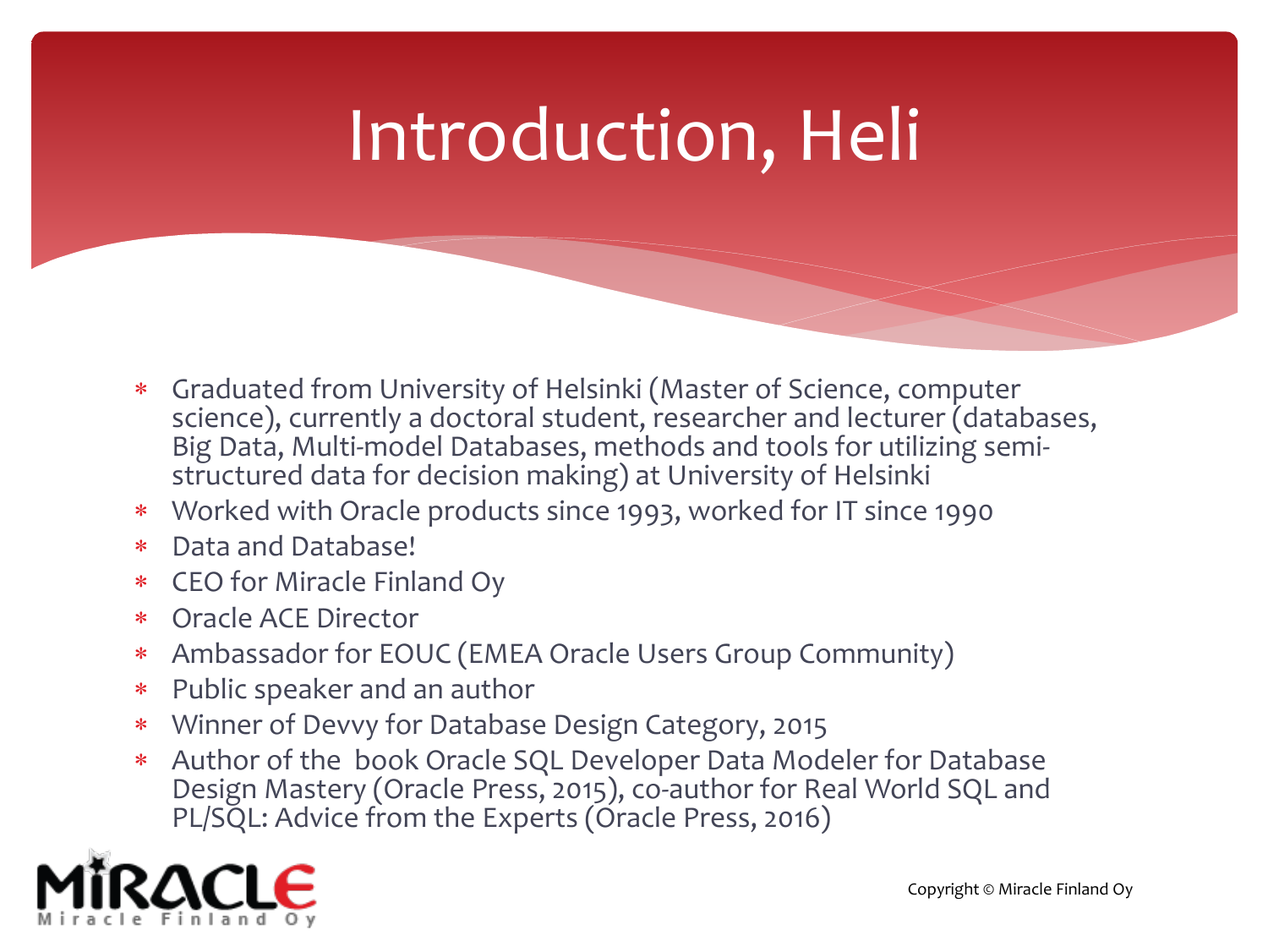# Introduction, Heli

* Graduated from University of Helsinki (Master of Science, computer science), currently a doctoral student, researcher and lecturer (databases, Big Data, Multi-model Databases, methods and tools for utilizing semi-structured data for decision making) at University of Helsinki
* Worked with Oracle products since 1993, worked for IT since 1990
* Data and Database!
* CEO for Miracle Finland Oy
* Oracle ACE Director
* Ambassador for EOUC (EMEA Oracle Users Group Community)
* Public speaker and an author
* Winner of Devvy for Database Design Category, 2015
* Author of the book Oracle SQL Developer Data Modeler for Database Design Mastery (Oracle Press, 2015), co-author for Real World SQL and PL/SQL: Advice from the Experts (Oracle Press, 2016)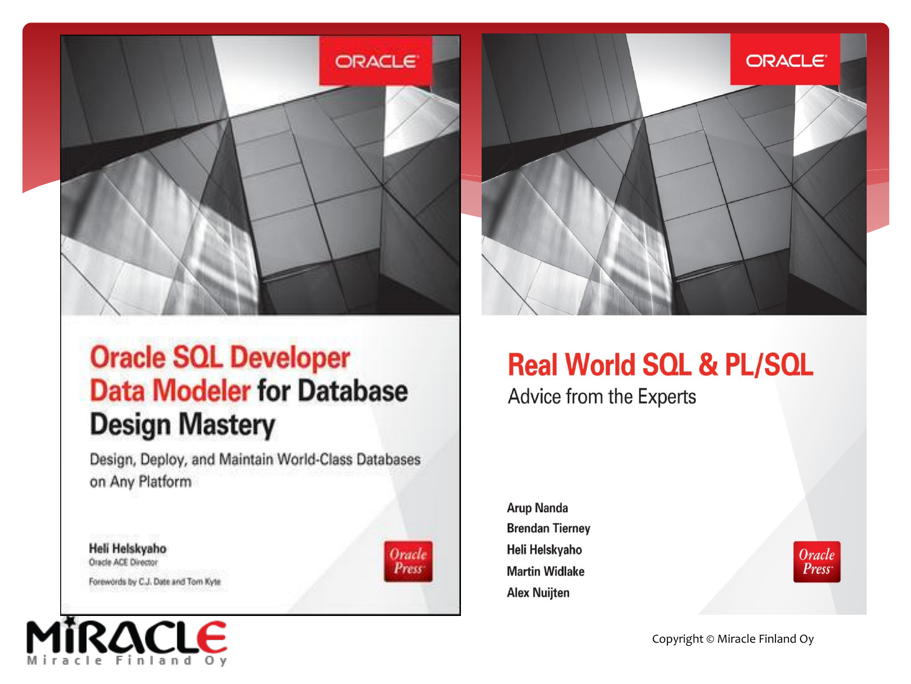ORACLE

# Oracle SQL Developer Data Modeler for Database Design Mastery

Design, Deploy, and Maintain World-Class Databases on Any Platform

**Heli Helskyaho**
Oracle ACE Director

Forewords by C.J. Date and Tom Kyte

Oracle Press

ORACLE

# Real World SQL & PL/SQL

Advice from the Experts

**Arup Nanda**
**Brendan Tierney**
**Heli Helskyaho**
**Martin Widlake**
**Alex Nuijten**

Oracle Press

MIRACLE
Miracle Finland Oy

Copyright © Miracle Finland Oy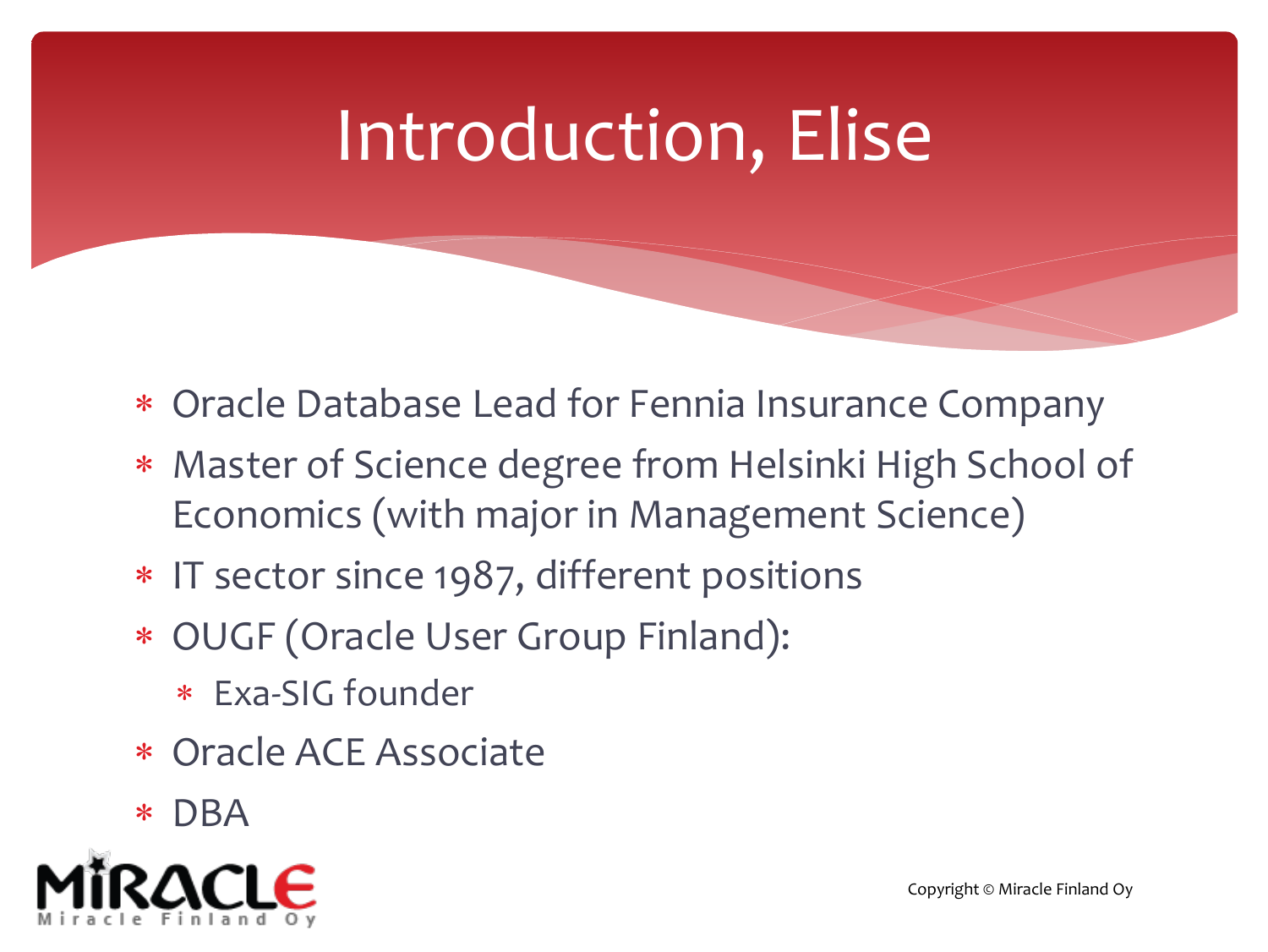# Introduction, Elise

- Oracle Database Lead for Fennia Insurance Company
- Master of Science degree from Helsinki High School of Economics (with major in Management Science)
- IT sector since 1987, different positions
- OUGF (Oracle User Group Finland):
  - Exa-SIG founder
- Oracle ACE Associate
- DBA

Copyright © Miracle Finland Oy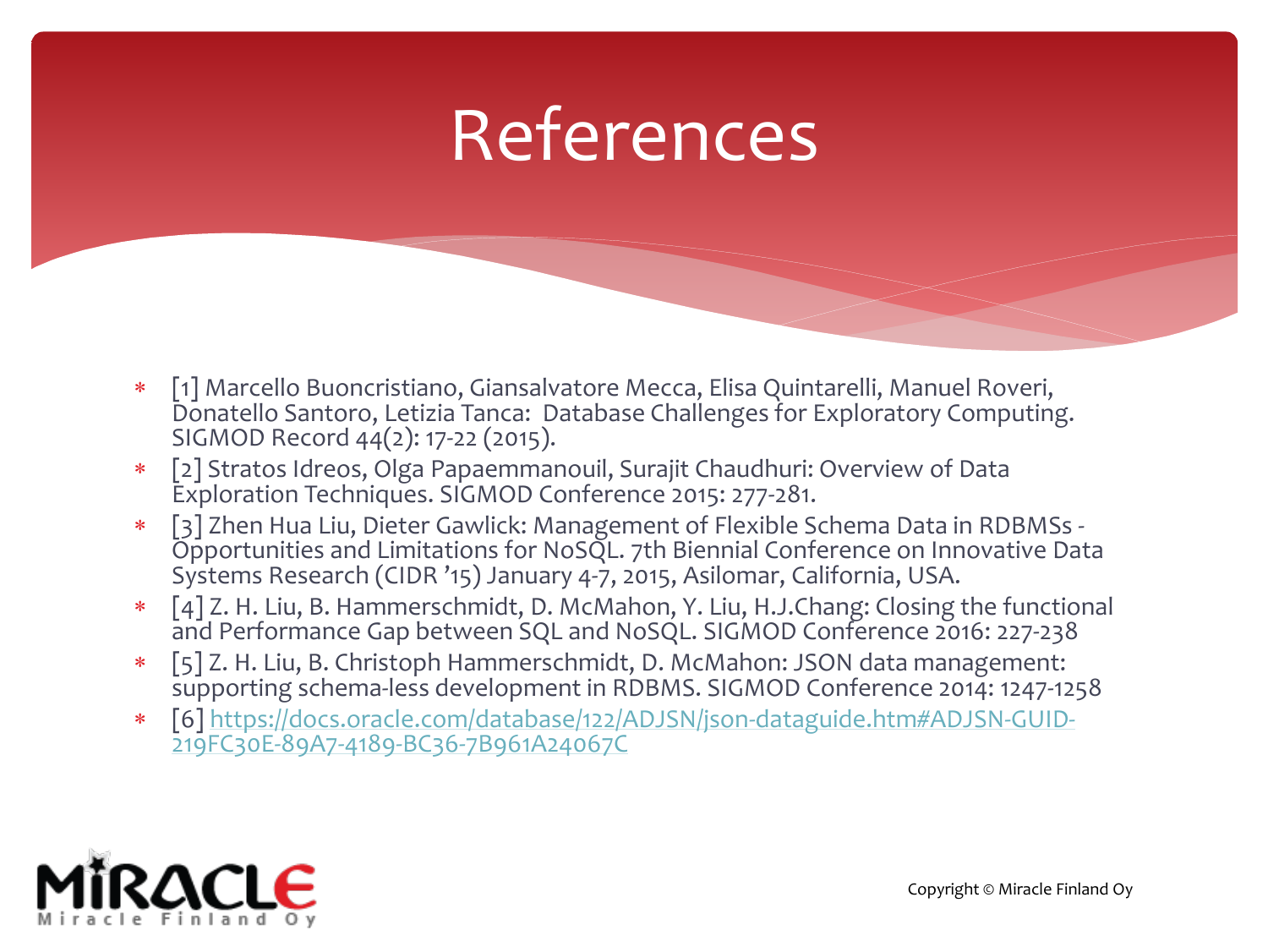# References

- [1] Marcello Buoncristiano, Giansalvatore Mecca, Elisa Quintarelli, Manuel Roveri, Donatello Santoro, Letizia Tanca: Database Challenges for Exploratory Computing. SIGMOD Record 44(2): 17-22 (2015).
- [2] Stratos Idreos, Olga Papaemmanouil, Surajit Chaudhuri: Overview of Data Exploration Techniques. SIGMOD Conference 2015: 277-281.
- [3] Zhen Hua Liu, Dieter Gawlick: Management of Flexible Schema Data in RDBMSs - Opportunities and Limitations for NoSQL. 7th Biennial Conference on Innovative Data Systems Research (CIDR '15) January 4-7, 2015, Asilomar, California, USA.
- [4] Z. H. Liu, B. Hammerschmidt, D. McMahon, Y. Liu, H.J.Chang: Closing the functional and Performance Gap between SQL and NoSQL. SIGMOD Conference 2016: 227-238
- [5] Z. H. Liu, B. Christoph Hammerschmidt, D. McMahon: JSON data management: supporting schema-less development in RDBMS. SIGMOD Conference 2014: 1247-1258
- [6] https://docs.oracle.com/database/122/ADJSN/json-dataguide.htm#ADJSN-GUID-219FC30E-89A7-4189-BC36-7B961A24067C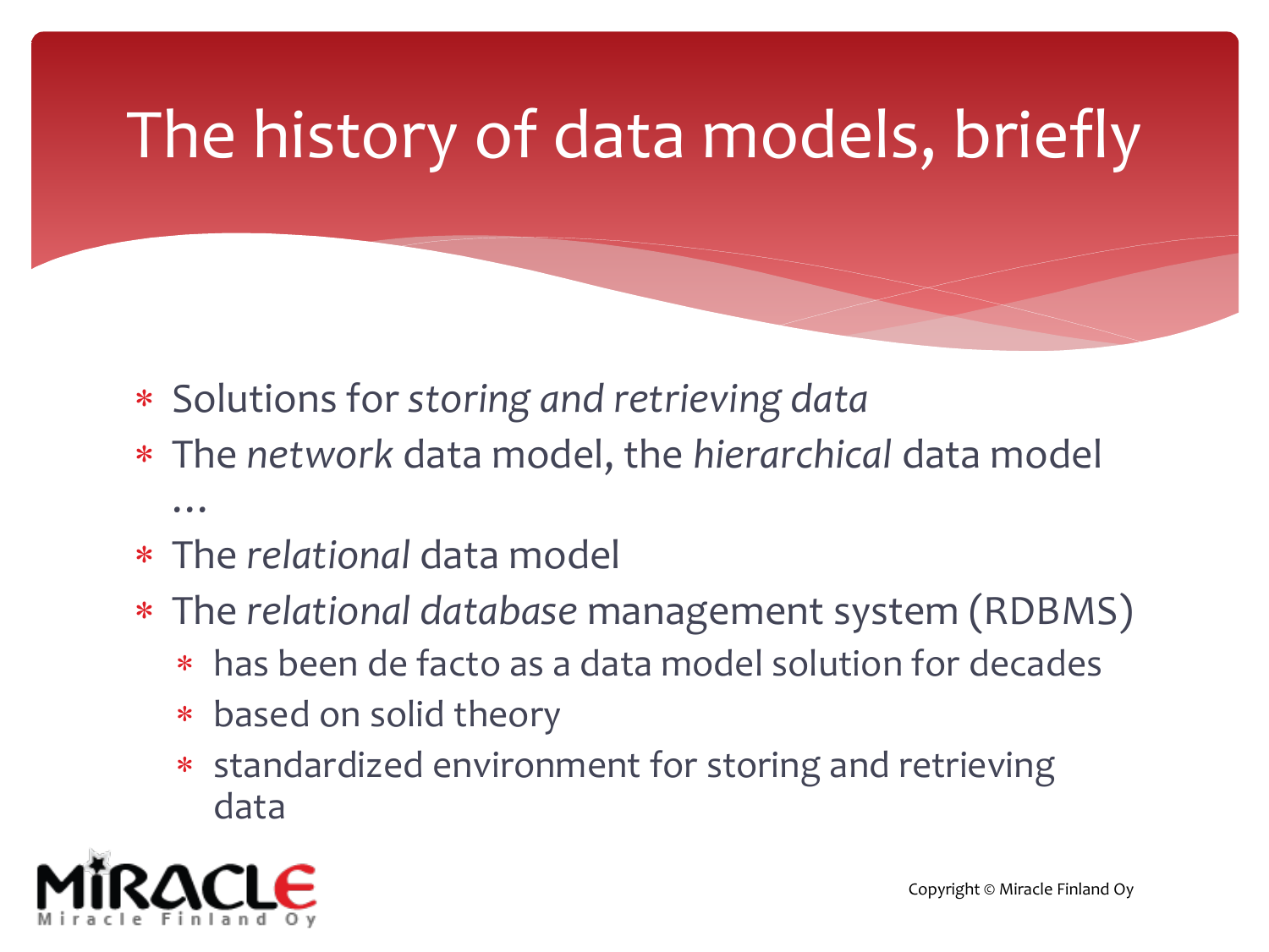# The history of data models, briefly

- Solutions for *storing and retrieving data*
- The *network* data model, the *hierarchical* data model …
- The *relational* data model
- The *relational database* management system (RDBMS)
  - has been de facto as a data model solution for decades
  - based on solid theory
  - standardized environment for storing and retrieving data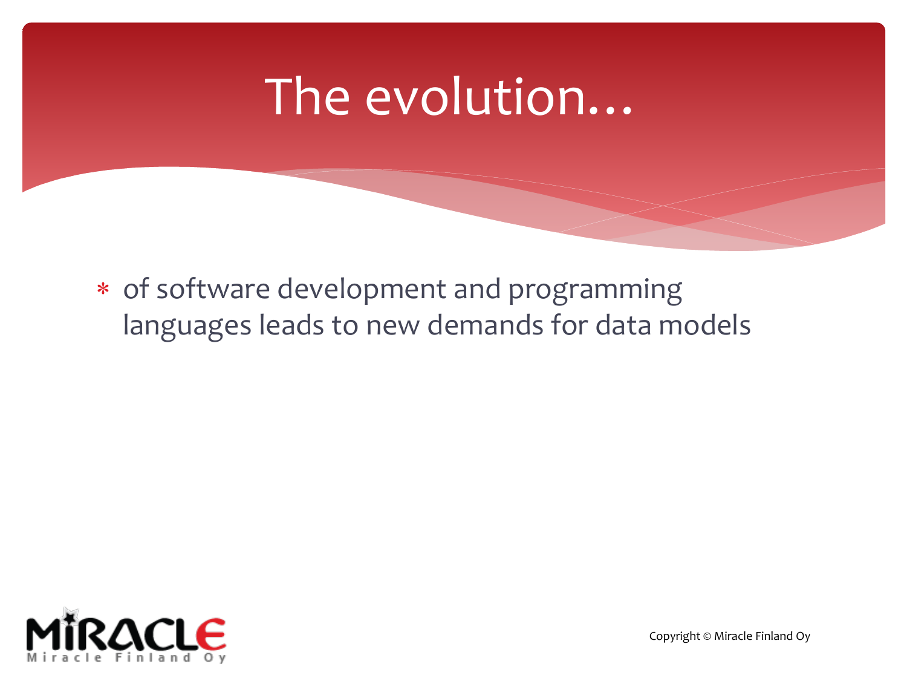# The evolution…

- of software development and programming languages leads to new demands for data models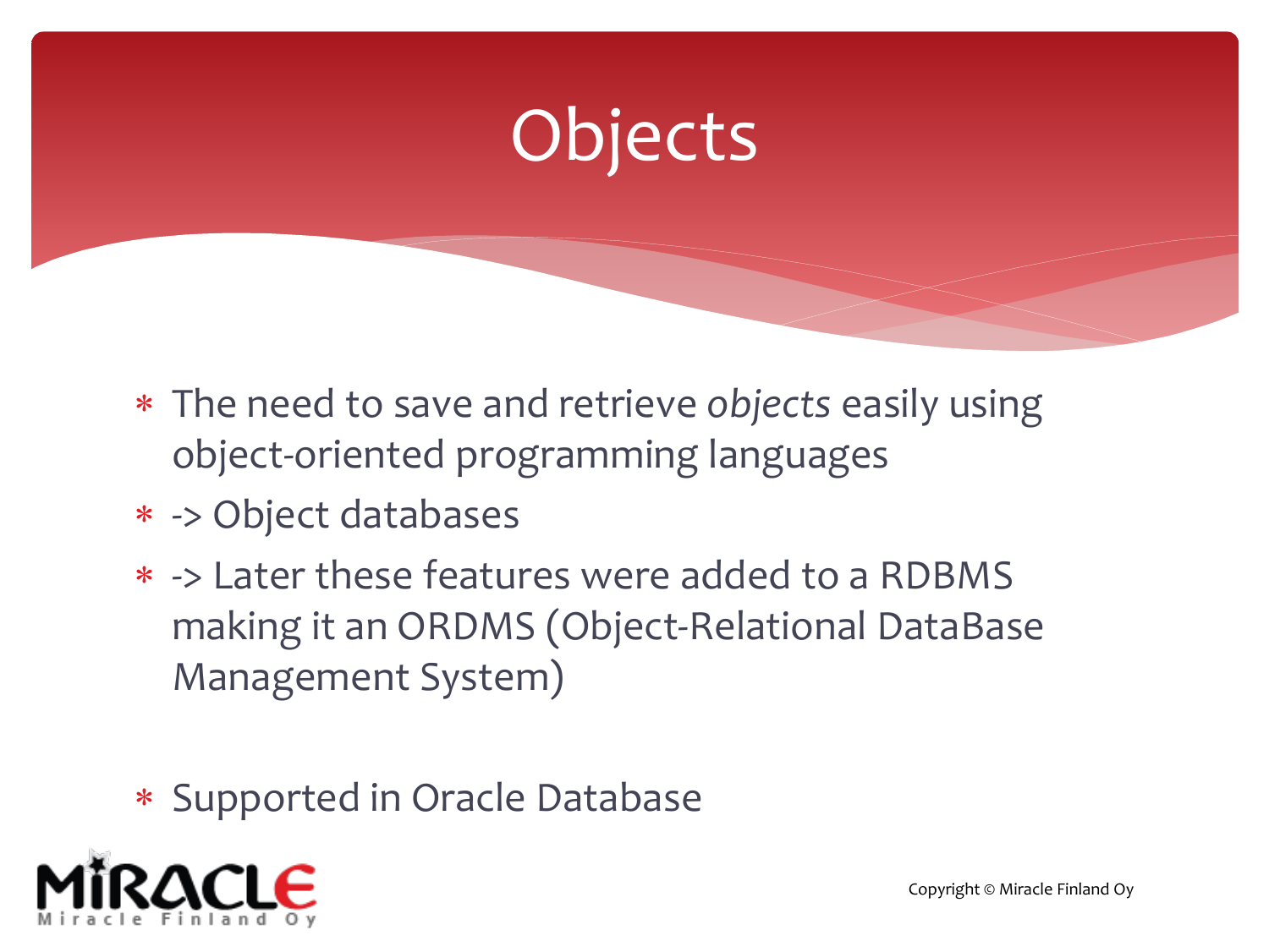# Objects

- The need to save and retrieve *objects* easily using object-oriented programming languages
- -> Object databases
- -> Later these features were added to a RDBMS making it an ORDMS (Object-Relational DataBase Management System)

- Supported in Oracle Database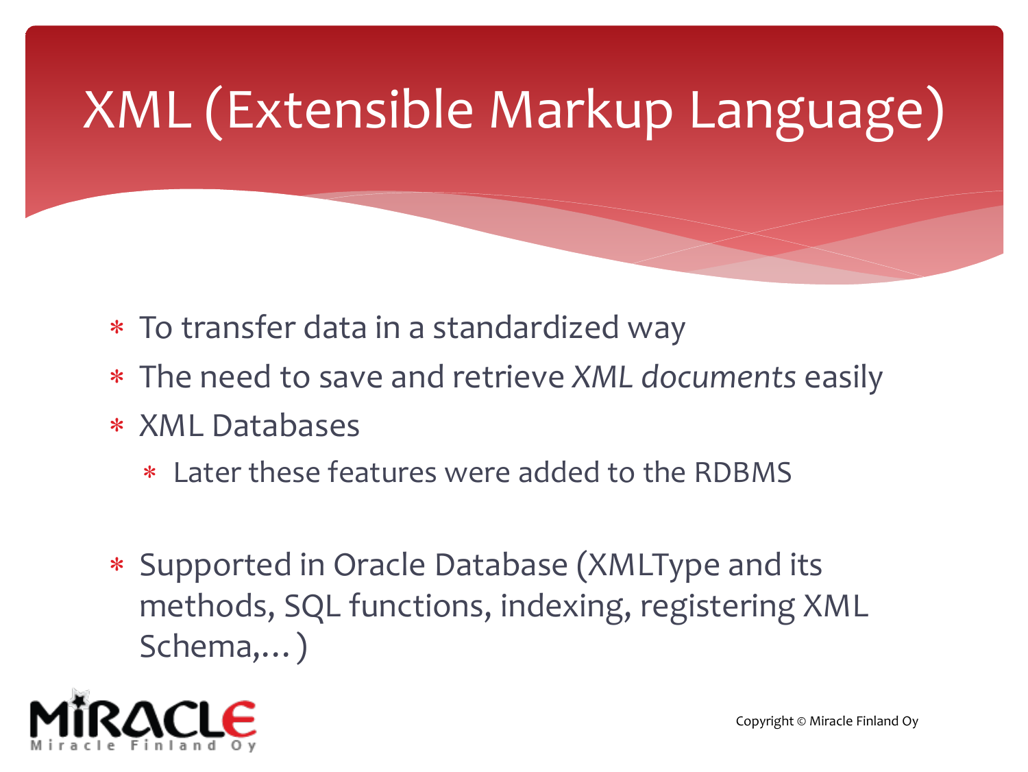# XML (Extensible Markup Language)

- To transfer data in a standardized way
- The need to save and retrieve *XML documents* easily
- XML Databases
  - Later these features were added to the RDBMS

- Supported in Oracle Database (XMLType and its methods, SQL functions, indexing, registering XML Schema,… )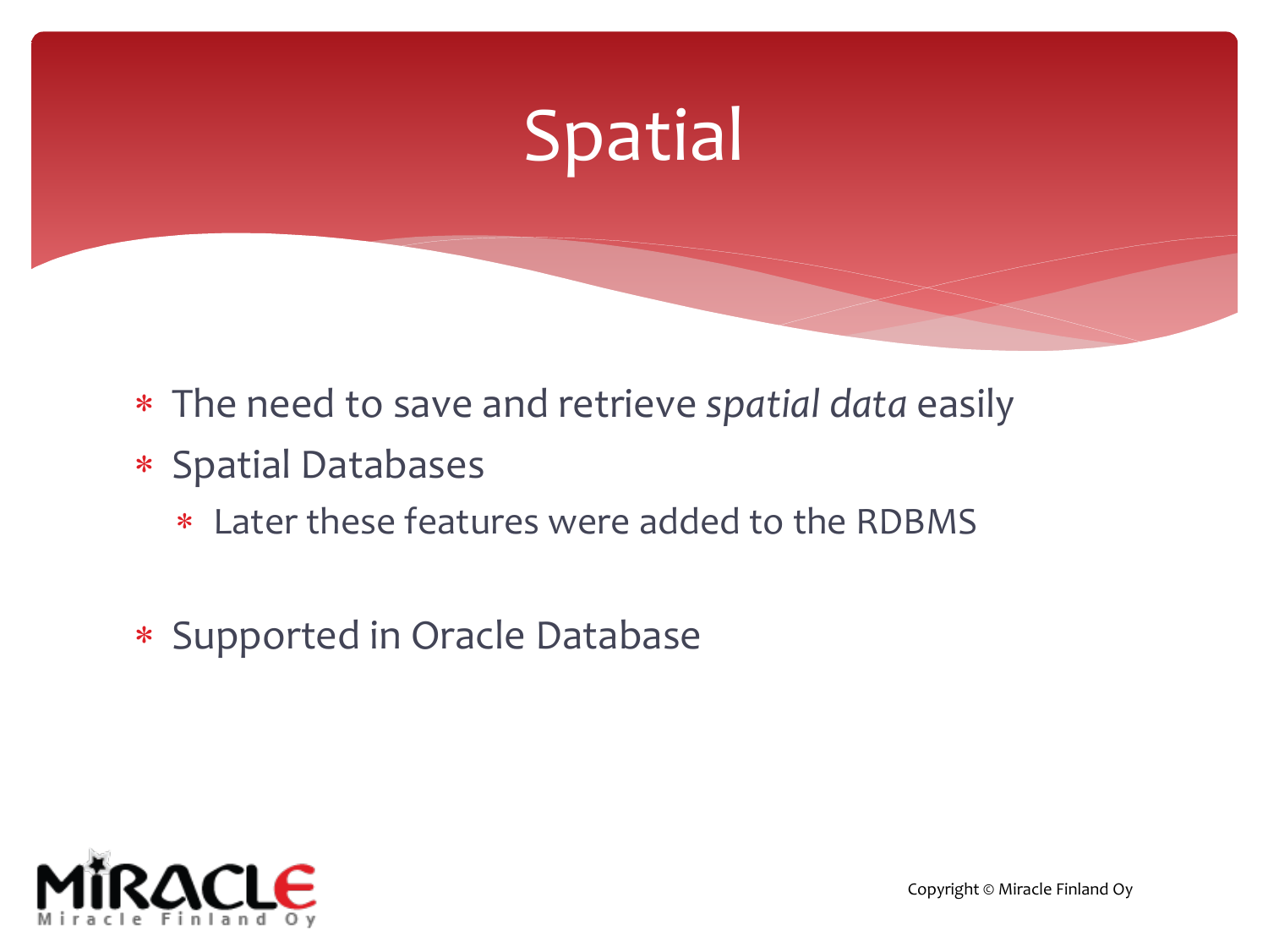# Spatial

- The need to save and retrieve *spatial data* easily
- Spatial Databases
  - Later these features were added to the RDBMS

- Supported in Oracle Database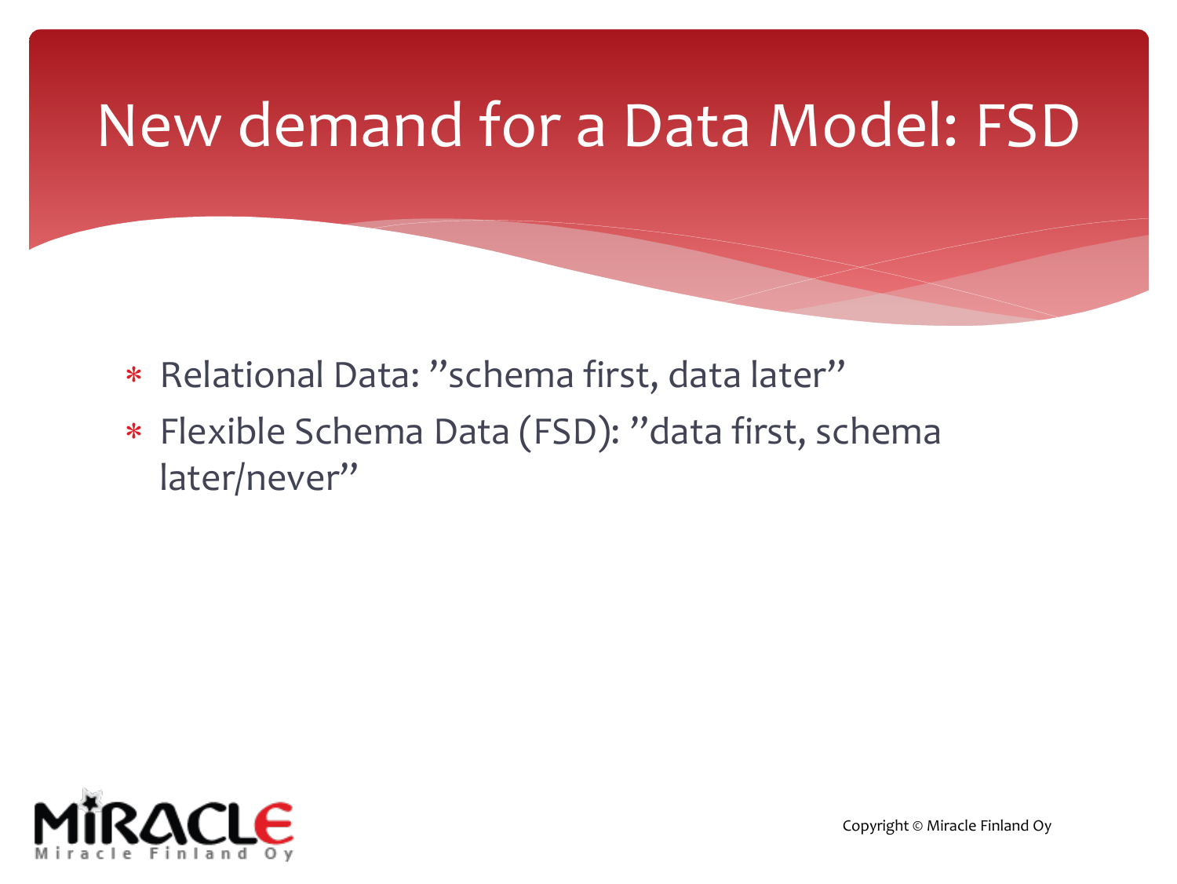# New demand for a Data Model: FSD

- Relational Data: ”schema first, data later”
- Flexible Schema Data (FSD): ”data first, schema later/never”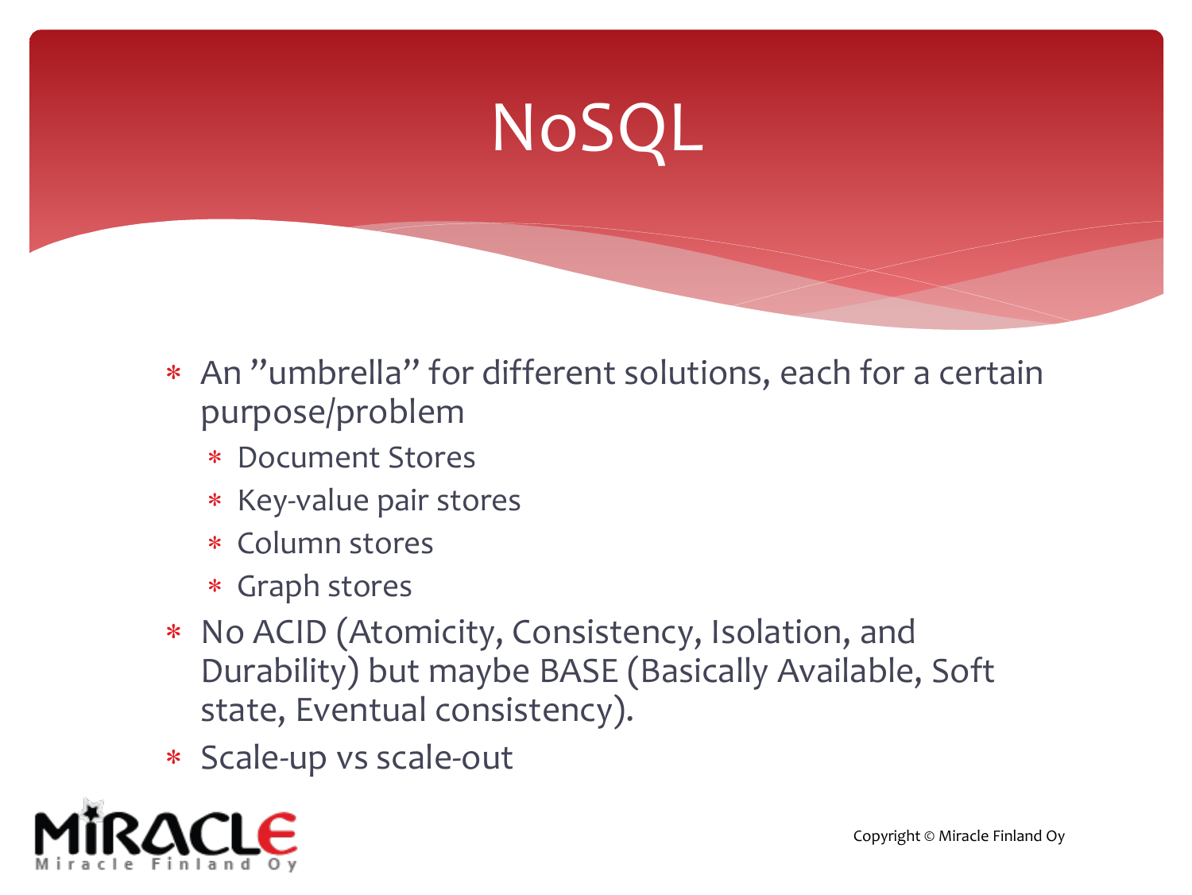# NoSQL

* An ”umbrella” for different solutions, each for a certain purpose/problem
  * Document Stores
  * Key-value pair stores
  * Column stores
  * Graph stores
* No ACID (Atomicity, Consistency, Isolation, and Durability) but maybe BASE (Basically Available, Soft state, Eventual consistency).
* Scale-up vs scale-out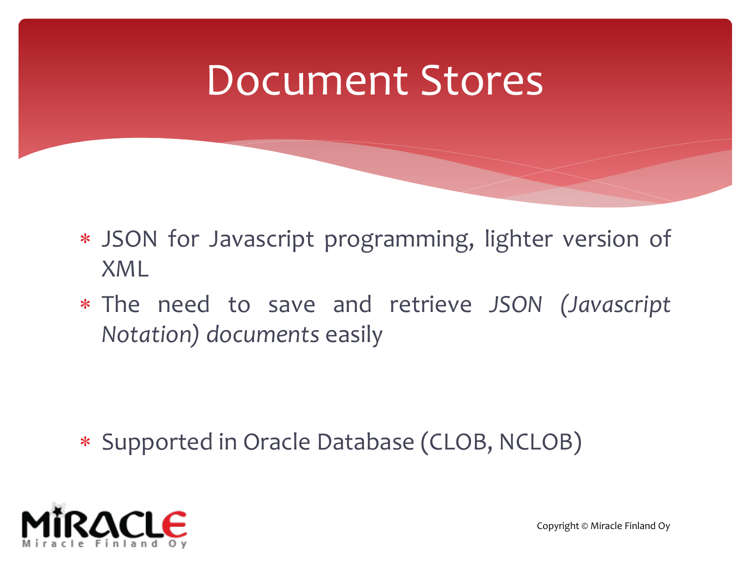# Document Stores

- JSON for Javascript programming, lighter version of XML
- The need to save and retrieve *JSON (Javascript Notation) documents* easily

- Supported in Oracle Database (CLOB, NCLOB)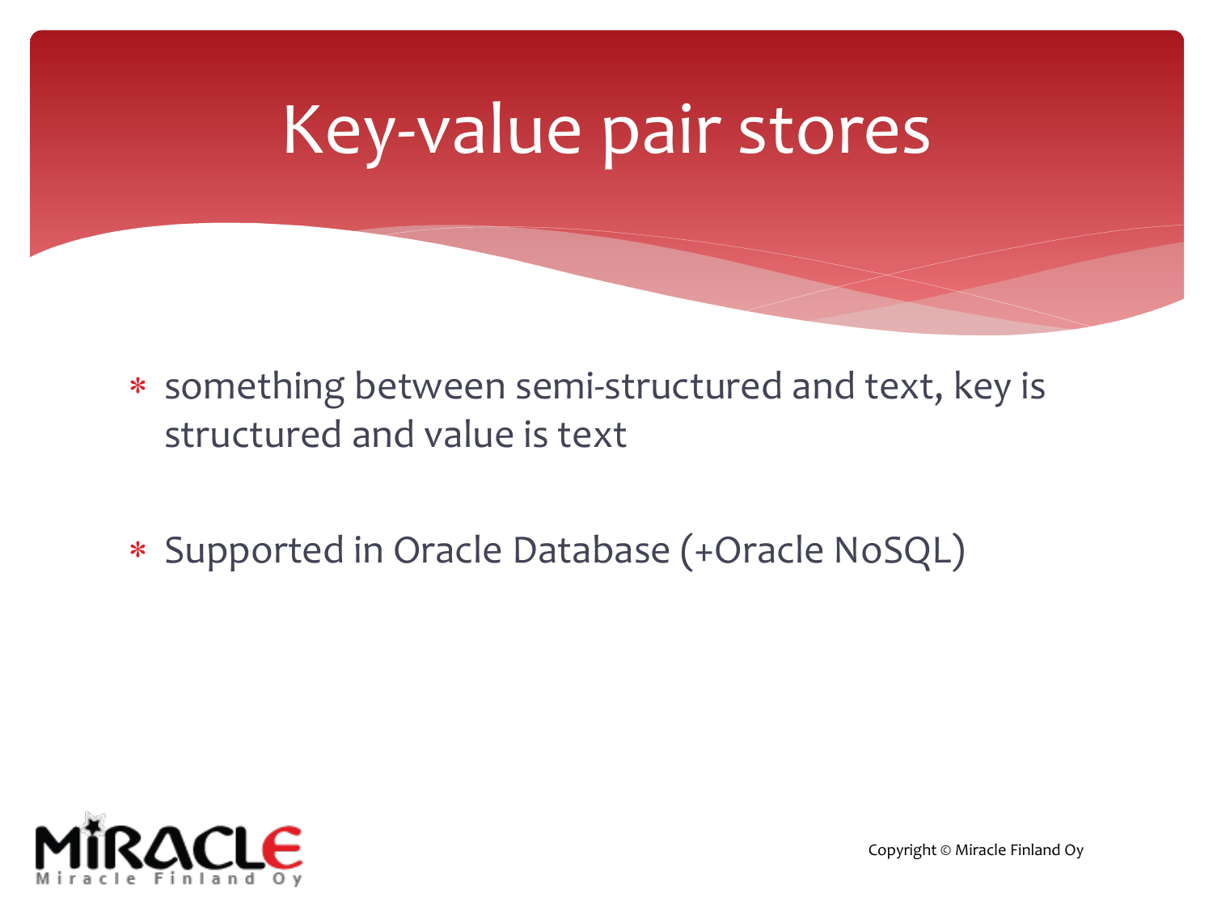# Key-value pair stores

- something between semi-structured and text, key is structured and value is text
- Supported in Oracle Database (+Oracle NoSQL)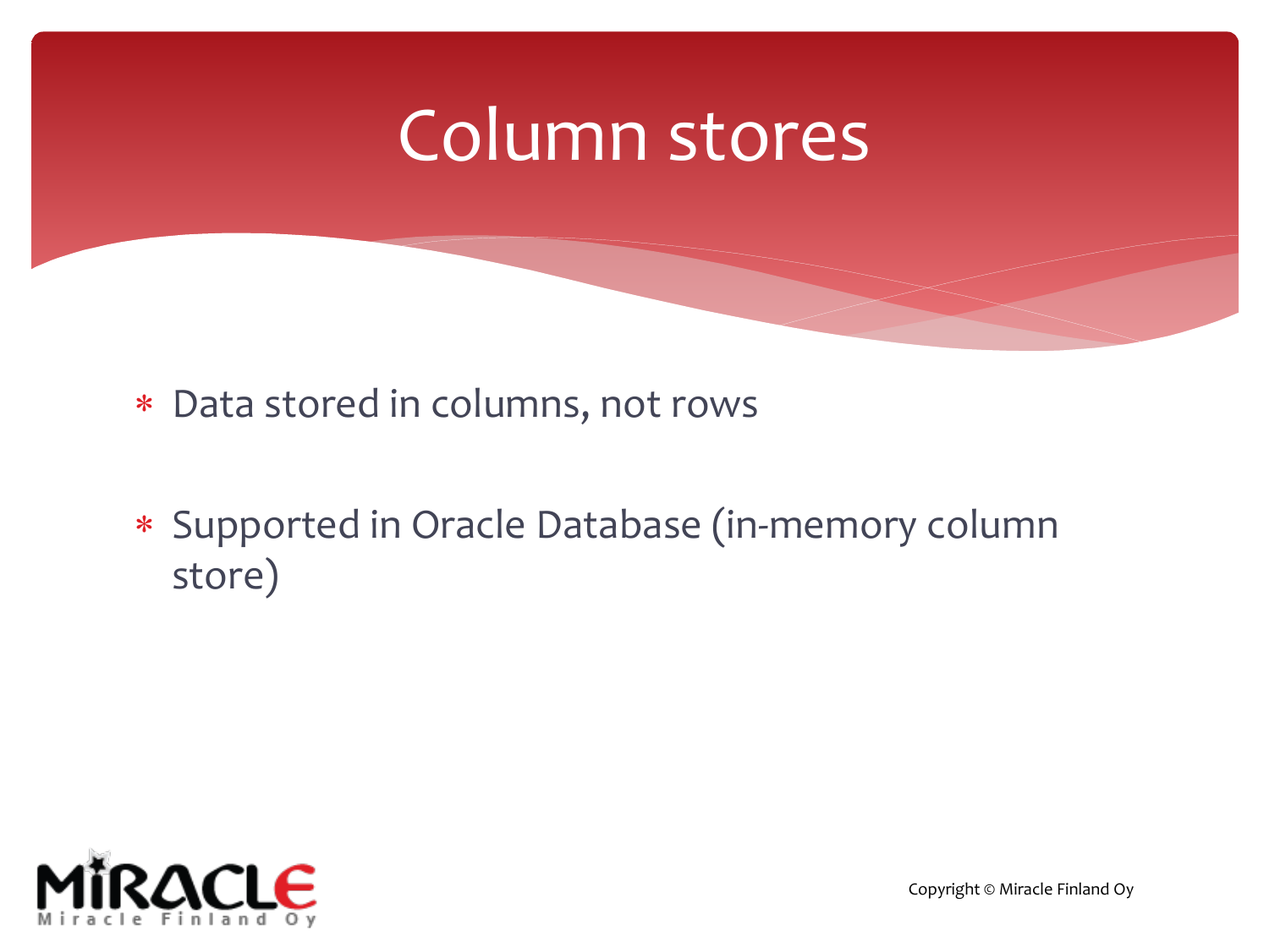# Column stores

- Data stored in columns, not rows
- Supported in Oracle Database (in-memory column store)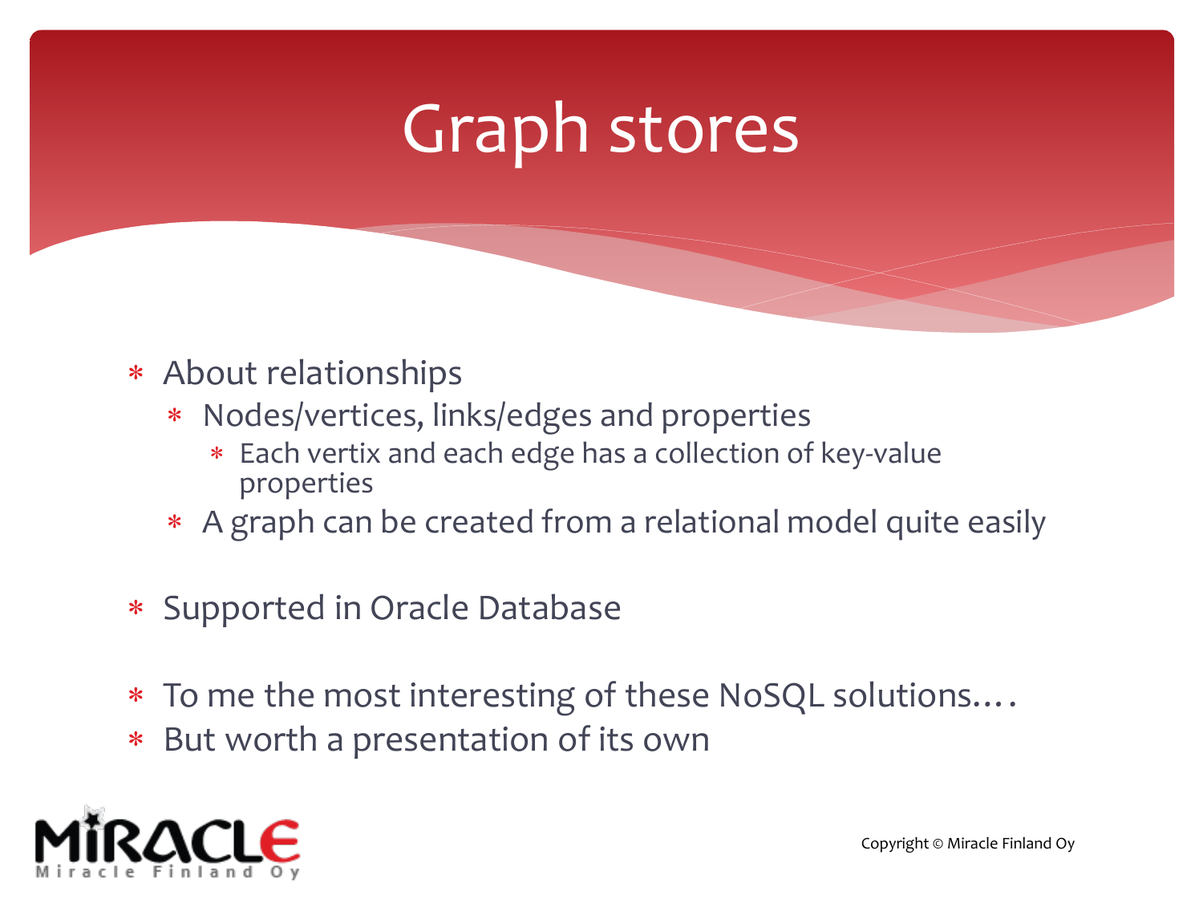# Graph stores

- About relationships
  - Nodes/vertices, links/edges and properties
    - Each vertix and each edge has a collection of key-value properties
  - A graph can be created from a relational model quite easily

- Supported in Oracle Database

- To me the most interesting of these NoSQL solutions….
- But worth a presentation of its own

Copyright © Miracle Finland Oy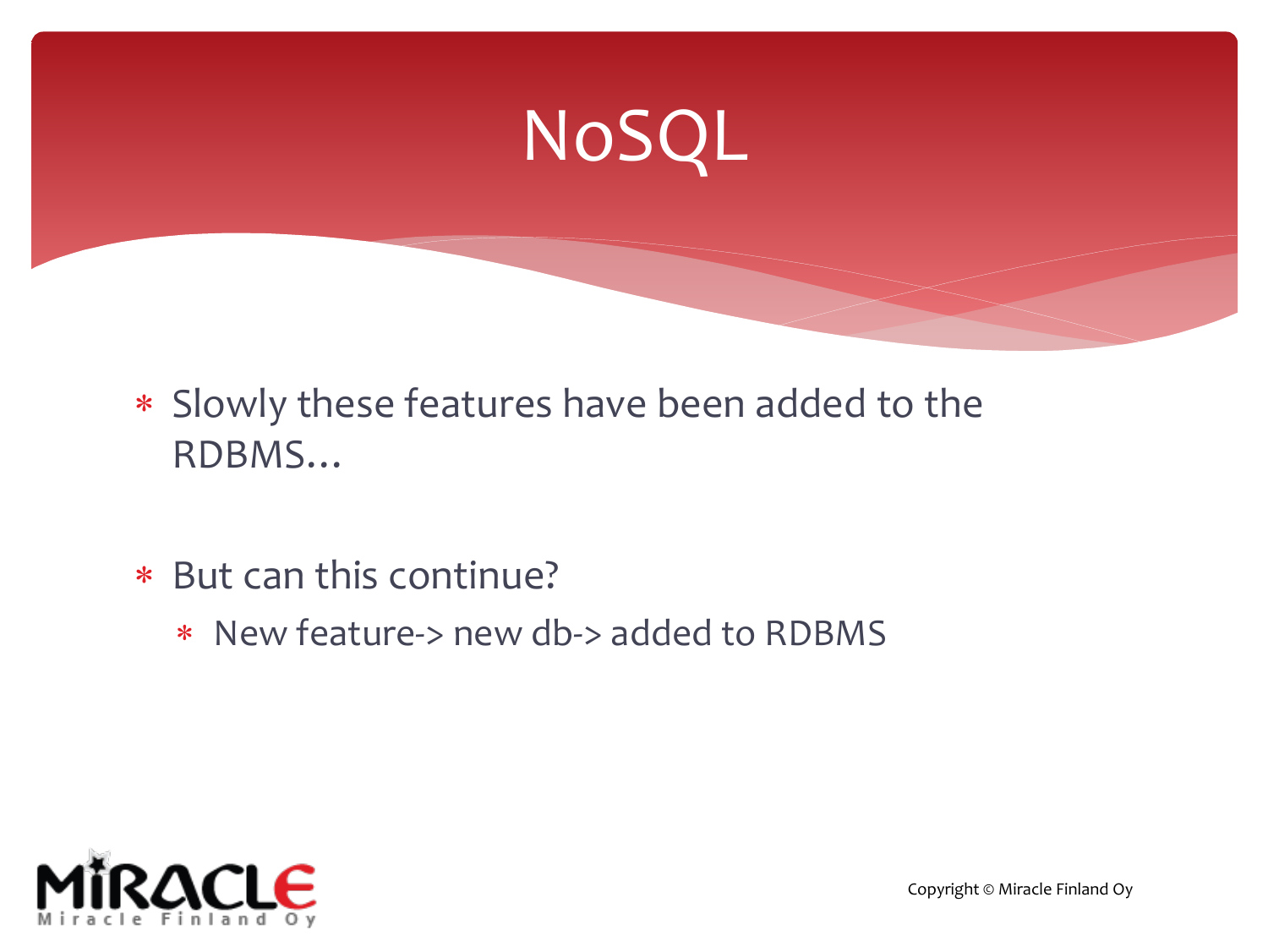# NoSQL

- Slowly these features have been added to the RDBMS…
- But can this continue?
  - New feature-> new db-> added to RDBMS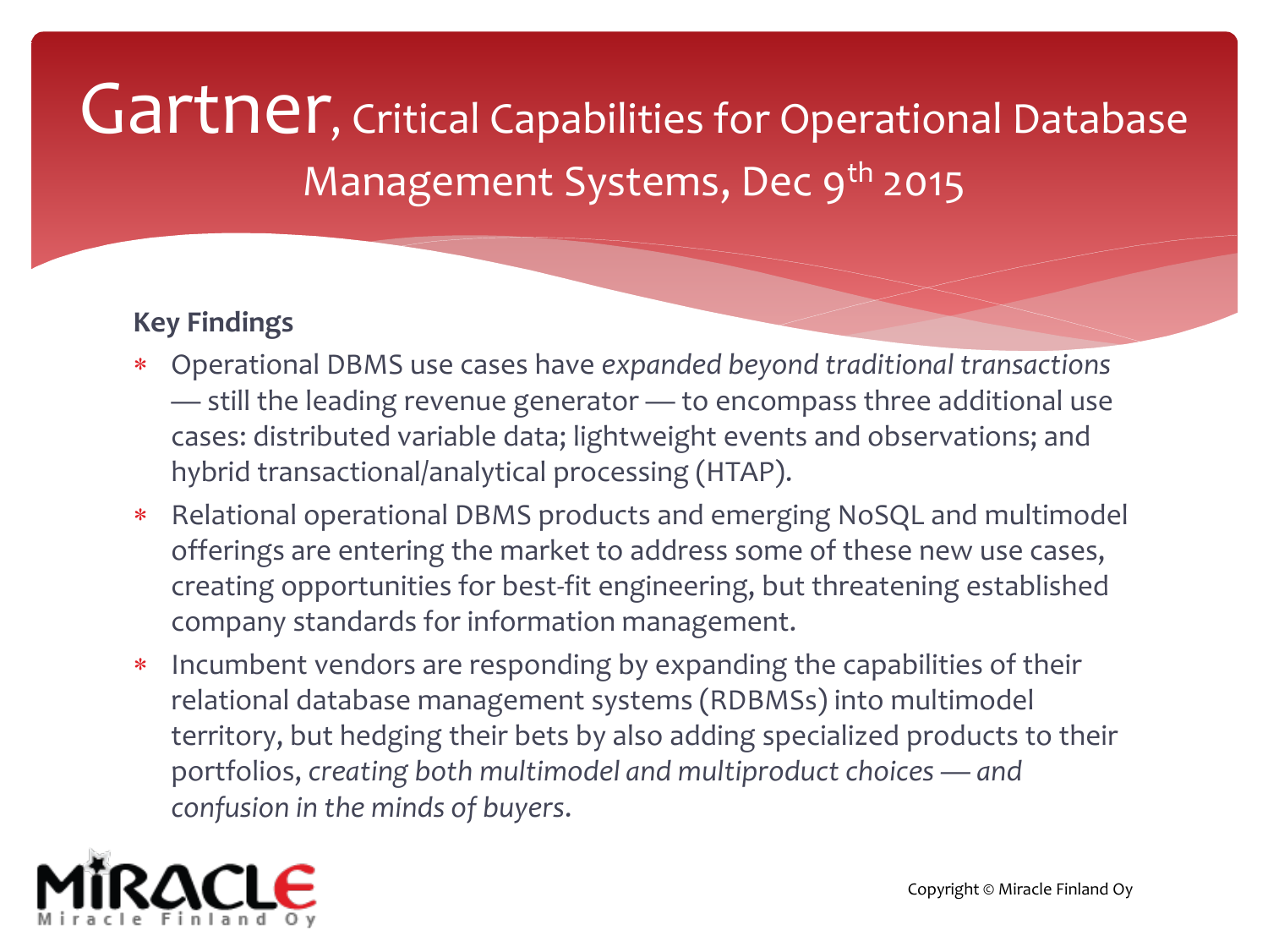# Gartner, Critical Capabilities for Operational Database Management Systems, Dec 9th 2015

**Key Findings**

* Operational DBMS use cases have *expanded beyond traditional transactions* — still the leading revenue generator — to encompass three additional use cases: distributed variable data; lightweight events and observations; and hybrid transactional/analytical processing (HTAP).
* Relational operational DBMS products and emerging NoSQL and multimodel offerings are entering the market to address some of these new use cases, creating opportunities for best-fit engineering, but threatening established company standards for information management.
* Incumbent vendors are responding by expanding the capabilities of their relational database management systems (RDBMSs) into multimodel territory, but hedging their bets by also adding specialized products to their portfolios, *creating both multimodel and multiproduct choices — and confusion in the minds of buyers.*

Copyright © Miracle Finland Oy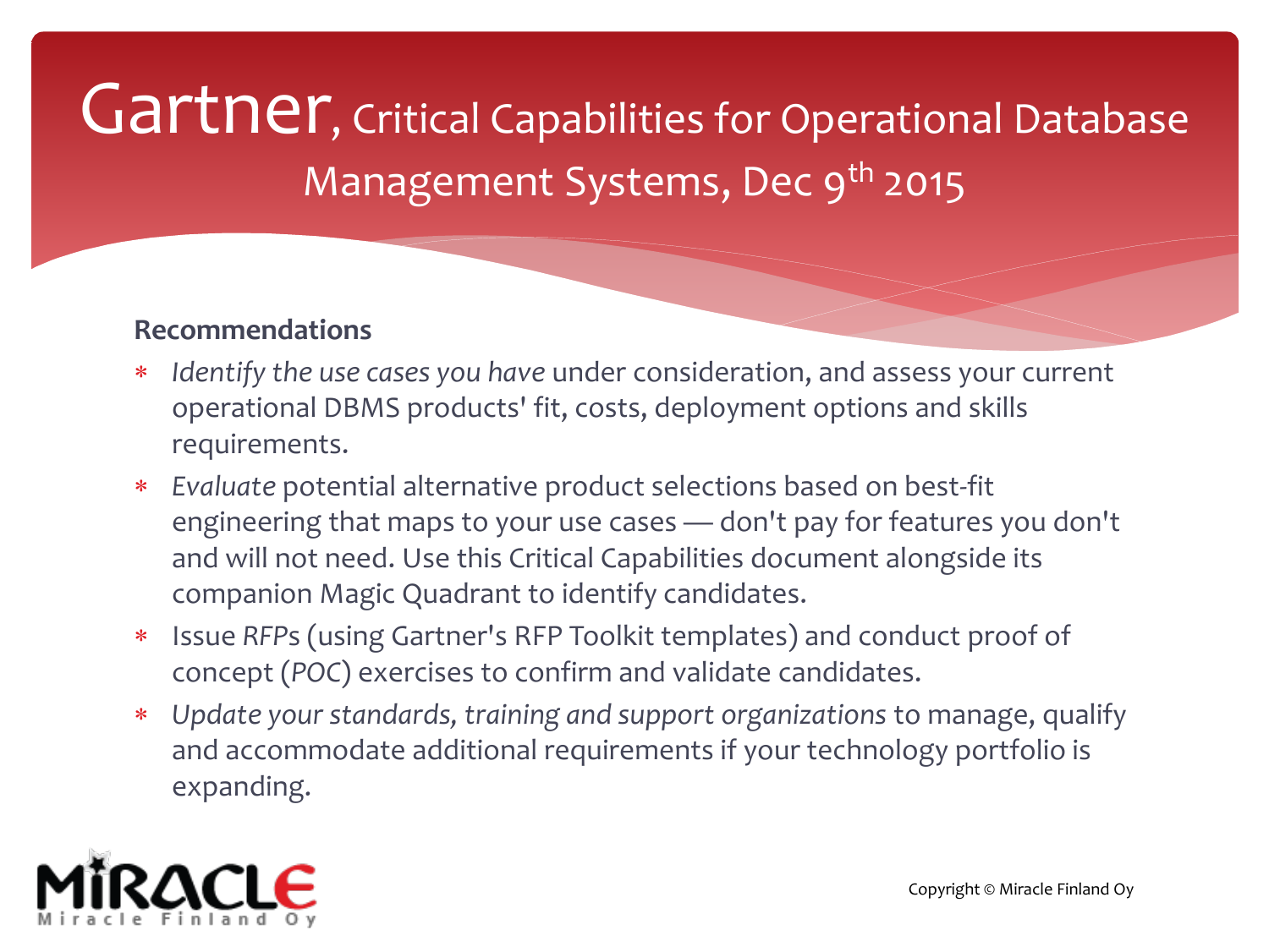# Gartner, Critical Capabilities for Operational Database Management Systems, Dec 9th 2015

**Recommendations**

- *Identify the use cases you have* under consideration, and assess your current operational DBMS products' fit, costs, deployment options and skills requirements.
- *Evaluate* potential alternative product selections based on best-fit engineering that maps to your use cases — don't pay for features you don't and will not need. Use this Critical Capabilities document alongside its companion Magic Quadrant to identify candidates.
- Issue *RFPs* (using Gartner's RFP Toolkit templates) and conduct proof of concept (*POC*) exercises to confirm and validate candidates.
- *Update your standards, training and support organizations* to manage, qualify and accommodate additional requirements if your technology portfolio is expanding.

Copyright © Miracle Finland Oy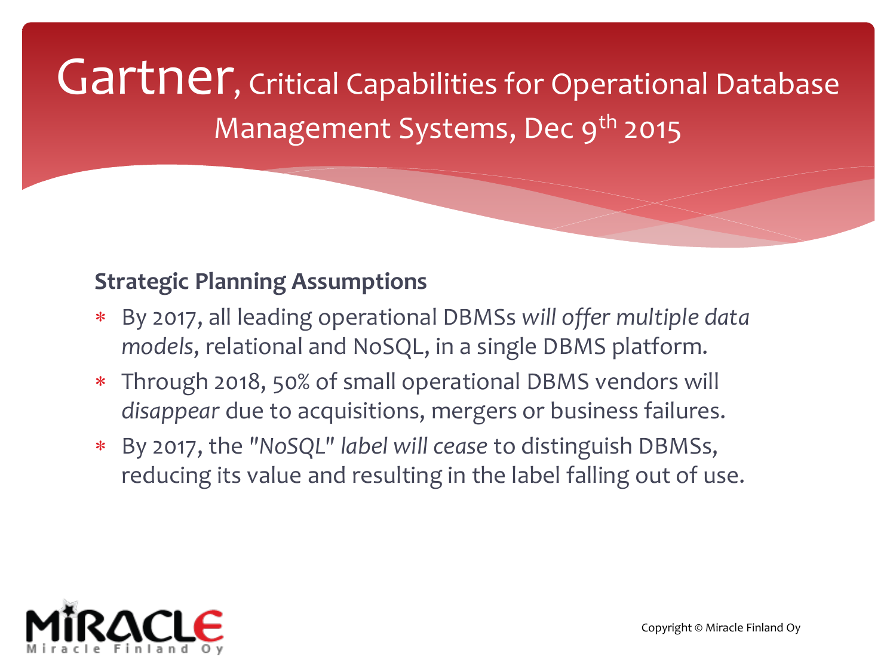# Gartner, Critical Capabilities for Operational Database Management Systems, Dec 9th 2015

**Strategic Planning Assumptions**

- By 2017, all leading operational DBMSs *will offer multiple data models*, relational and NoSQL, in a single DBMS platform.
- Through 2018, 50% of small operational DBMS vendors will *disappear* due to acquisitions, mergers or business failures.
- By 2017, the *"NoSQL" label will cease* to distinguish DBMSs, reducing its value and resulting in the label falling out of use.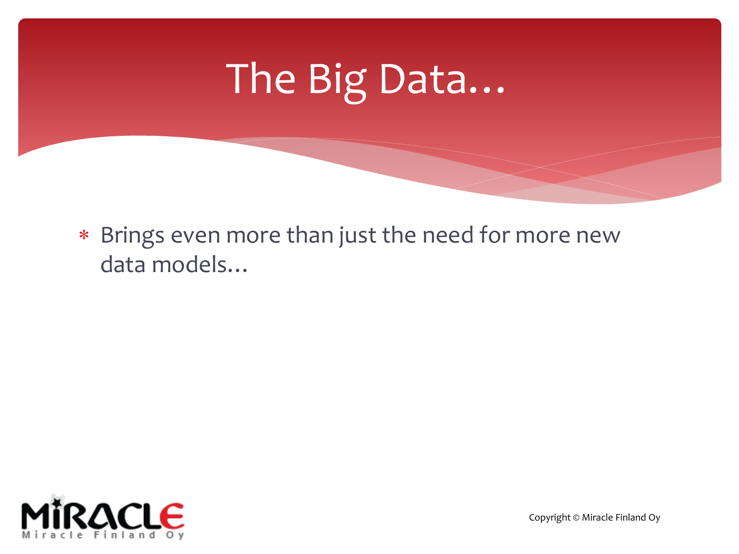# The Big Data…

- Brings even more than just the need for more new data models…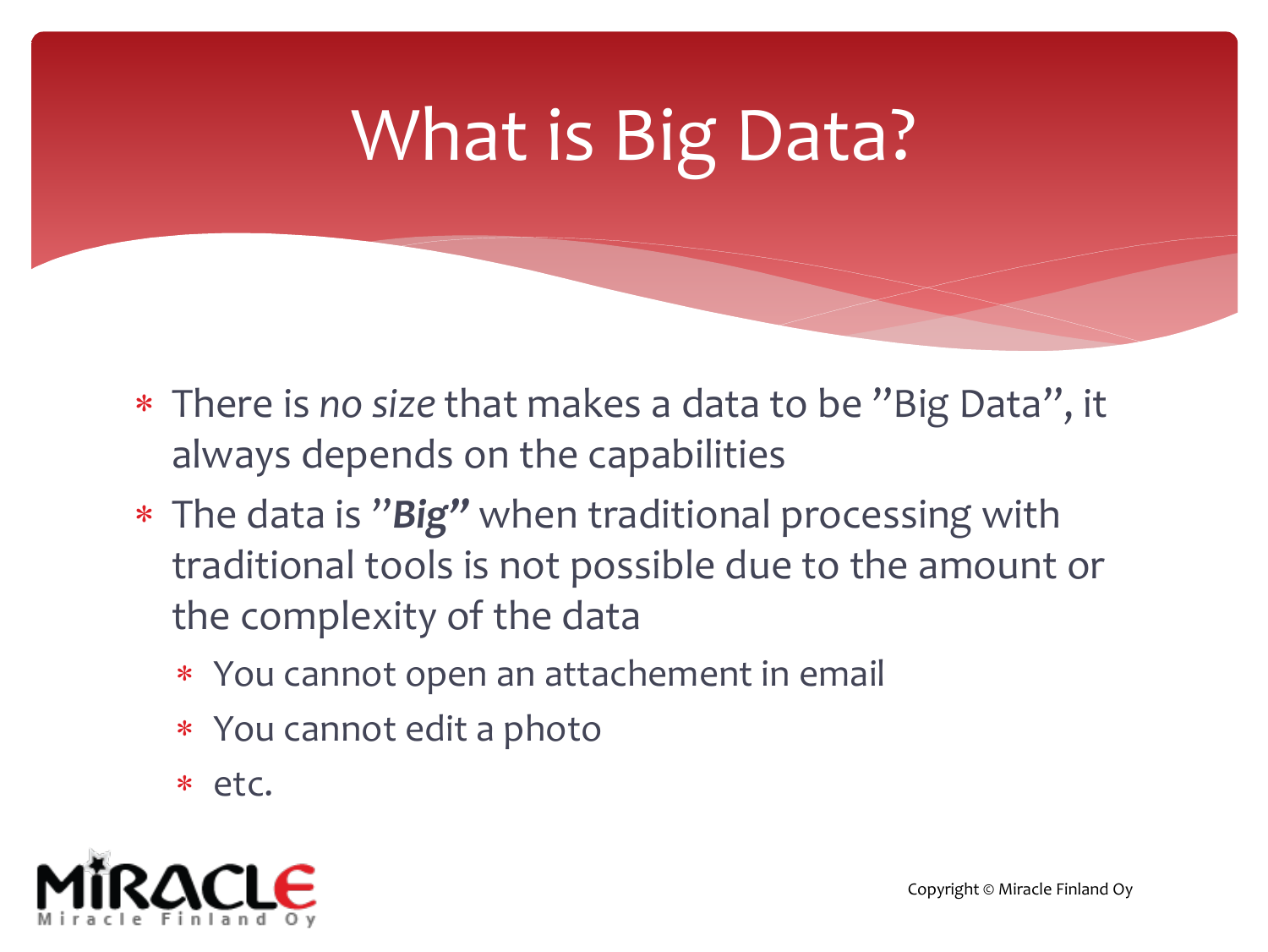# What is Big Data?

- There is *no size* that makes a data to be ”Big Data”, it always depends on the capabilities
- The data is ***”Big”*** when traditional processing with traditional tools is not possible due to the amount or the complexity of the data
  - You cannot open an attachement in email
  - You cannot edit a photo
  - etc.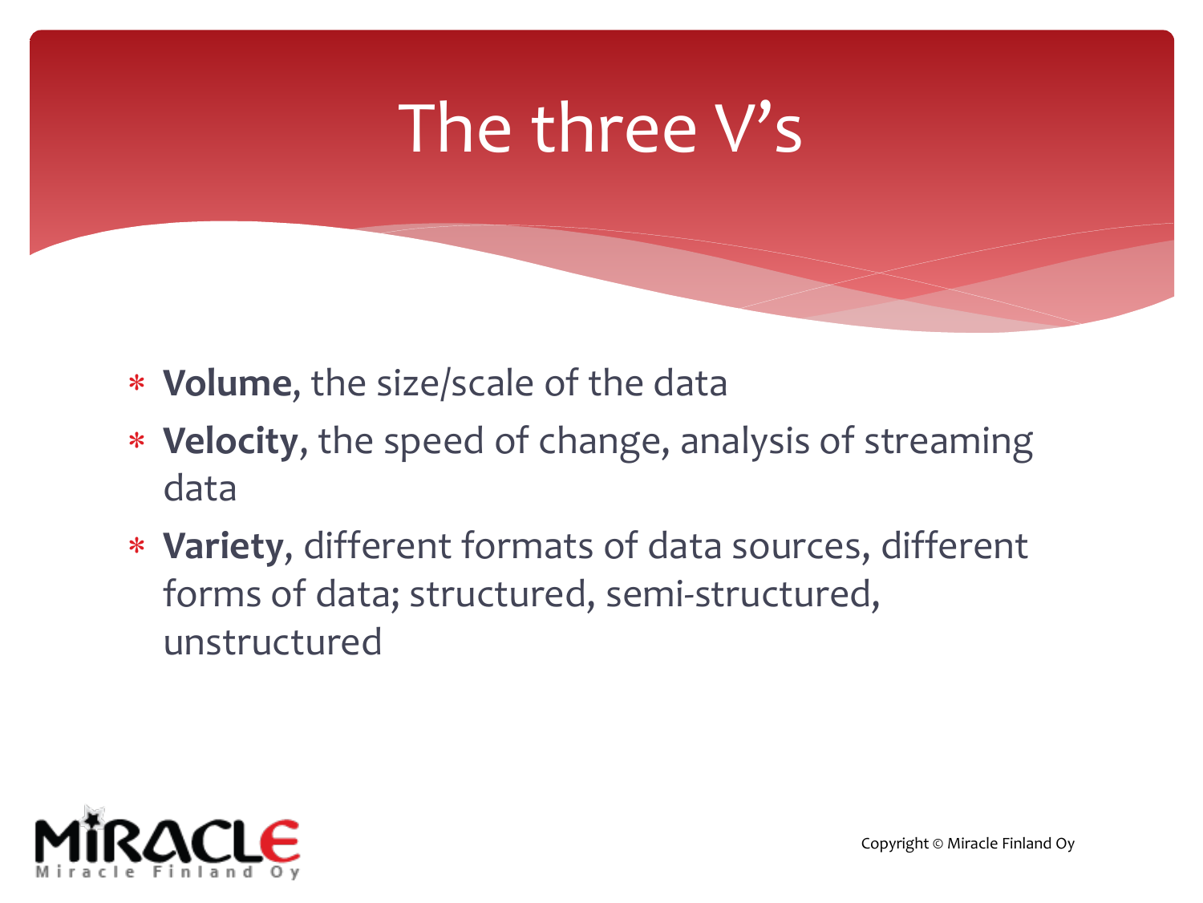# The three V's

- **Volume**, the size/scale of the data
- **Velocity**, the speed of change, analysis of streaming data
- **Variety**, different formats of data sources, different forms of data; structured, semi-structured, unstructured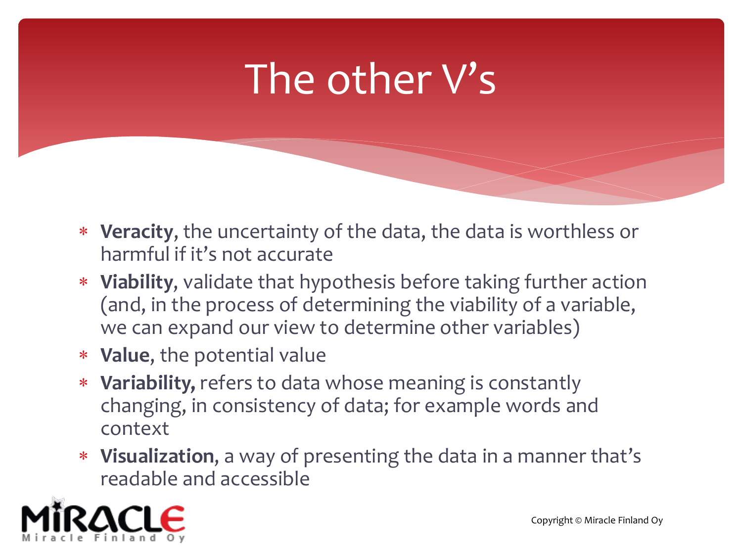# The other V's

- **Veracity**, the uncertainty of the data, the data is worthless or harmful if it's not accurate
- **Viability**, validate that hypothesis before taking further action (and, in the process of determining the viability of a variable, we can expand our view to determine other variables)
- **Value**, the potential value
- **Variability,** refers to data whose meaning is constantly changing, in consistency of data; for example words and context
- **Visualization**, a way of presenting the data in a manner that's readable and accessible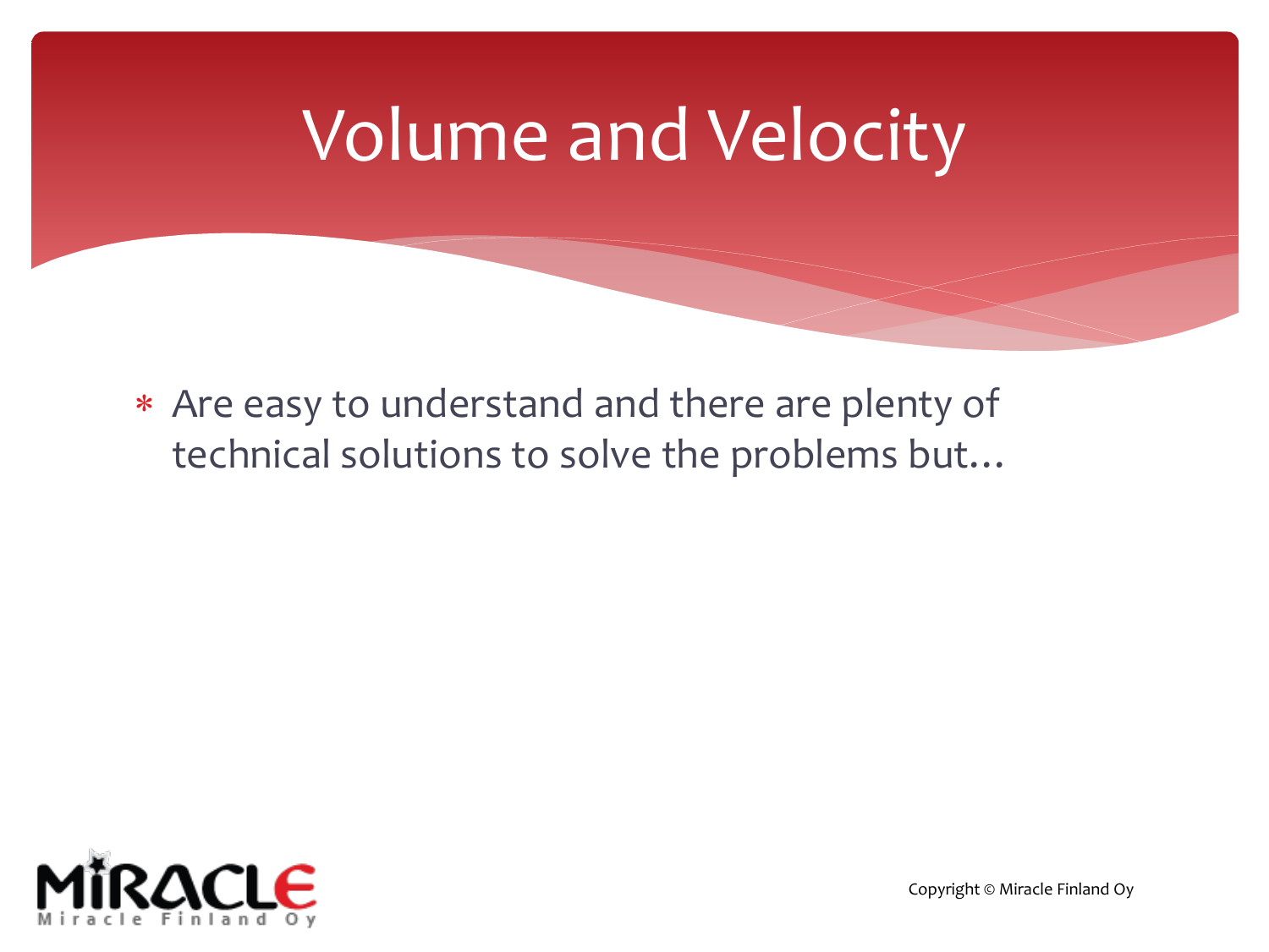# Volume and Velocity

- Are easy to understand and there are plenty of technical solutions to solve the problems but…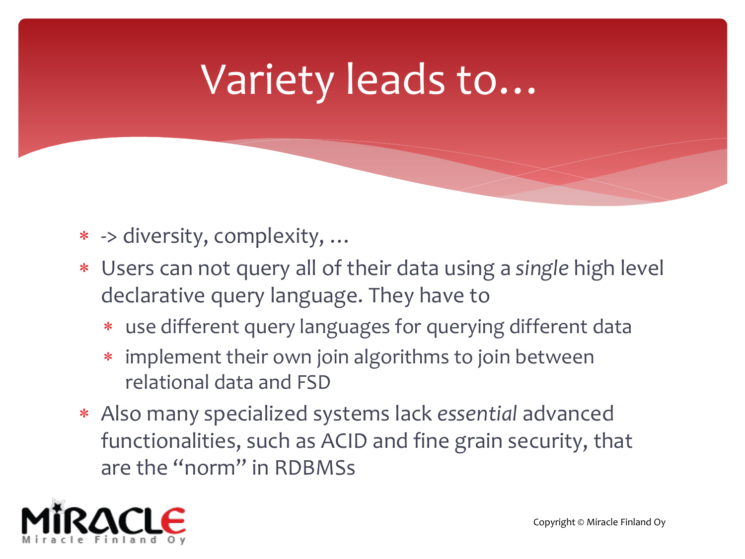# Variety leads to…

- -> diversity, complexity, …
- Users can not query all of their data using a *single* high level declarative query language. They have to
  - use different query languages for querying different data
  - implement their own join algorithms to join between relational data and FSD
- Also many specialized systems lack *essential* advanced functionalities, such as ACID and fine grain security, that are the “norm” in RDBMSs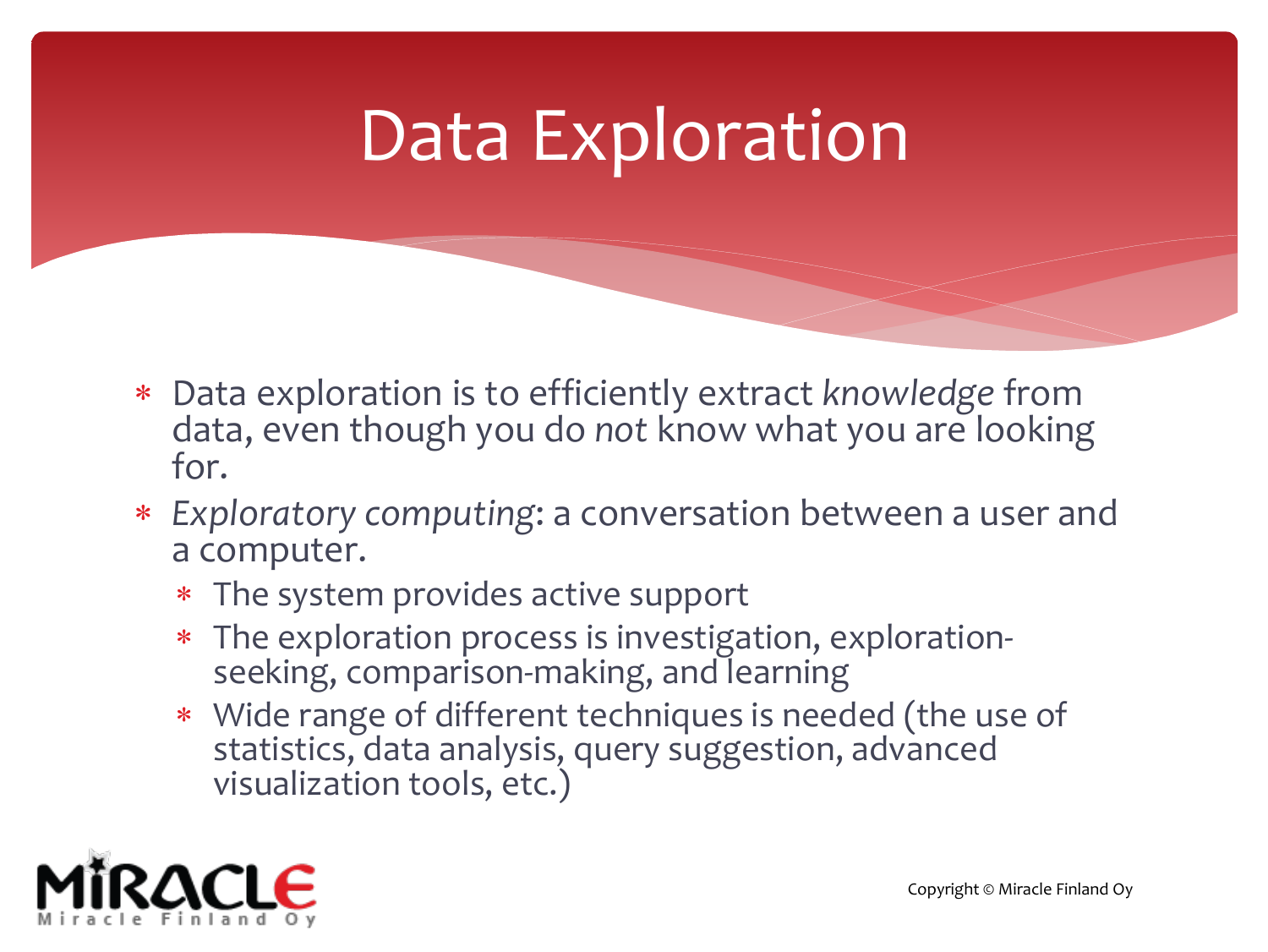# Data Exploration

- Data exploration is to efficiently extract *knowledge* from data, even though you do *not* know what you are looking for.
- *Exploratory computing*: a conversation between a user and a computer.
  - The system provides active support
  - The exploration process is investigation, exploration-seeking, comparison-making, and learning
  - Wide range of different techniques is needed (the use of statistics, data analysis, query suggestion, advanced visualization tools, etc.)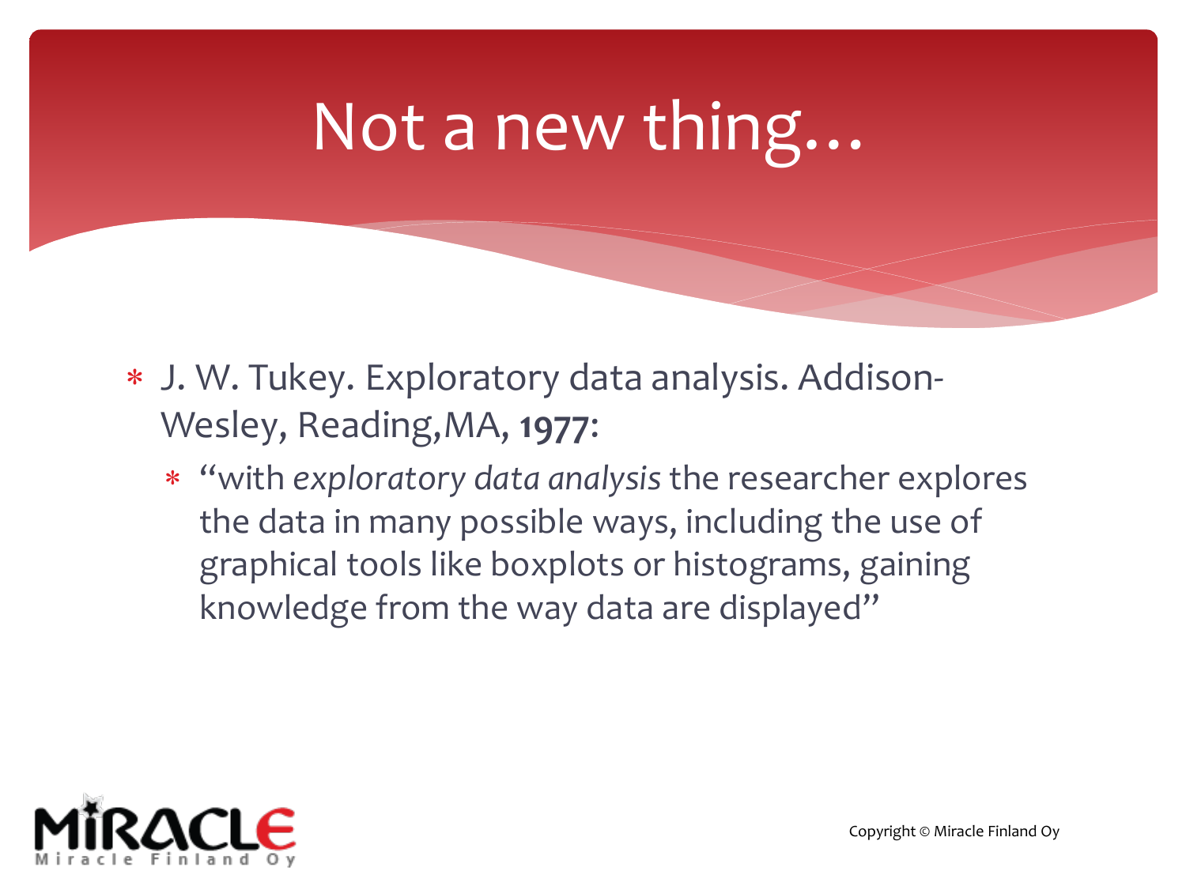# Not a new thing…

- J. W. Tukey. Exploratory data analysis. Addison-Wesley, Reading,MA, **1977**:
  - "with *exploratory data analysis* the researcher explores the data in many possible ways, including the use of graphical tools like boxplots or histograms, gaining knowledge from the way data are displayed"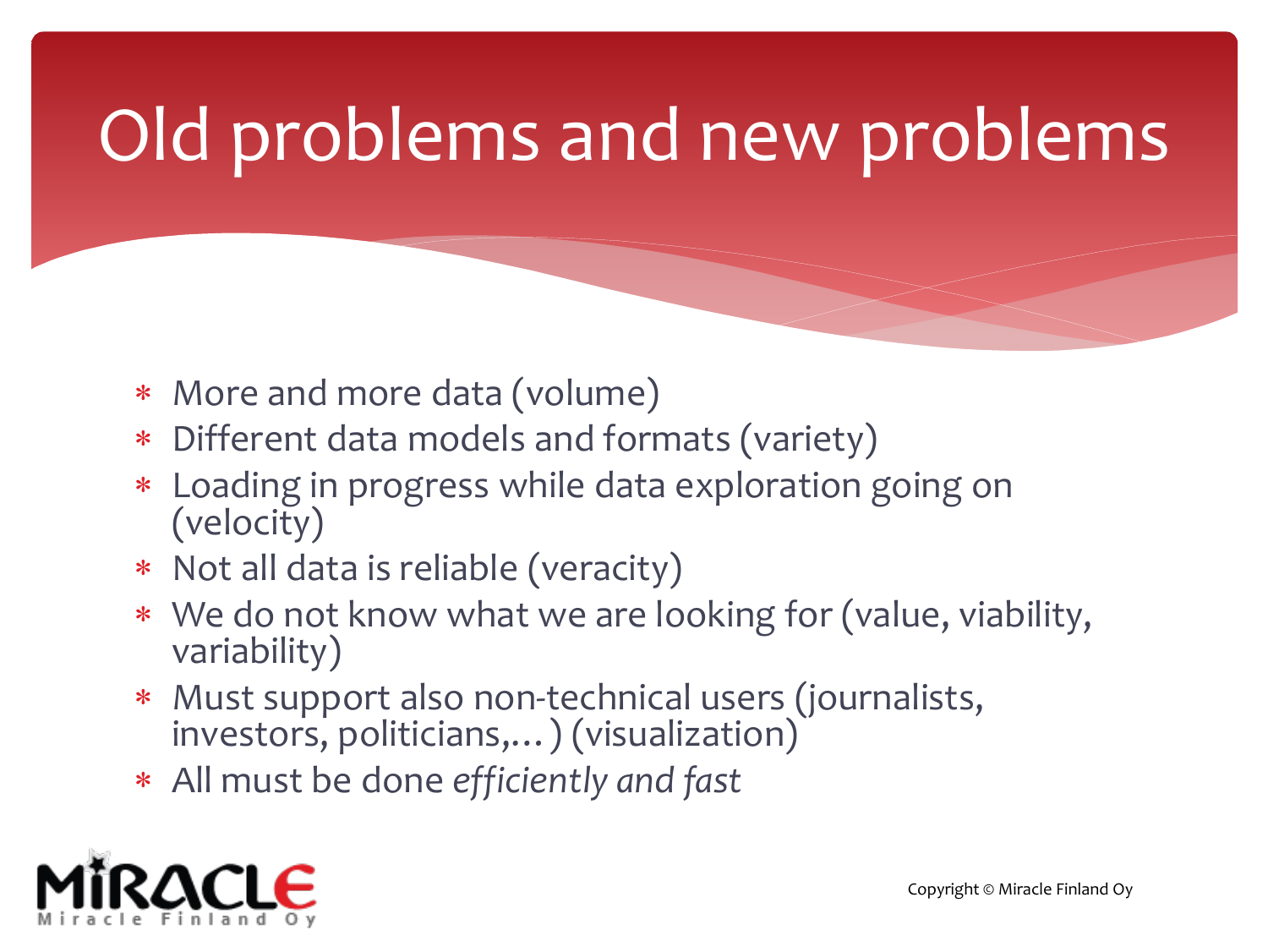# Old problems and new problems

- More and more data (volume)
- Different data models and formats (variety)
- Loading in progress while data exploration going on (velocity)
- Not all data is reliable (veracity)
- We do not know what we are looking for (value, viability, variability)
- Must support also non-technical users (journalists, investors, politicians,… ) (visualization)
- All must be done *efficiently and fast*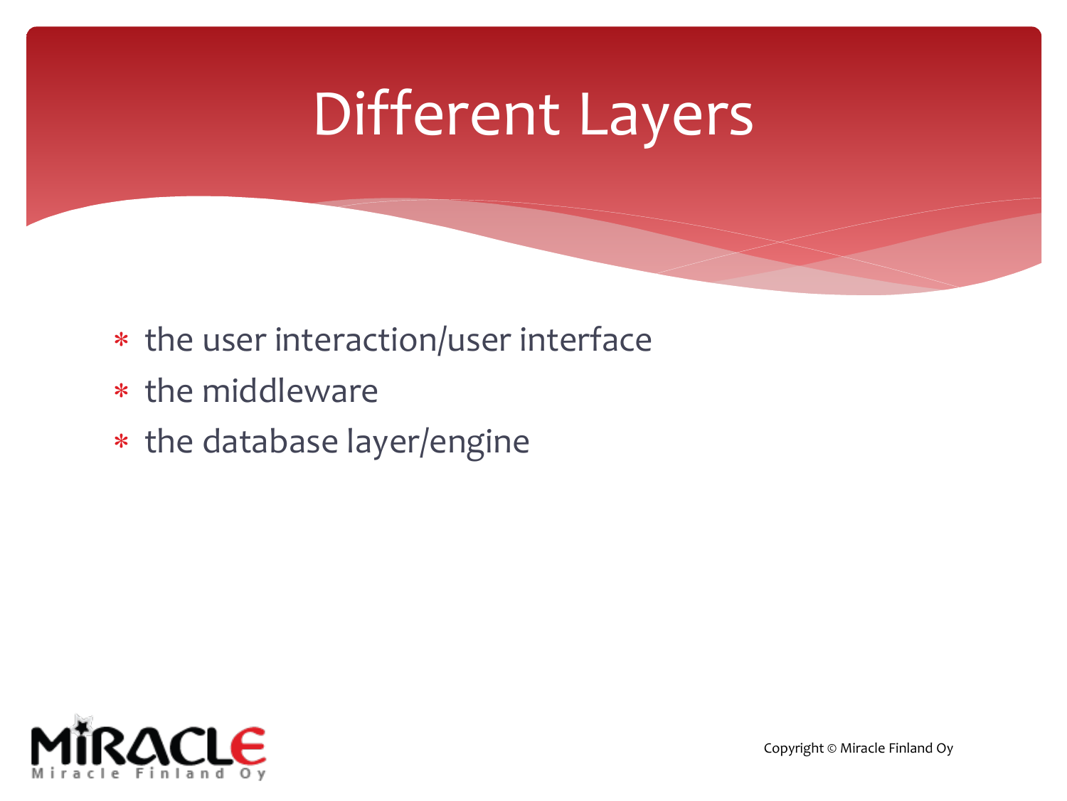# Different Layers

- the user interaction/user interface
- the middleware
- the database layer/engine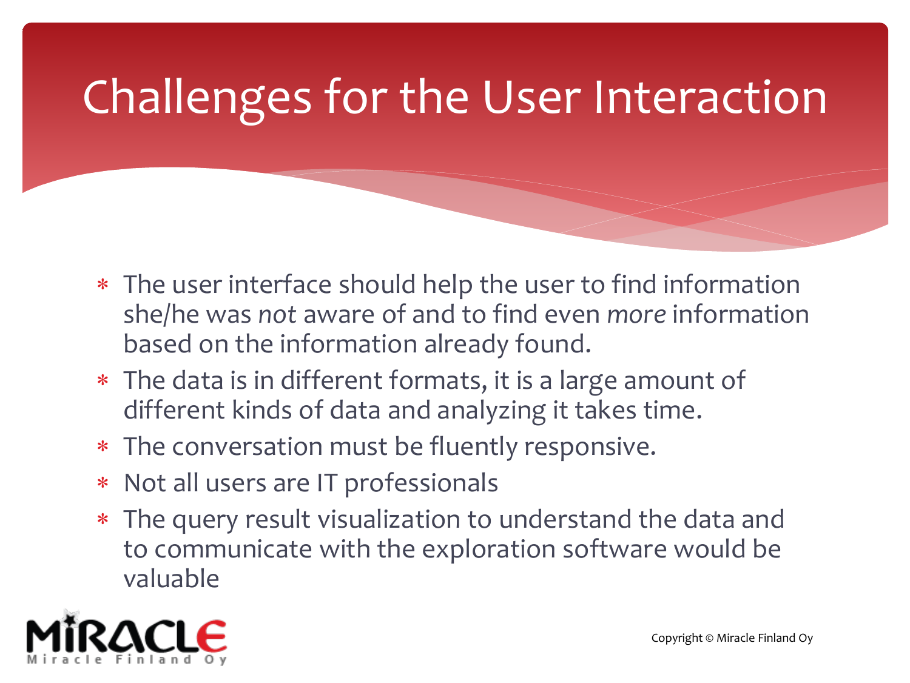# Challenges for the User Interaction

- The user interface should help the user to find information she/he was *not* aware of and to find even *more* information based on the information already found.
- The data is in different formats, it is a large amount of different kinds of data and analyzing it takes time.
- The conversation must be fluently responsive.
- Not all users are IT professionals
- The query result visualization to understand the data and to communicate with the exploration software would be valuable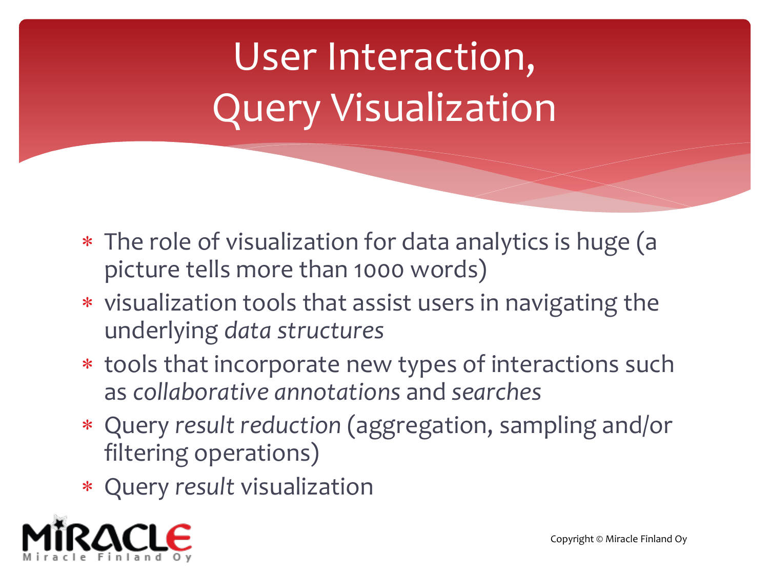# User Interaction, Query Visualization

- The role of visualization for data analytics is huge (a picture tells more than 1000 words)
- visualization tools that assist users in navigating the underlying *data structures*
- tools that incorporate new types of interactions such as *collaborative annotations* and *searches*
- Query *result reduction* (aggregation, sampling and/or filtering operations)
- Query *result* visualization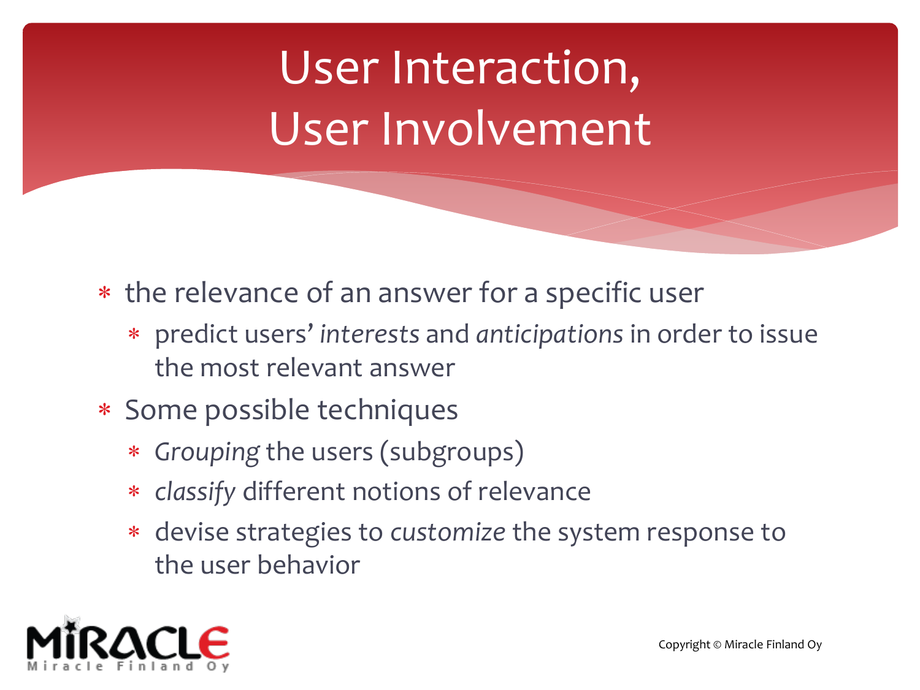# User Interaction, User Involvement

- the relevance of an answer for a specific user
  - predict users' *interests* and *anticipations* in order to issue the most relevant answer
- Some possible techniques
  - *Grouping* the users (subgroups)
  - *classify* different notions of relevance
  - devise strategies to *customize* the system response to the user behavior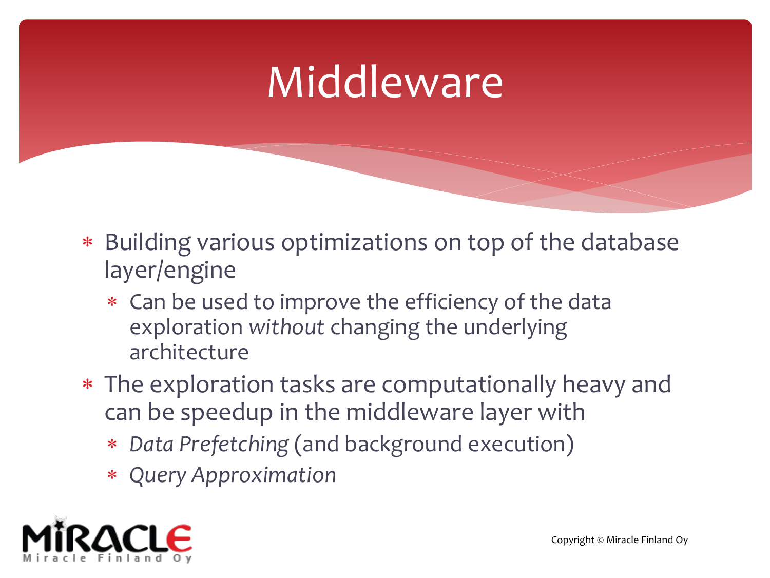# Middleware

- Building various optimizations on top of the database layer/engine
  - Can be used to improve the efficiency of the data exploration *without* changing the underlying architecture
- The exploration tasks are computationally heavy and can be speedup in the middleware layer with
  - *Data Prefetching* (and background execution)
  - *Query Approximation*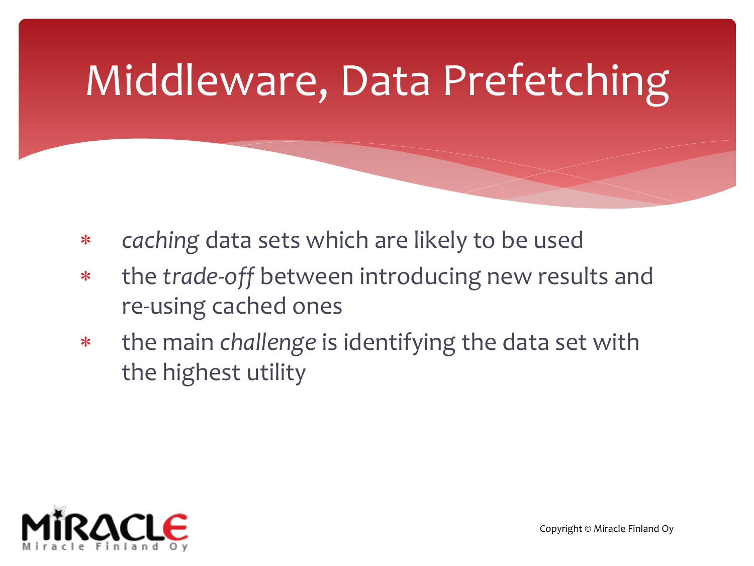# Middleware, Data Prefetching

- *caching* data sets which are likely to be used
- the *trade-off* between introducing new results and re-using cached ones
- the main *challenge* is identifying the data set with the highest utility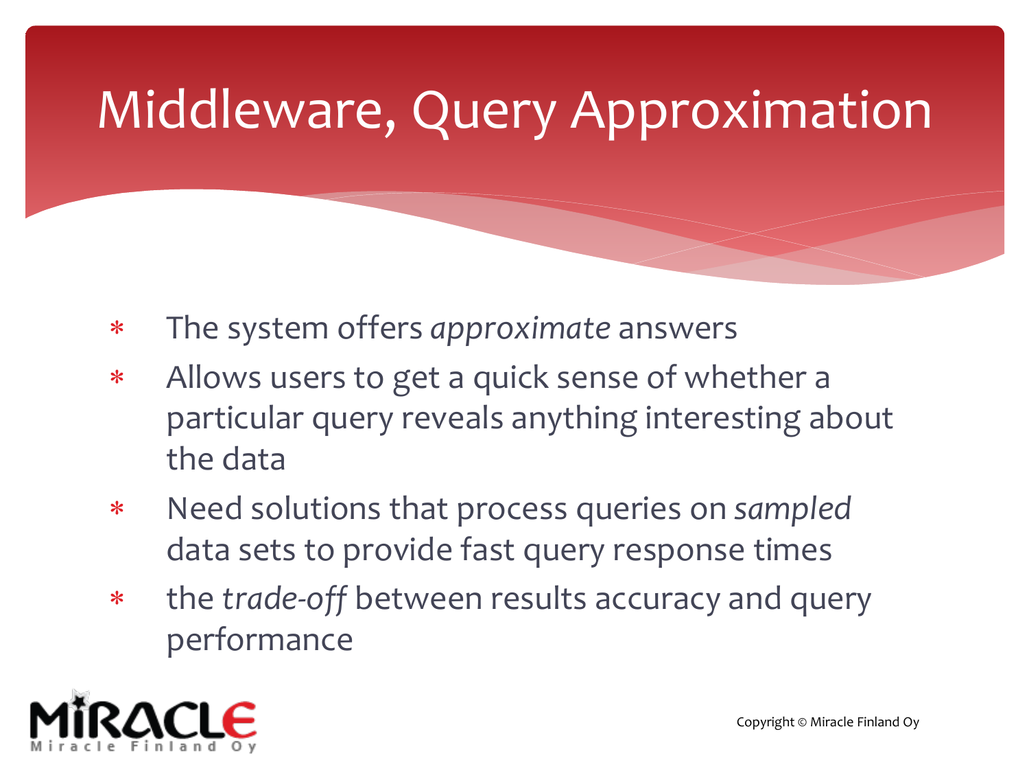# Middleware, Query Approximation

- The system offers *approximate* answers
- Allows users to get a quick sense of whether a particular query reveals anything interesting about the data
- Need solutions that process queries on *sampled* data sets to provide fast query response times
- the *trade-off* between results accuracy and query performance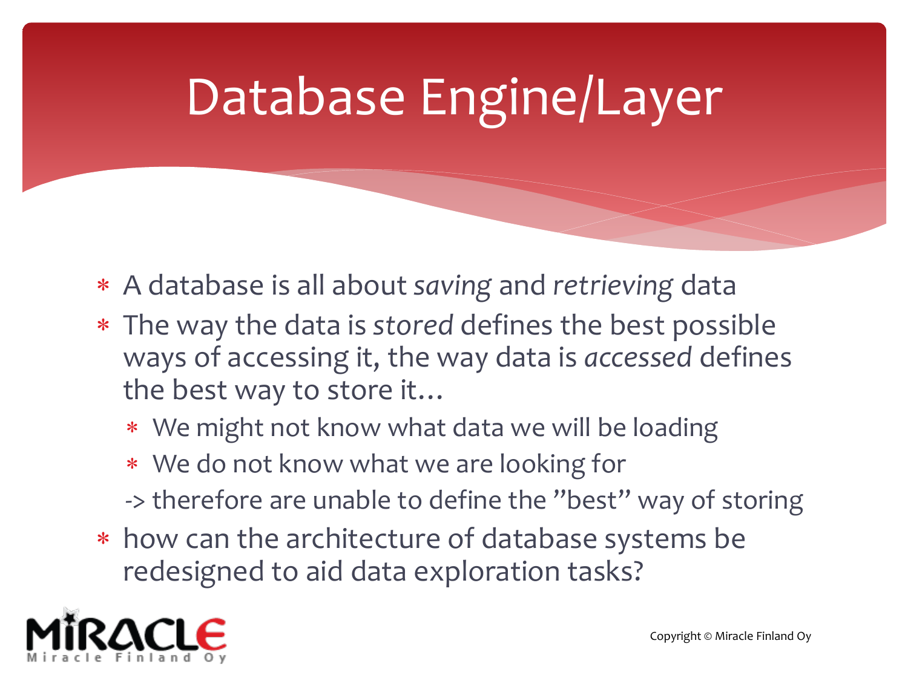# Database Engine/Layer

- A database is all about *saving* and *retrieving* data
- The way the data is *stored* defines the best possible ways of accessing it, the way data is *accessed* defines the best way to store it…
  - We might not know what data we will be loading
  - We do not know what we are looking for

  -> therefore are unable to define the ”best” way of storing
- how can the architecture of database systems be redesigned to aid data exploration tasks?

Copyright © Miracle Finland Oy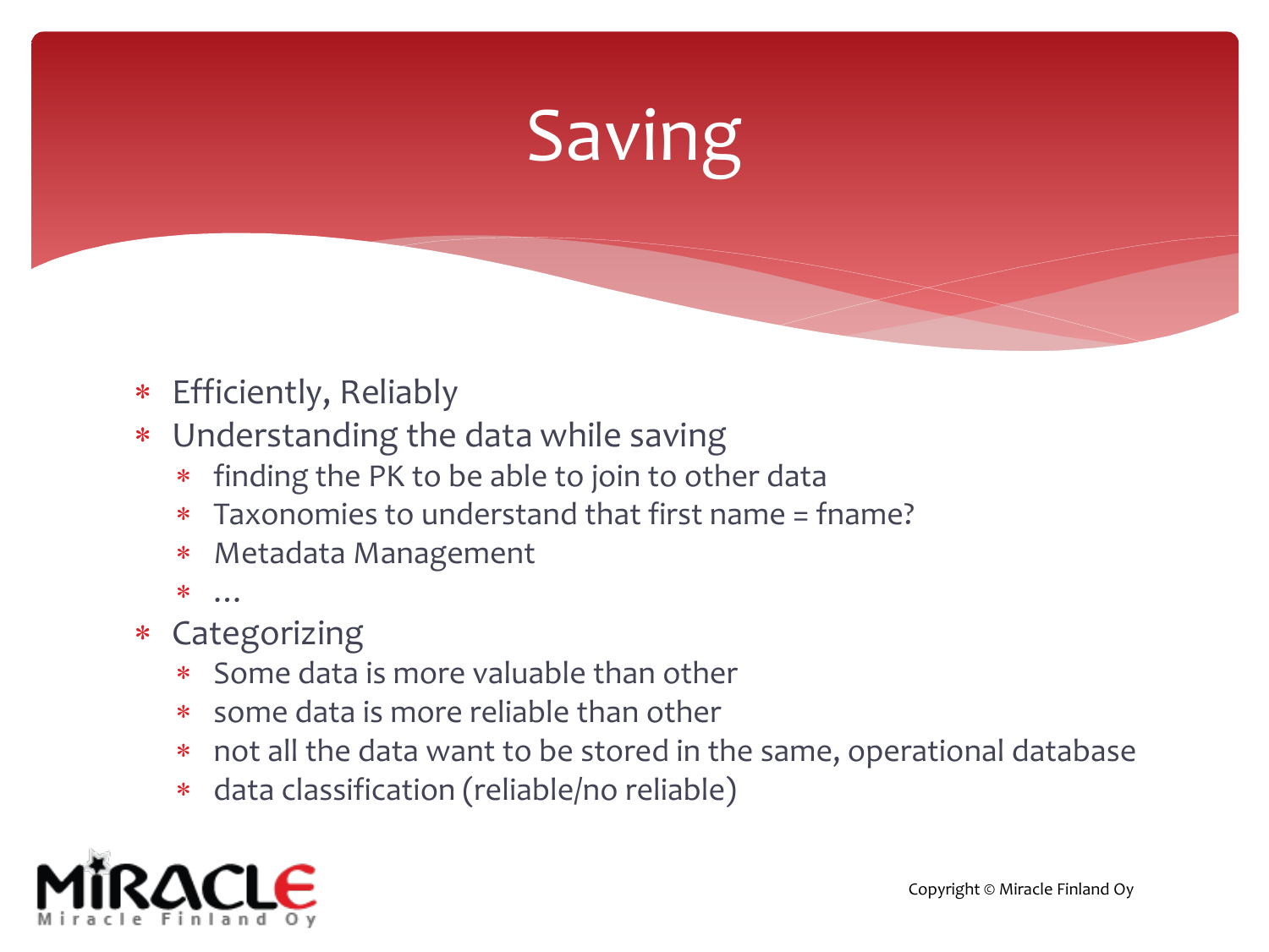# Saving

- Efficiently, Reliably
- Understanding the data while saving
  - finding the PK to be able to join to other data
  - Taxonomies to understand that first name = fname?
  - Metadata Management
  - …
- Categorizing
  - Some data is more valuable than other
  - some data is more reliable than other
  - not all the data want to be stored in the same, operational database
  - data classification (reliable/no reliable)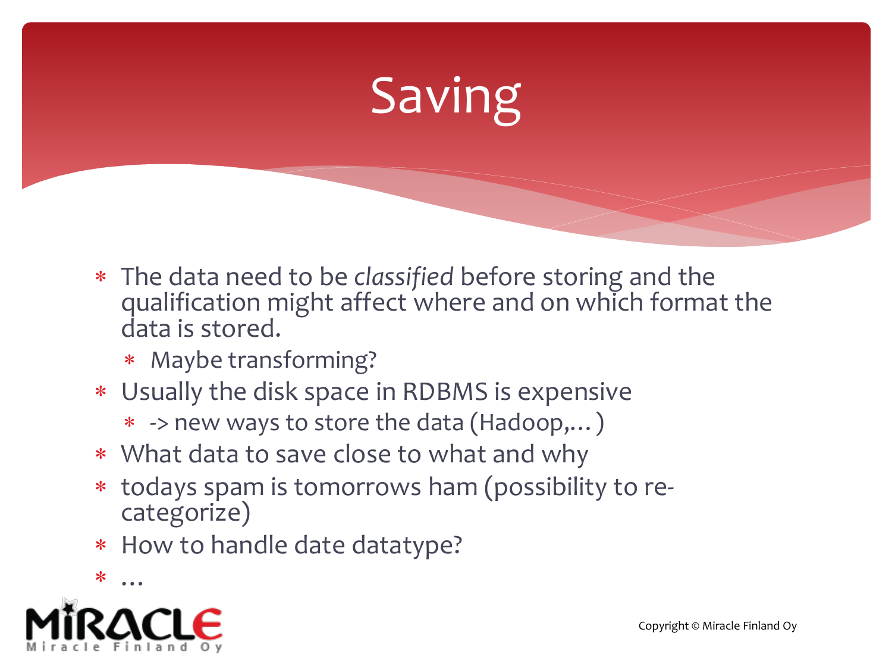# Saving

- The data need to be *classified* before storing and the qualification might affect where and on which format the data is stored.
  - Maybe transforming?
- Usually the disk space in RDBMS is expensive
  - -> new ways to store the data (Hadoop,… )
- What data to save close to what and why
- todays spam is tomorrows ham (possibility to re-categorize)
- How to handle date datatype?
- …

Copyright © Miracle Finland Oy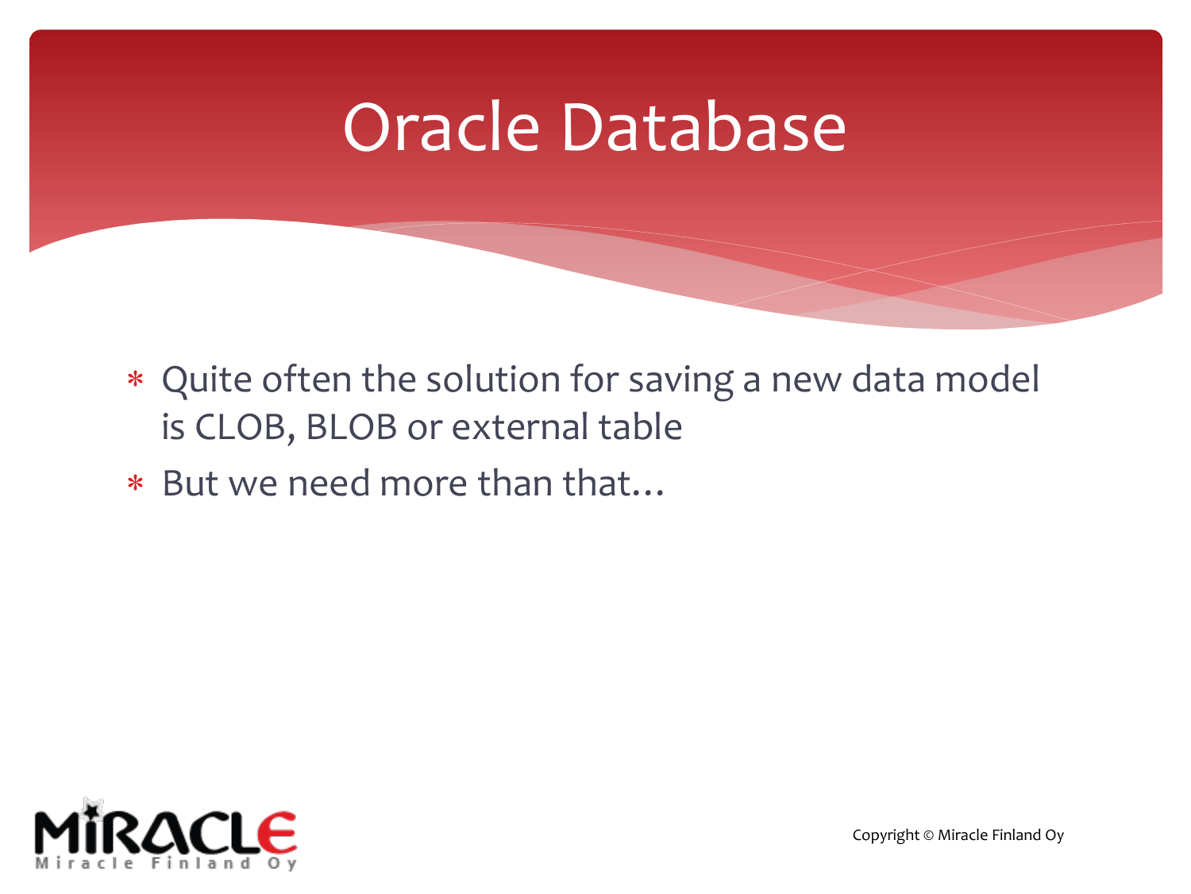# Oracle Database

- Quite often the solution for saving a new data model is CLOB, BLOB or external table
- But we need more than that…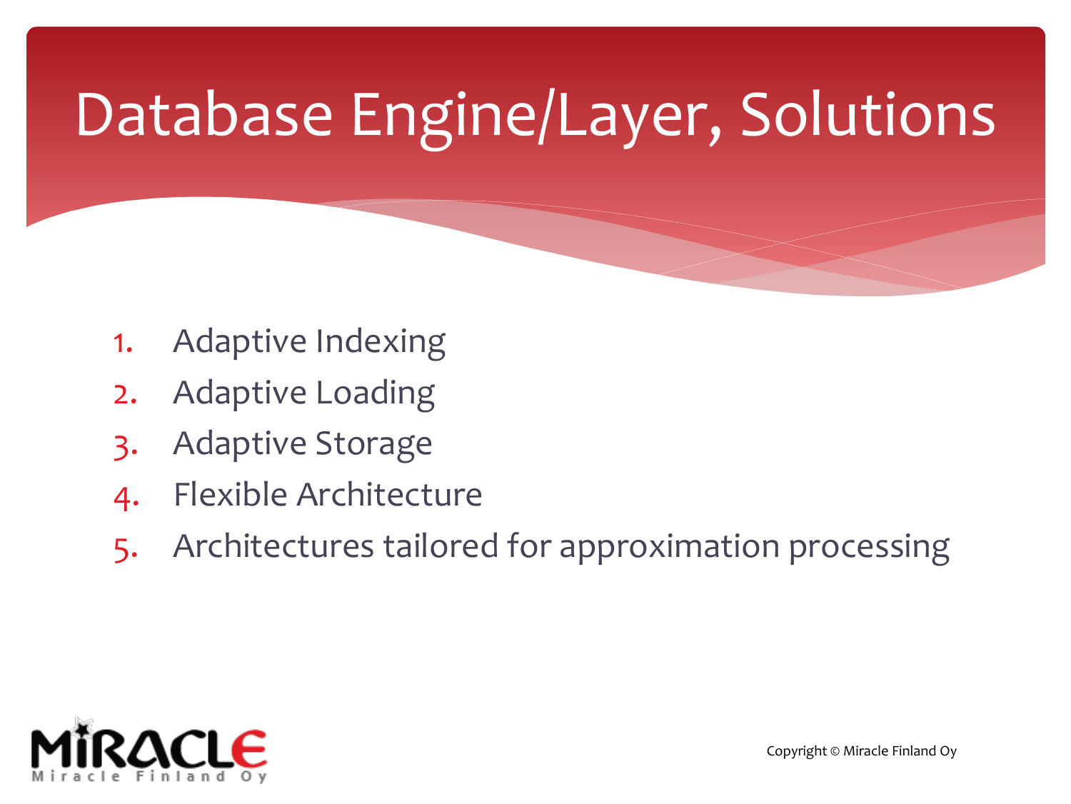# Database Engine/Layer, Solutions

1. Adaptive Indexing
2. Adaptive Loading
3. Adaptive Storage
4. Flexible Architecture
5. Architectures tailored for approximation processing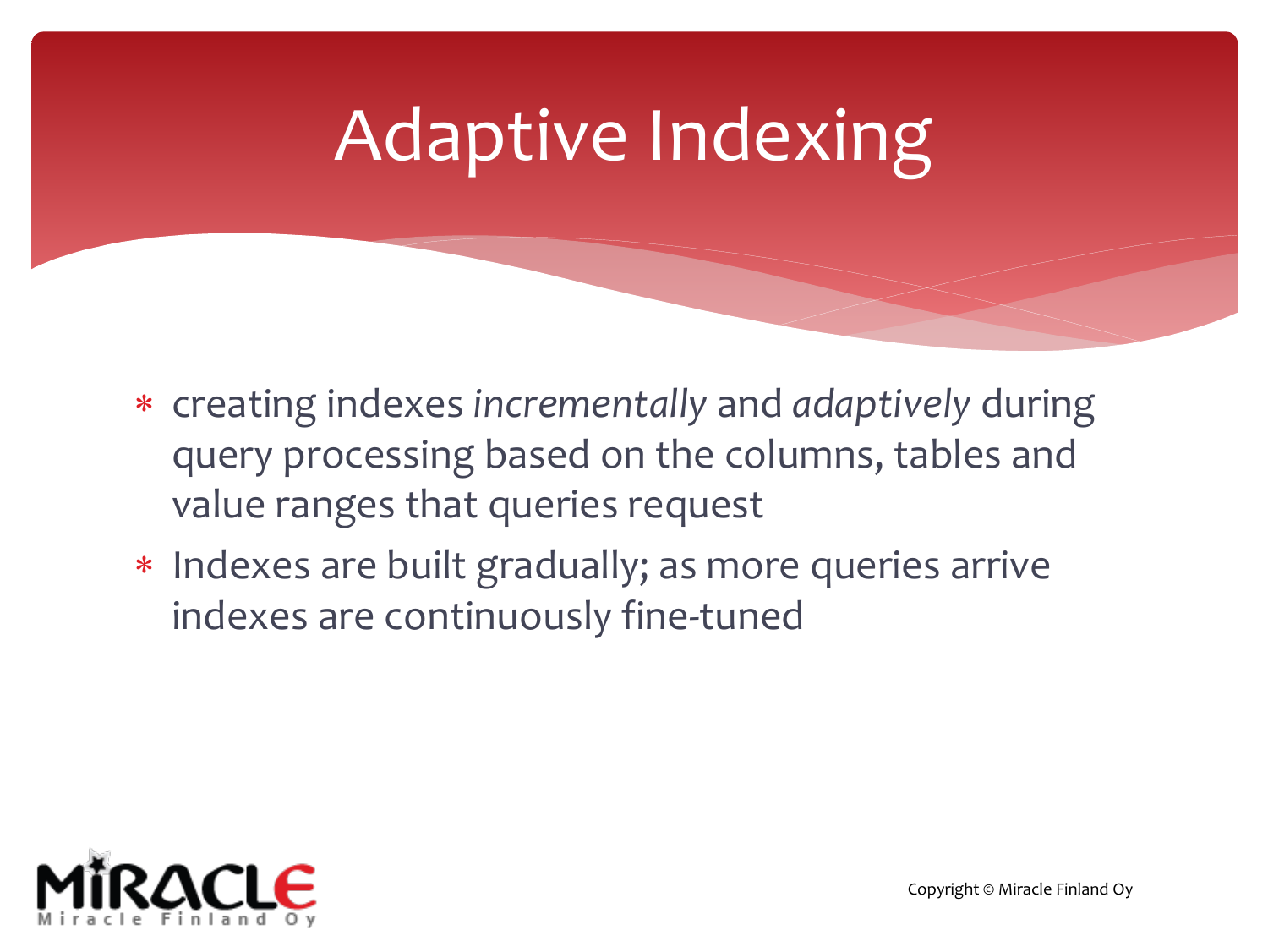# Adaptive Indexing

- creating indexes *incrementally* and *adaptively* during query processing based on the columns, tables and value ranges that queries request
- Indexes are built gradually; as more queries arrive indexes are continuously fine-tuned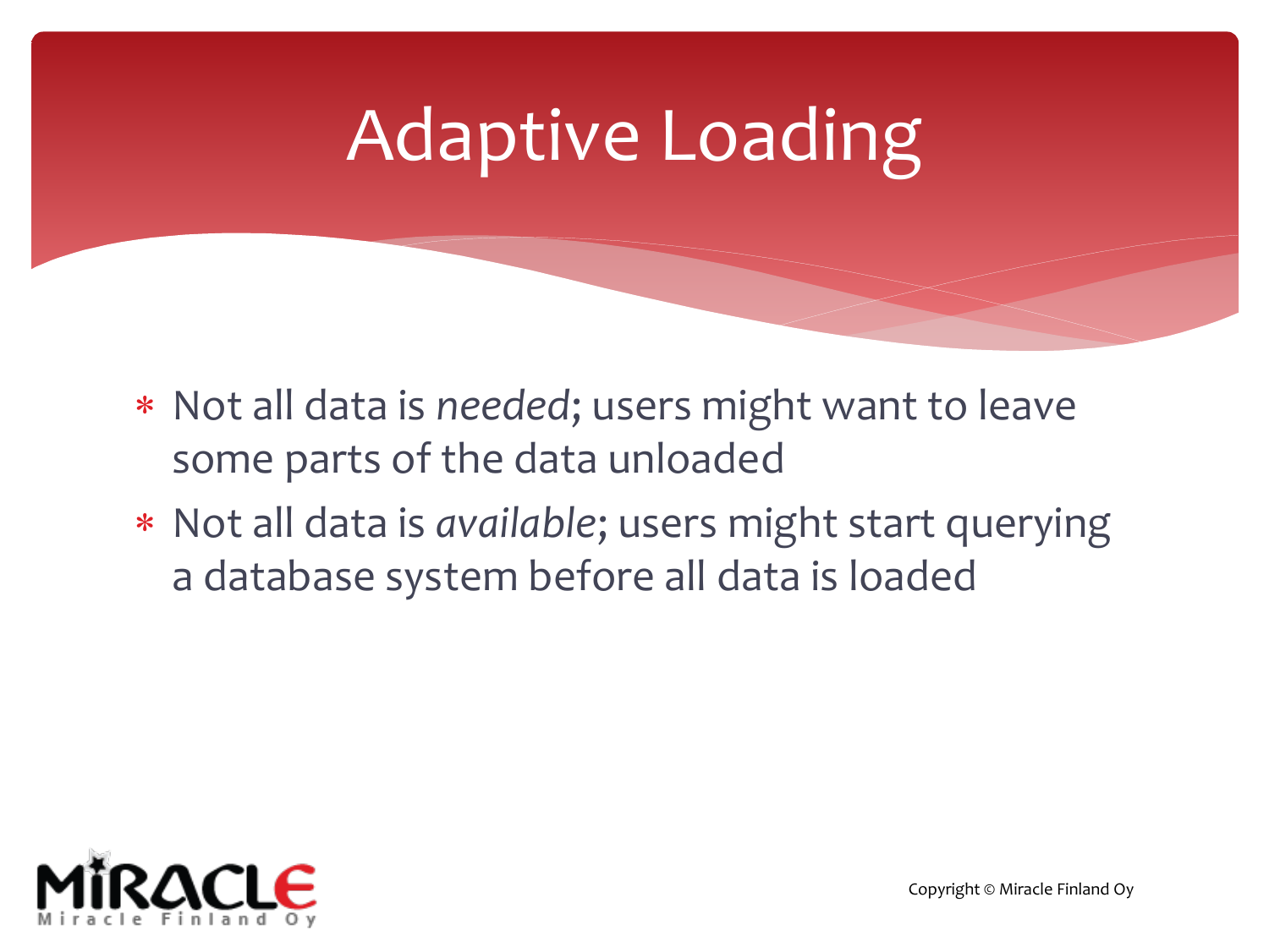# Adaptive Loading

- Not all data is *needed*; users might want to leave some parts of the data unloaded
- Not all data is *available*; users might start querying a database system before all data is loaded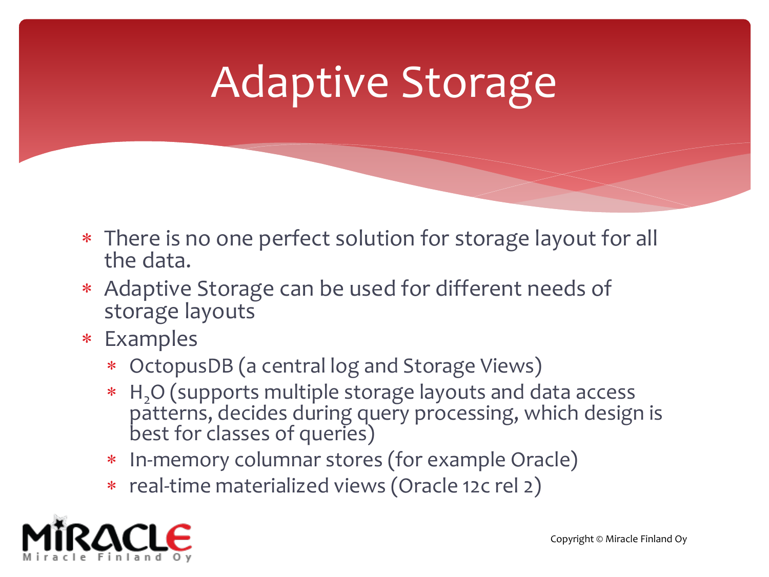# Adaptive Storage

- There is no one perfect solution for storage layout for all the data.
- Adaptive Storage can be used for different needs of storage layouts
- Examples
  - OctopusDB (a central log and Storage Views)
  - $H_2O$ (supports multiple storage layouts and data access patterns, decides during query processing, which design is best for classes of queries)
  - In-memory columnar stores (for example Oracle)
  - real-time materialized views (Oracle 12c rel 2)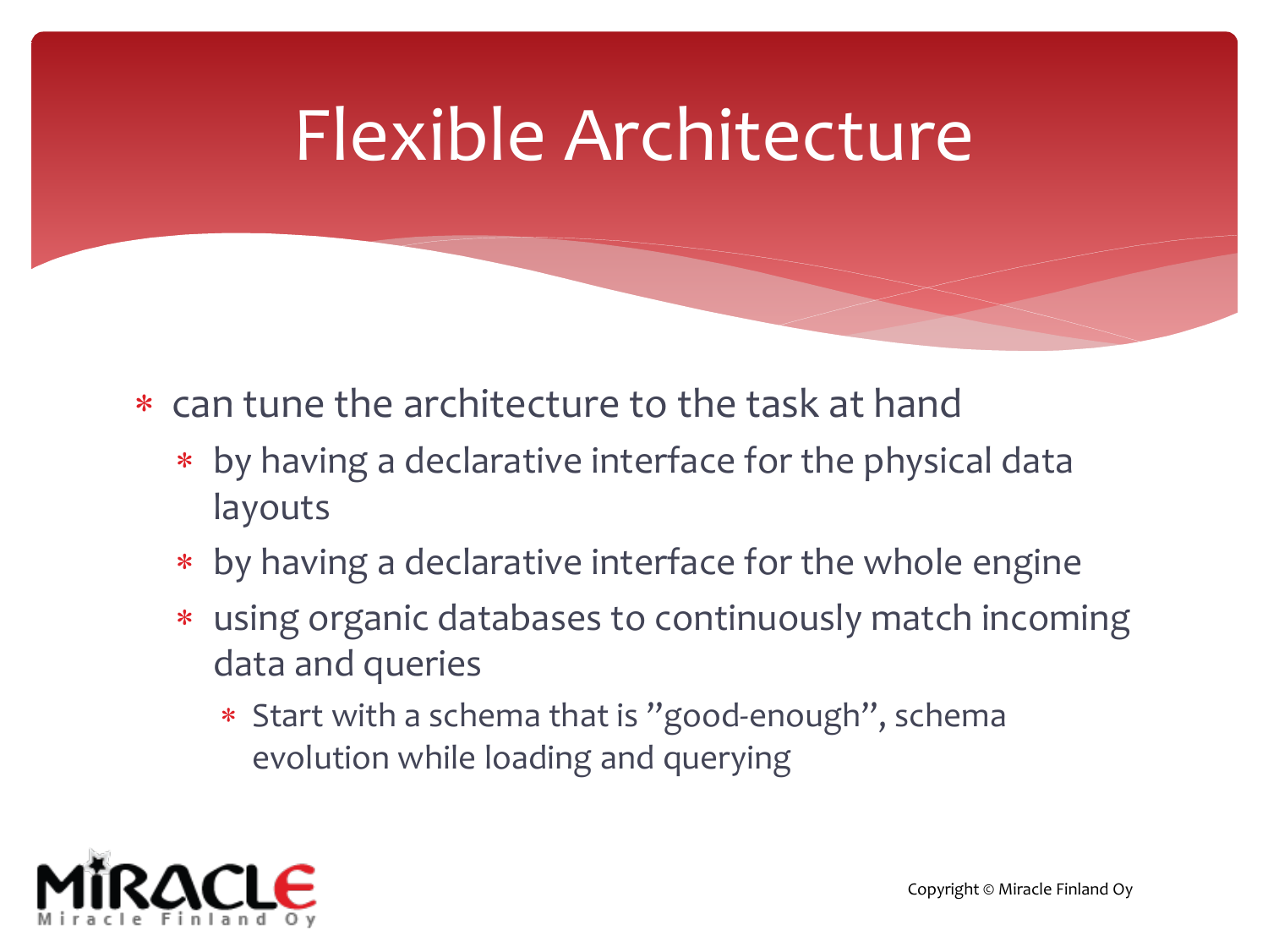# Flexible Architecture

- can tune the architecture to the task at hand
  - by having a declarative interface for the physical data layouts
  - by having a declarative interface for the whole engine
  - using organic databases to continuously match incoming data and queries
    - Start with a schema that is ”good-enough”, schema evolution while loading and querying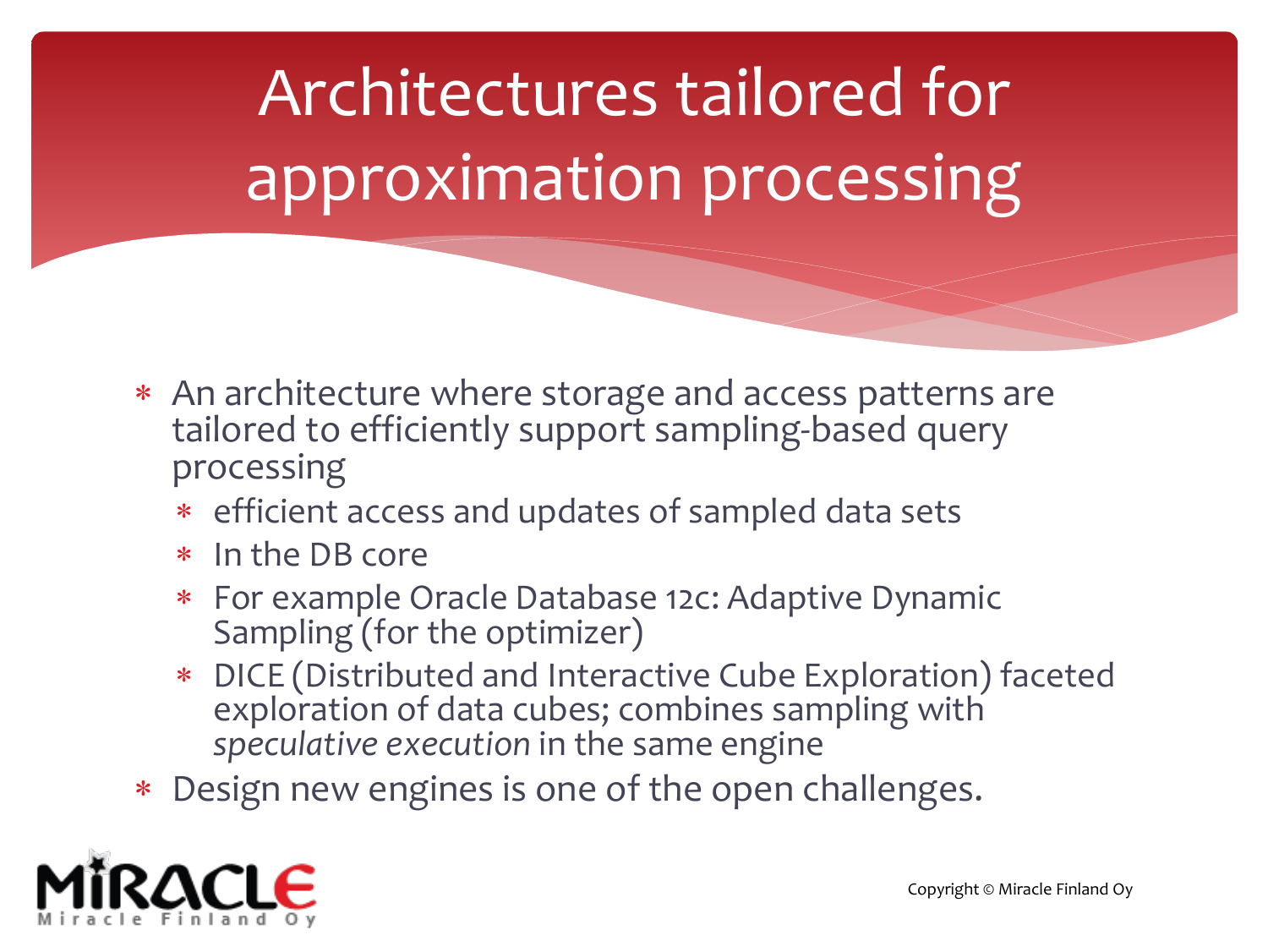# Architectures tailored for approximation processing

- An architecture where storage and access patterns are tailored to efficiently support sampling-based query processing
  - efficient access and updates of sampled data sets
  - In the DB core
  - For example Oracle Database 12c: Adaptive Dynamic Sampling (for the optimizer)
  - DICE (Distributed and Interactive Cube Exploration) faceted exploration of data cubes; combines sampling with *speculative execution* in the same engine
- Design new engines is one of the open challenges.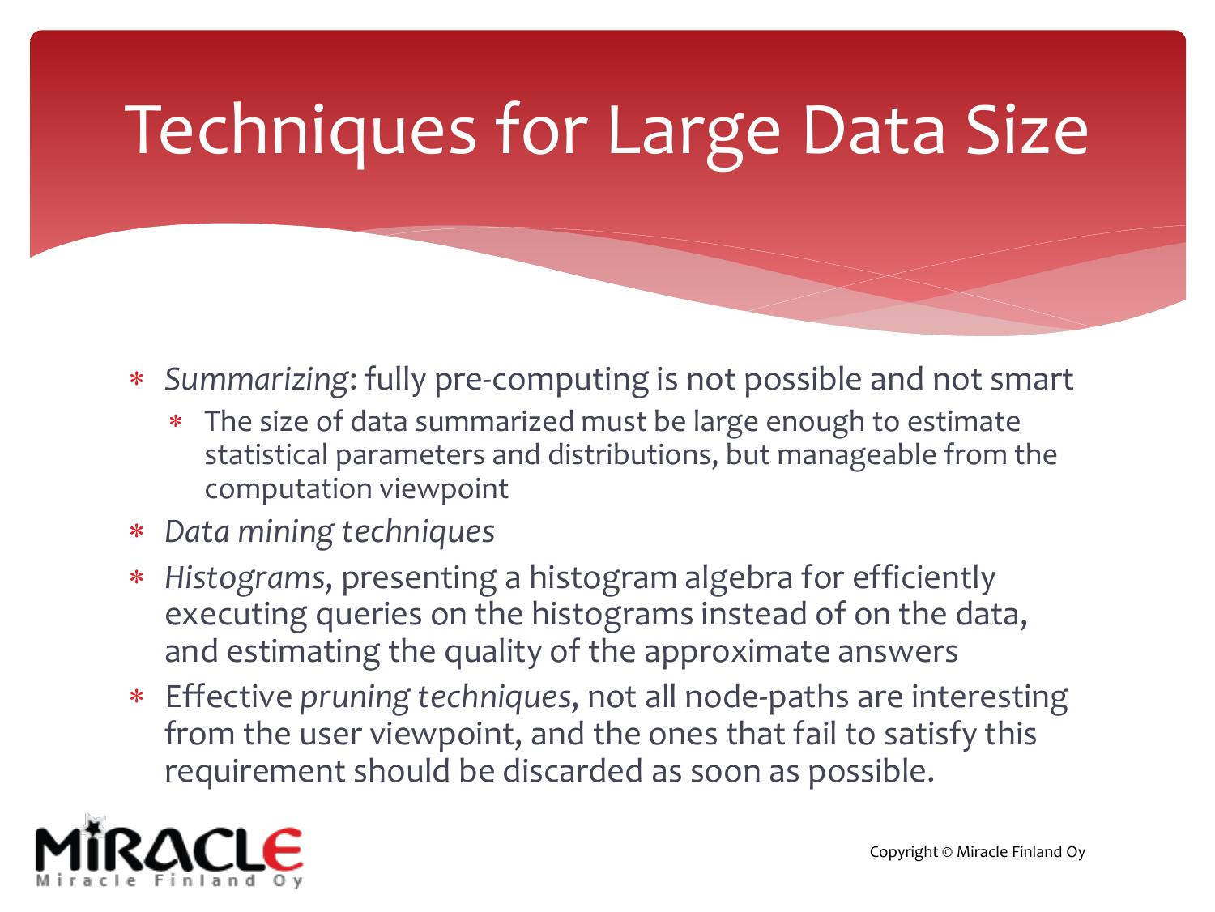# Techniques for Large Data Size

- *Summarizing*: fully pre-computing is not possible and not smart
  - The size of data summarized must be large enough to estimate statistical parameters and distributions, but manageable from the computation viewpoint
- *Data mining techniques*
- *Histograms*, presenting a histogram algebra for efficiently executing queries on the histograms instead of on the data, and estimating the quality of the approximate answers
- Effective *pruning techniques*, not all node-paths are interesting from the user viewpoint, and the ones that fail to satisfy this requirement should be discarded as soon as possible.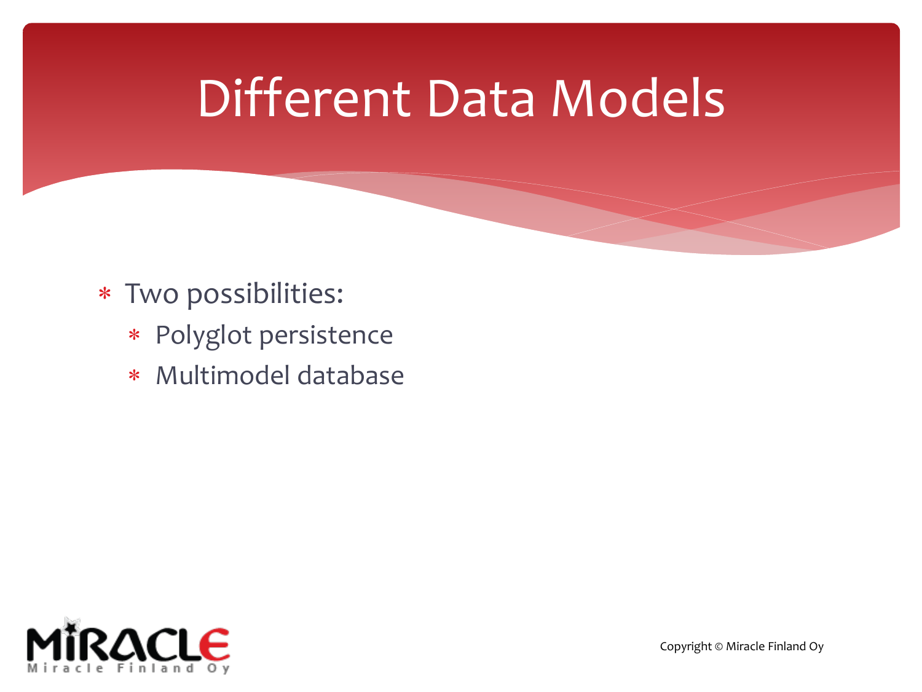# Different Data Models

- Two possibilities:
  - Polyglot persistence
  - Multimodel database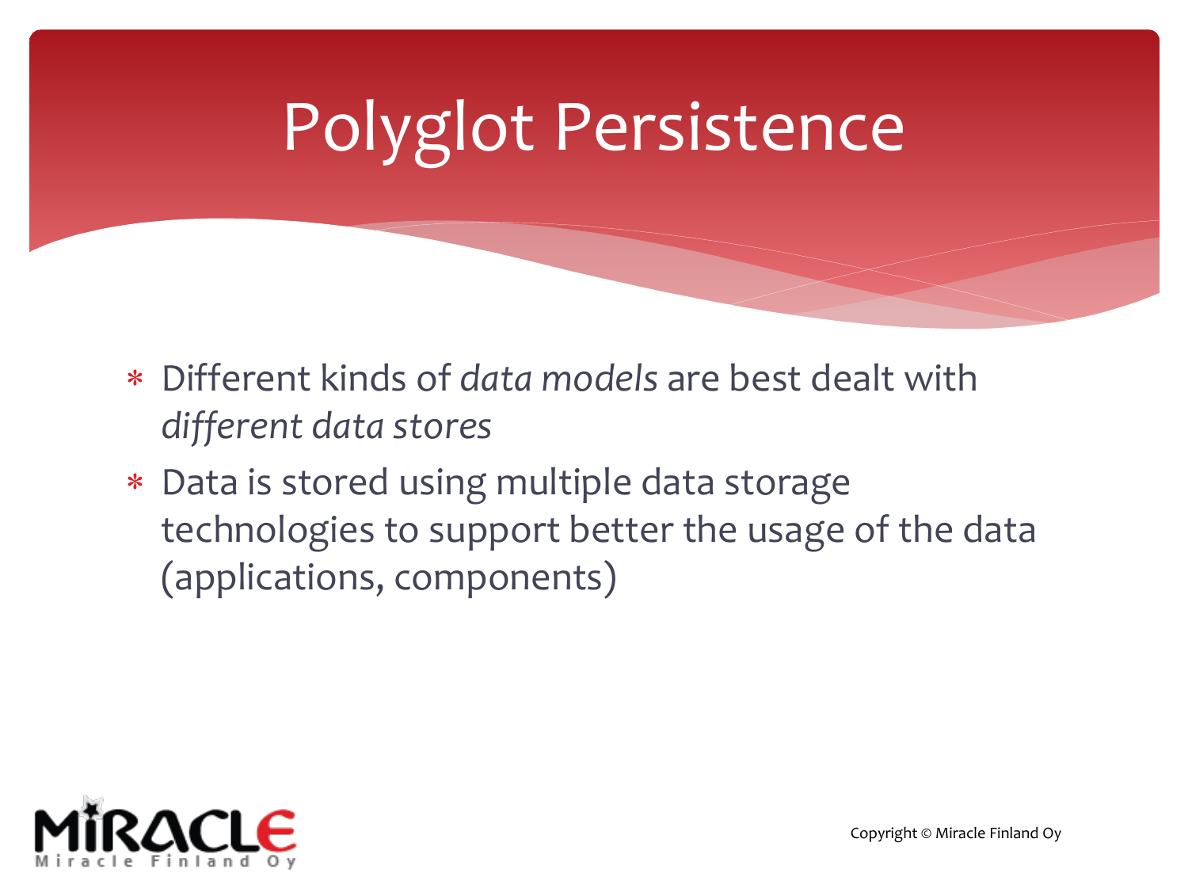# Polyglot Persistence

- Different kinds of *data models* are best dealt with *different data stores*
- Data is stored using multiple data storage technologies to support better the usage of the data (applications, components)

Copyright © Miracle Finland Oy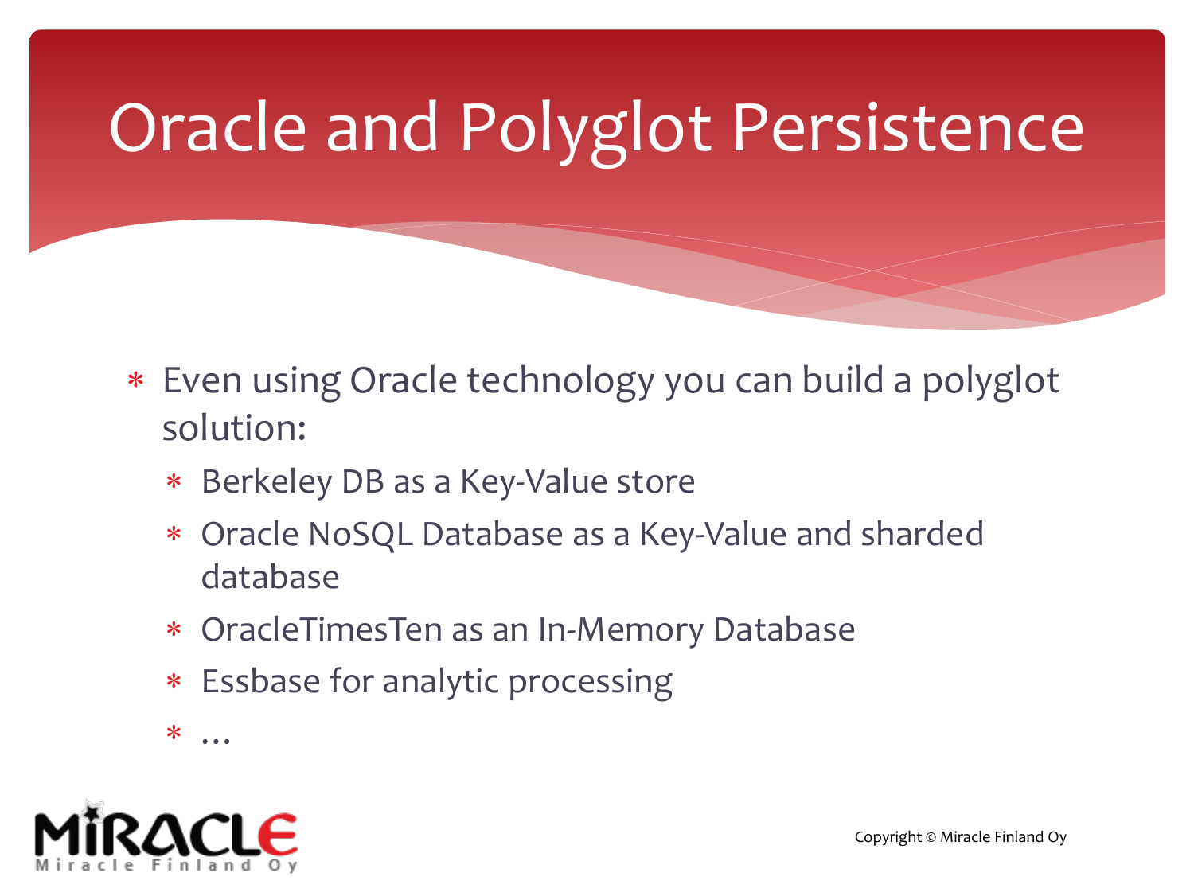# Oracle and Polyglot Persistence

* Even using Oracle technology you can build a polyglot solution:
  * Berkeley DB as a Key-Value store
  * Oracle NoSQL Database as a Key-Value and sharded database
  * OracleTimesTen as an In-Memory Database
  * Essbase for analytic processing
  * …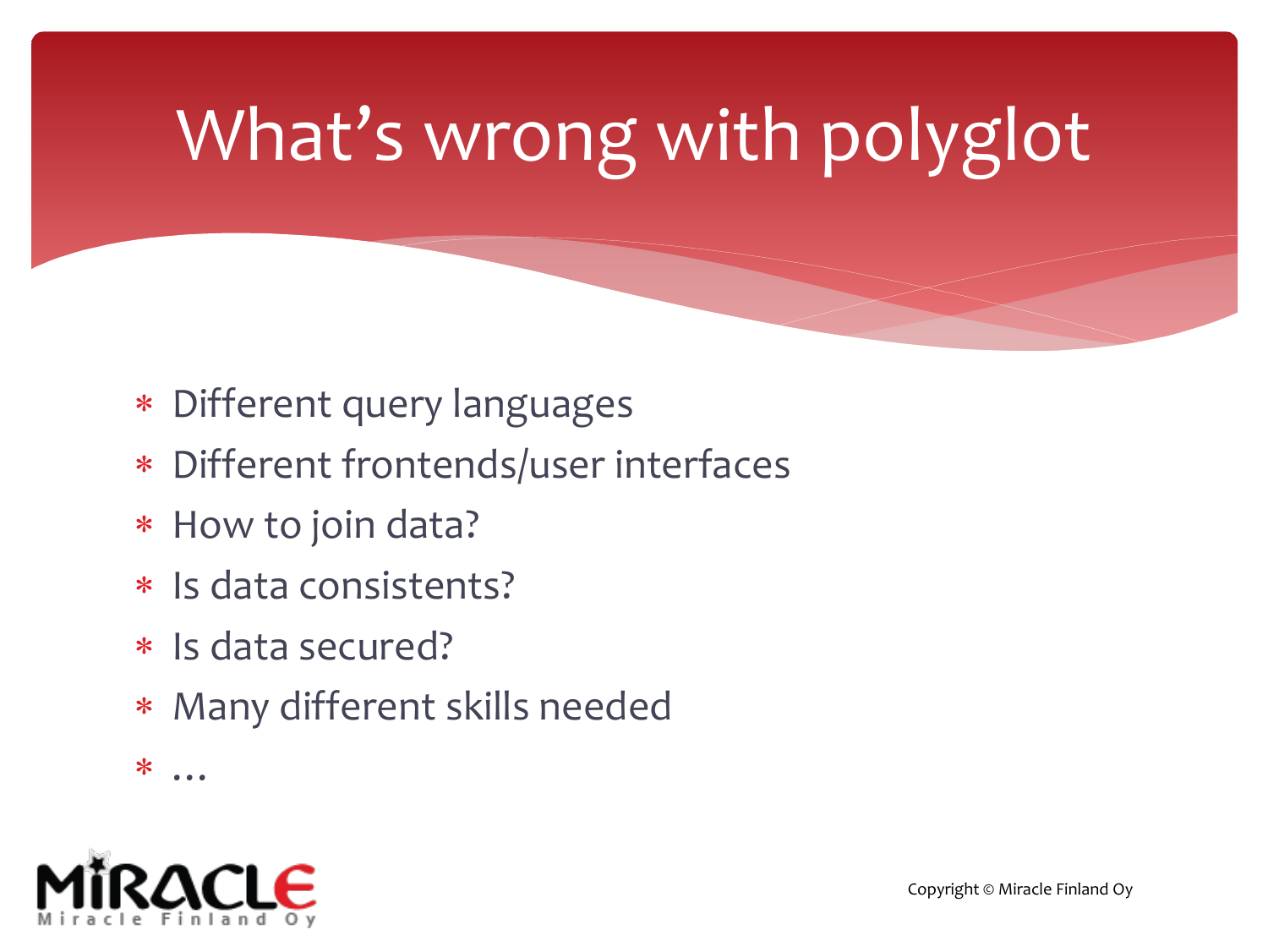# What’s wrong with polyglot

- Different query languages
- Different frontends/user interfaces
- How to join data?
- Is data consistents?
- Is data secured?
- Many different skills needed
- …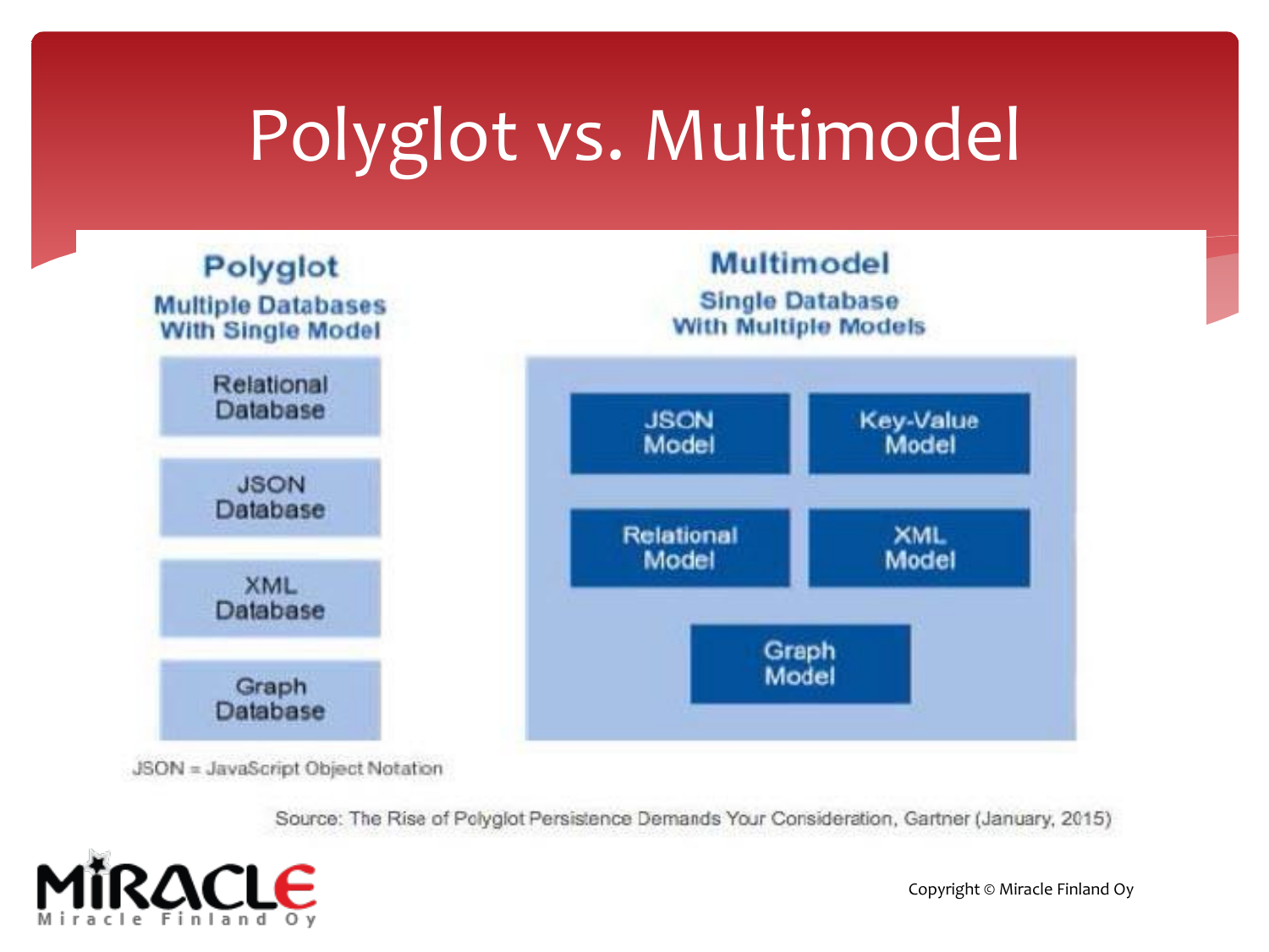# Polyglot vs. Multimodel

## Polyglot

**Multiple Databases With Single Model**

- Relational Database
- JSON Database
- XML Database
- Graph Database

## Multimodel

**Single Database With Multiple Models**

- JSON Model
- Key-Value Model
- Relational Model
- XML Model
- Graph Model

JSON = JavaScript Object Notation

Source: The Rise of Polyglot Persistence Demands Your Consideration, Gartner (January, 2015)

Copyright © Miracle Finland Oy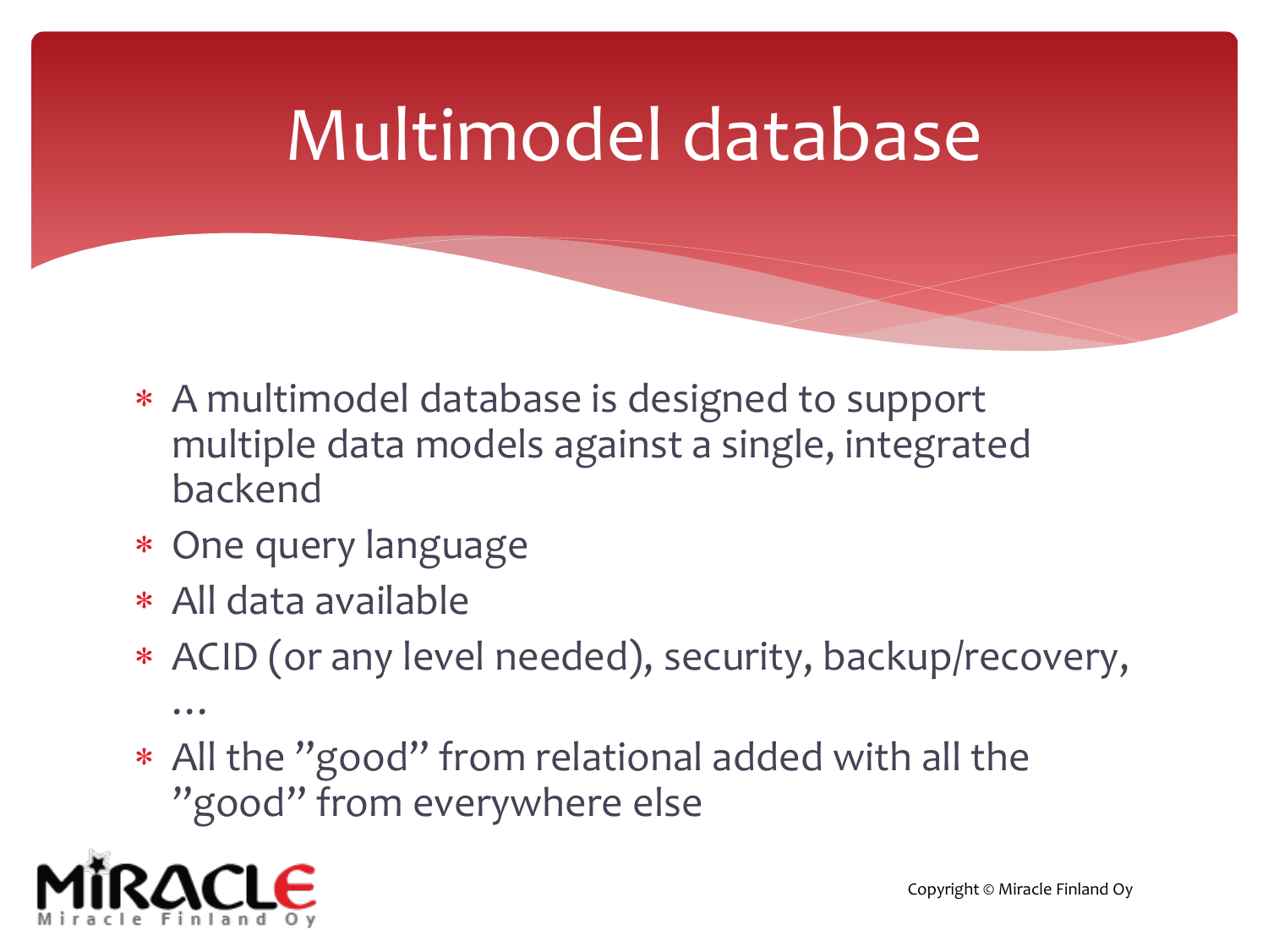# Multimodel database

- A multimodel database is designed to support multiple data models against a single, integrated backend
- One query language
- All data available
- ACID (or any level needed), security, backup/recovery, …
- All the ”good” from relational added with all the ”good” from everywhere else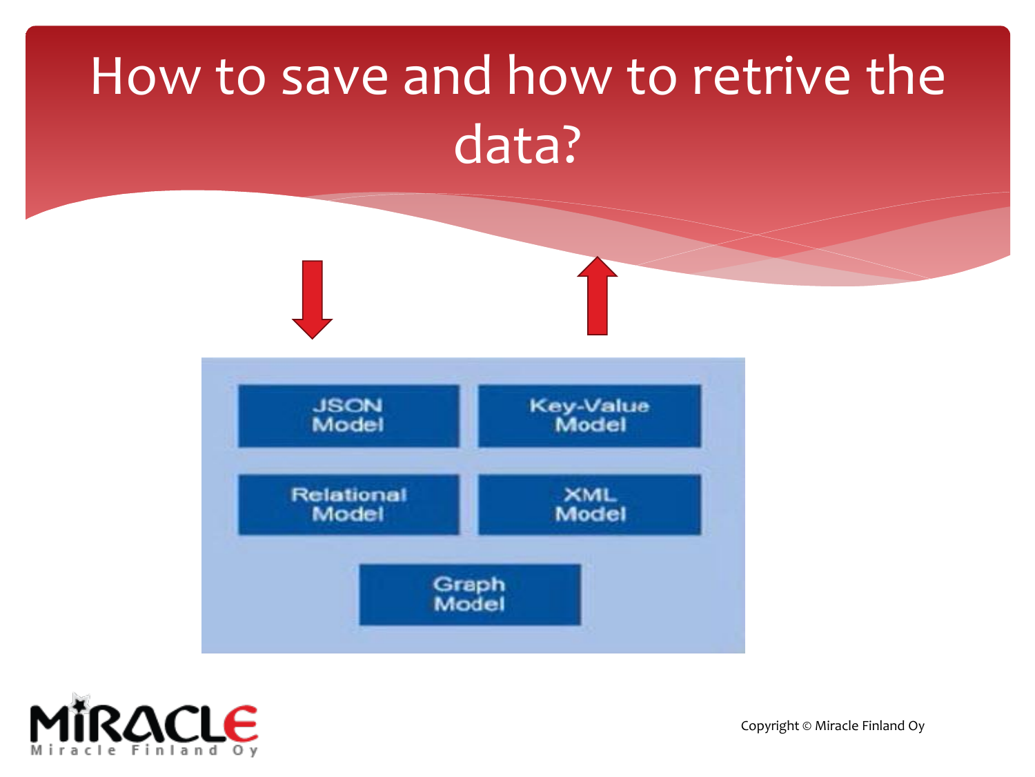# How to save and how to retrive the data?

JSON Model

Key-Value Model

Relational Model

XML Model

Graph Model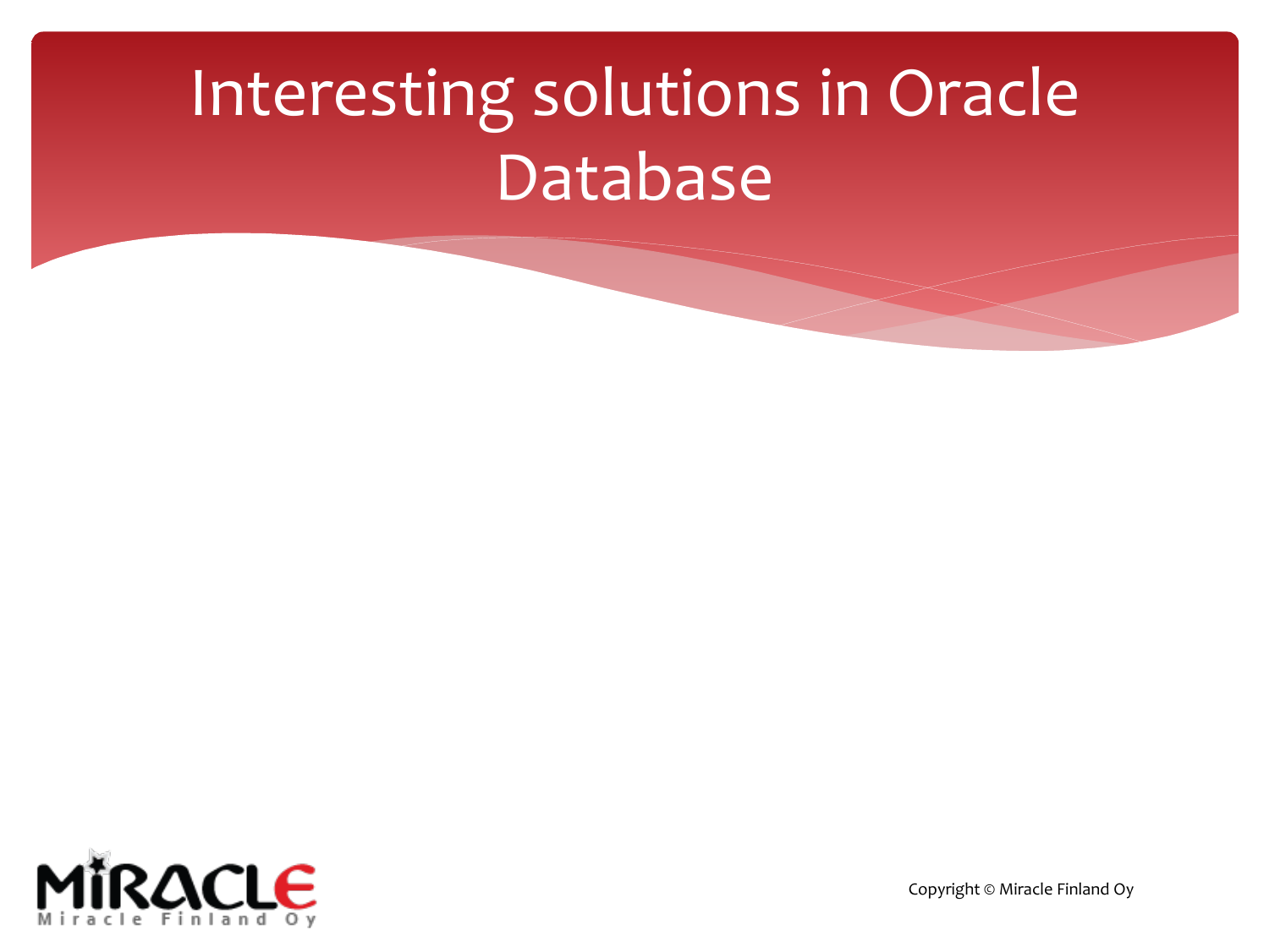# Interesting solutions in Oracle Database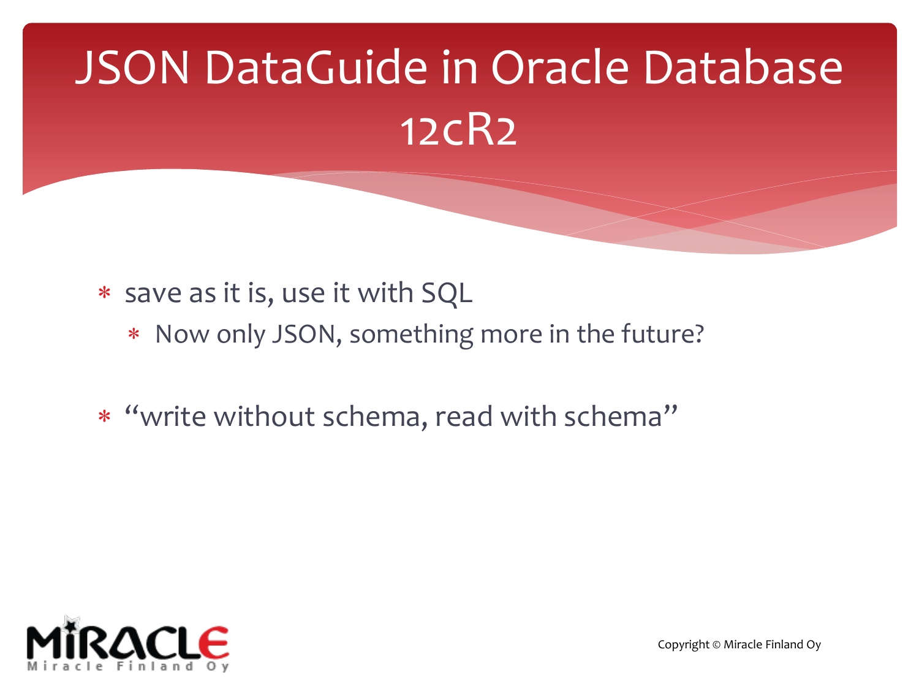# JSON DataGuide in Oracle Database 12cR2

- save as it is, use it with SQL
  - Now only JSON, something more in the future?
- "write without schema, read with schema"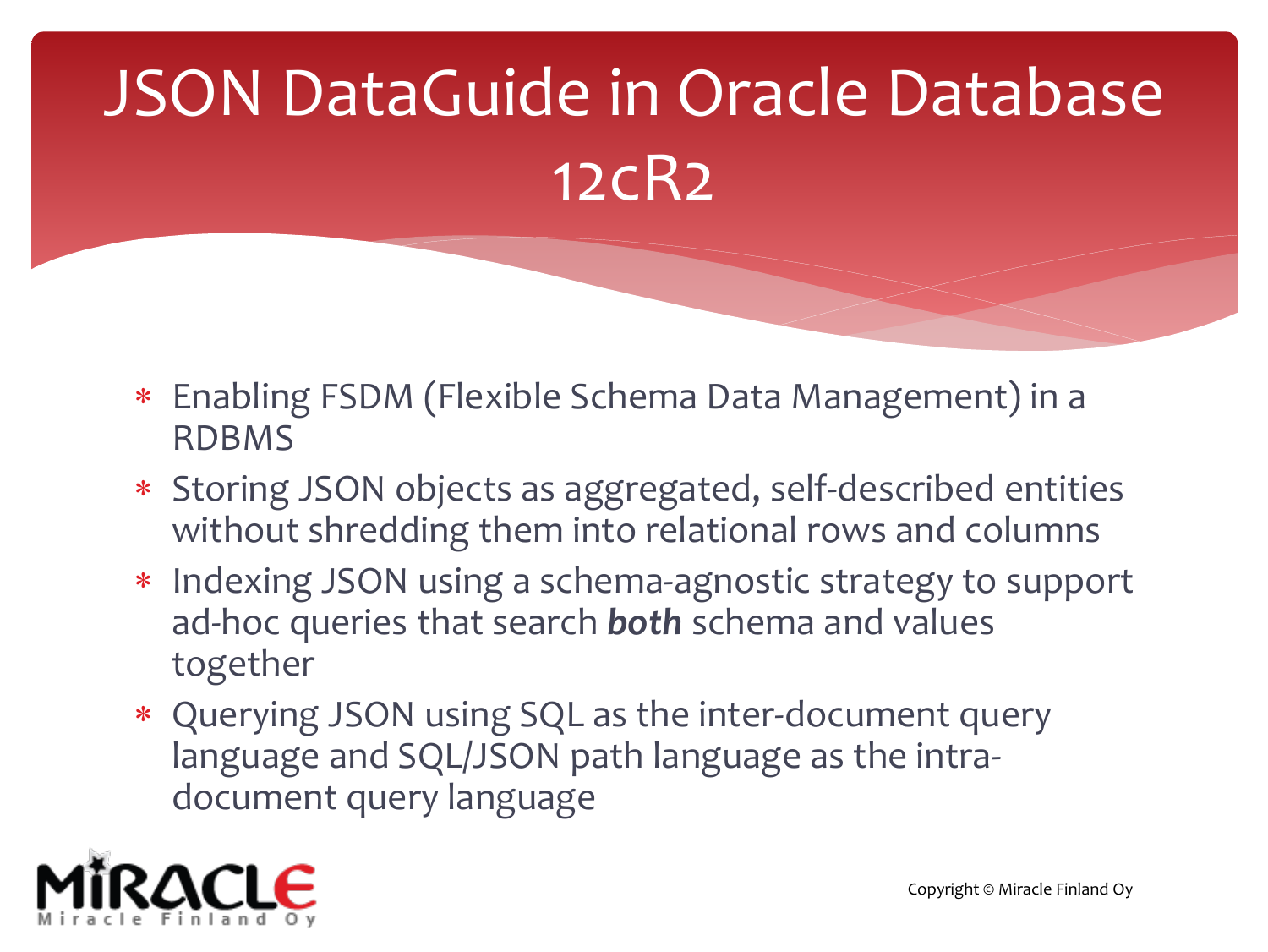# JSON DataGuide in Oracle Database 12cR2

- Enabling FSDM (Flexible Schema Data Management) in a RDBMS
- Storing JSON objects as aggregated, self-described entities without shredding them into relational rows and columns
- Indexing JSON using a schema-agnostic strategy to support ad-hoc queries that search ***both*** schema and values together
- Querying JSON using SQL as the inter-document query language and SQL/JSON path language as the intra-document query language

Copyright © Miracle Finland Oy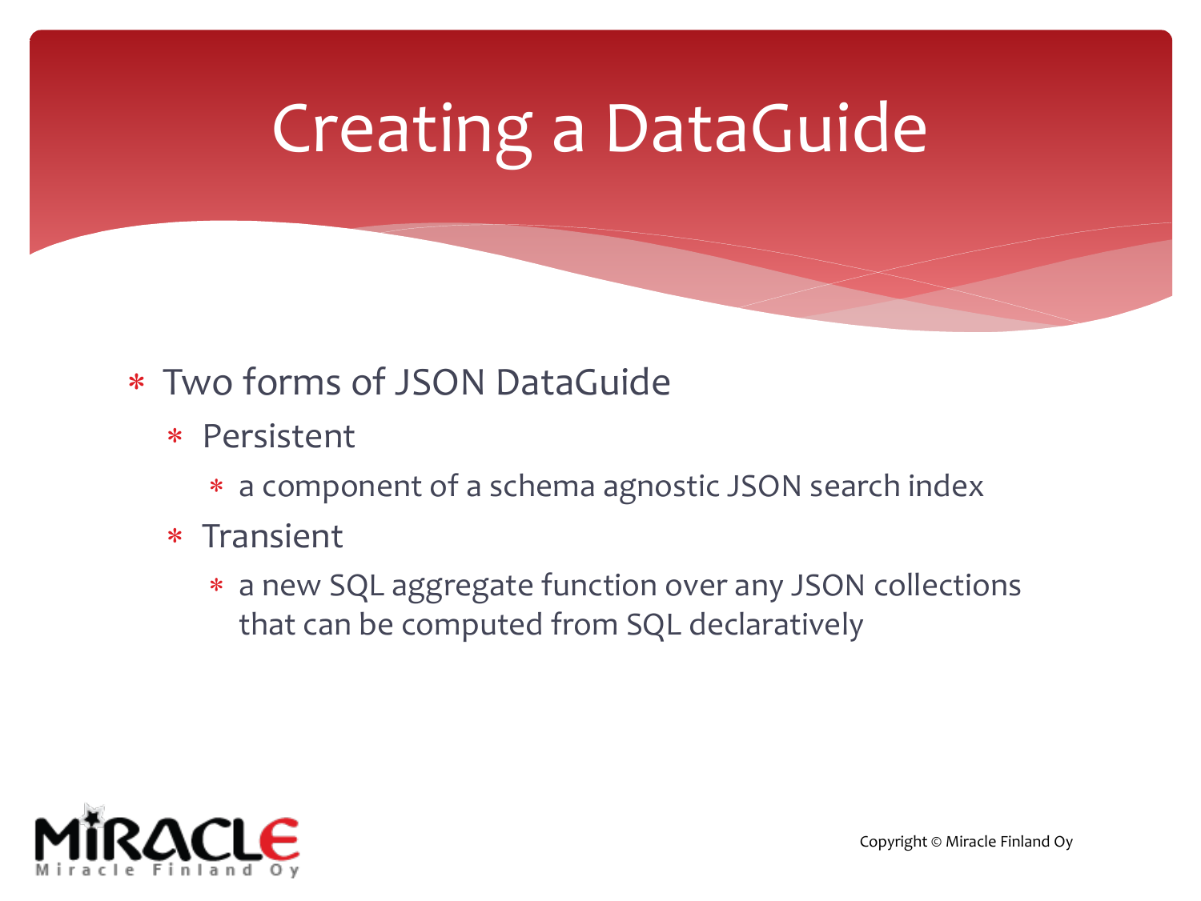# Creating a DataGuide

- Two forms of JSON DataGuide
  - Persistent
    - a component of a schema agnostic JSON search index
  - Transient
    - a new SQL aggregate function over any JSON collections that can be computed from SQL declaratively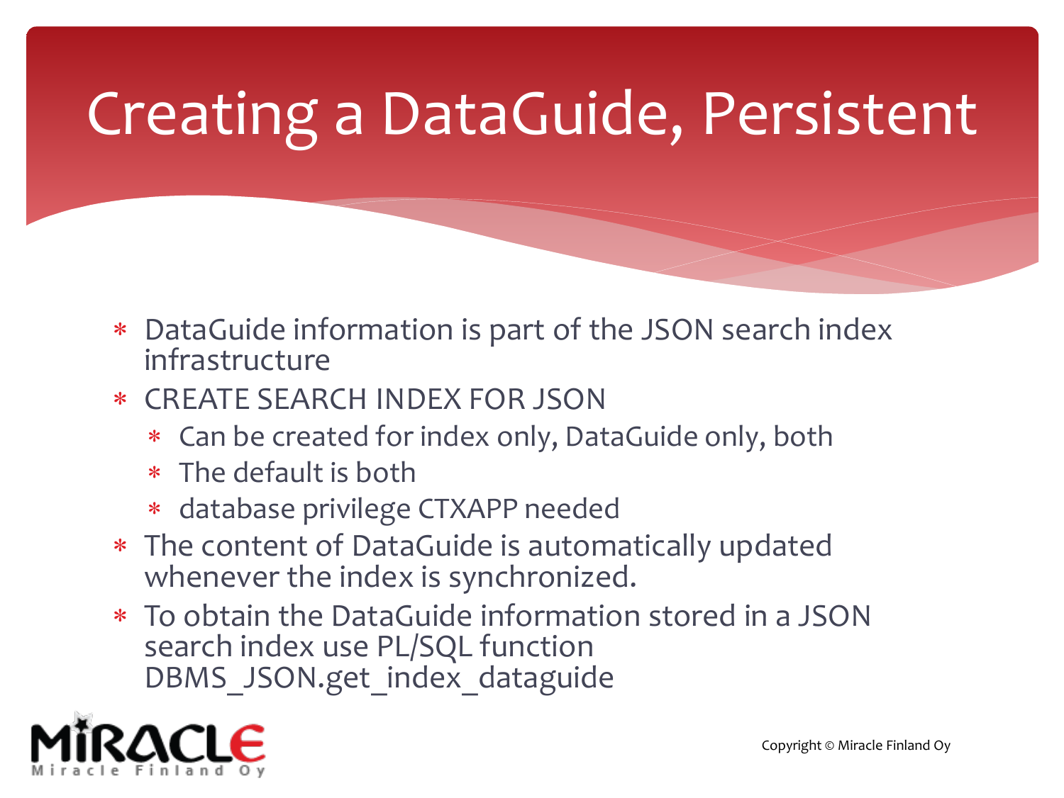# Creating a DataGuide, Persistent

- DataGuide information is part of the JSON search index infrastructure
- CREATE SEARCH INDEX FOR JSON
  - Can be created for index only, DataGuide only, both
  - The default is both
  - database privilege CTXAPP needed
- The content of DataGuide is automatically updated whenever the index is synchronized.
- To obtain the DataGuide information stored in a JSON search index use PL/SQL function DBMS_JSON.get_index_dataguide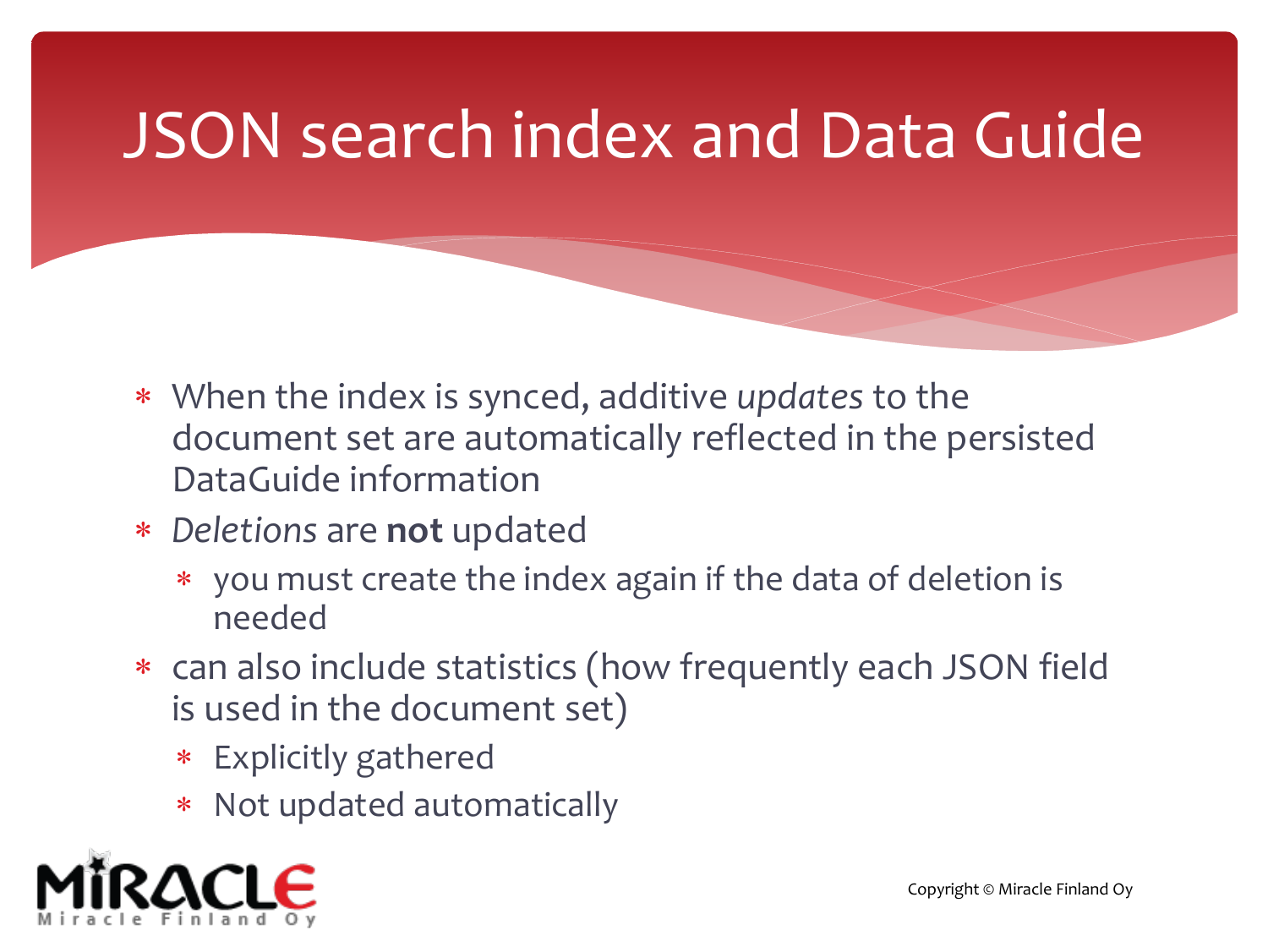# JSON search index and Data Guide

- When the index is synced, additive *updates* to the document set are automatically reflected in the persisted DataGuide information
- *Deletions* are **not** updated
  - you must create the index again if the data of deletion is needed
- can also include statistics (how frequently each JSON field is used in the document set)
  - Explicitly gathered
  - Not updated automatically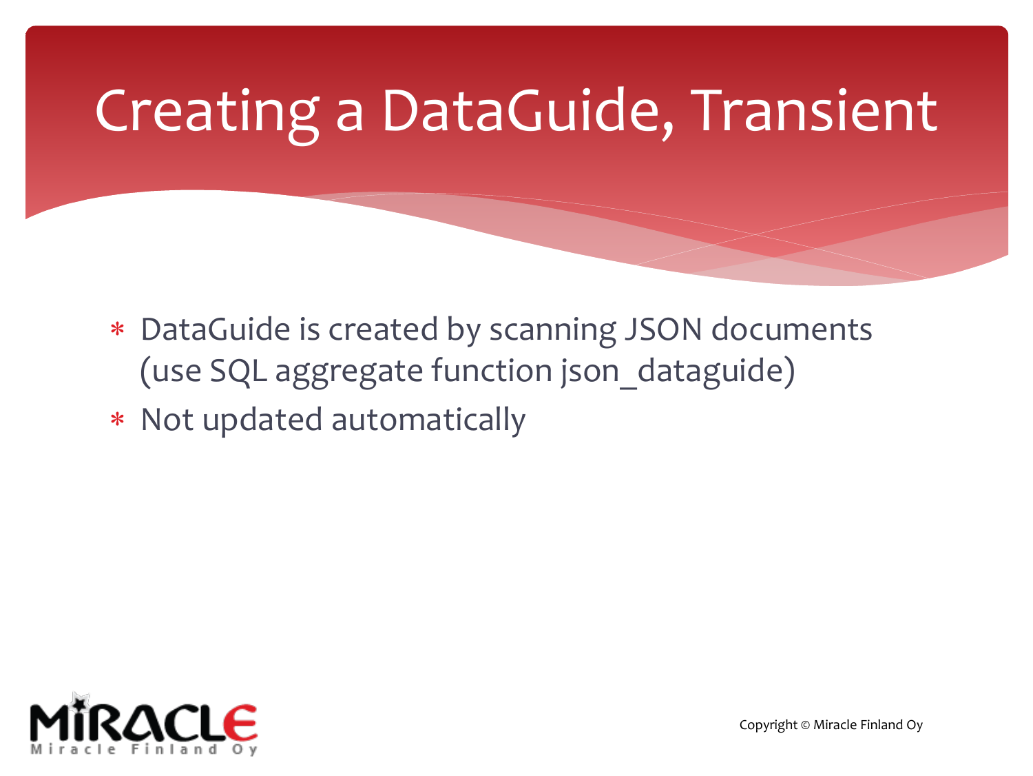# Creating a DataGuide, Transient

- DataGuide is created by scanning JSON documents (use SQL aggregate function json_dataguide)
- Not updated automatically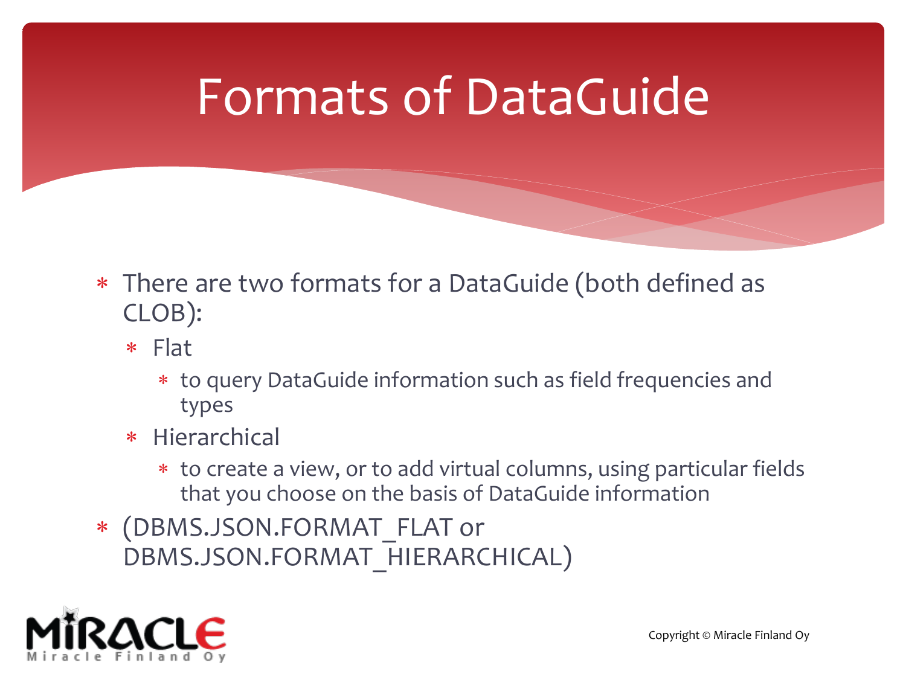# Formats of DataGuide

- There are two formats for a DataGuide (both defined as CLOB):
  - Flat
    - to query DataGuide information such as field frequencies and types
  - Hierarchical
    - to create a view, or to add virtual columns, using particular fields that you choose on the basis of DataGuide information
- (DBMS.JSON.FORMAT_FLAT or DBMS.JSON.FORMAT_HIERARCHICAL)

Copyright © Miracle Finland Oy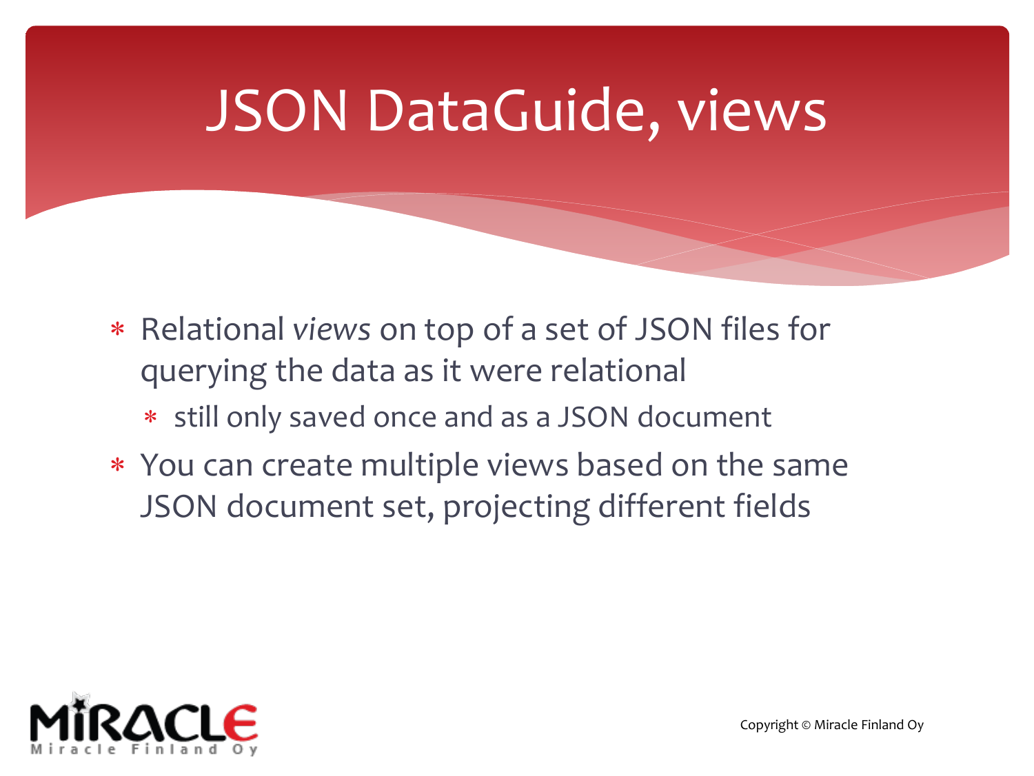# JSON DataGuide, views

- Relational *views* on top of a set of JSON files for querying the data as it were relational
  - still only saved once and as a JSON document
- You can create multiple views based on the same JSON document set, projecting different fields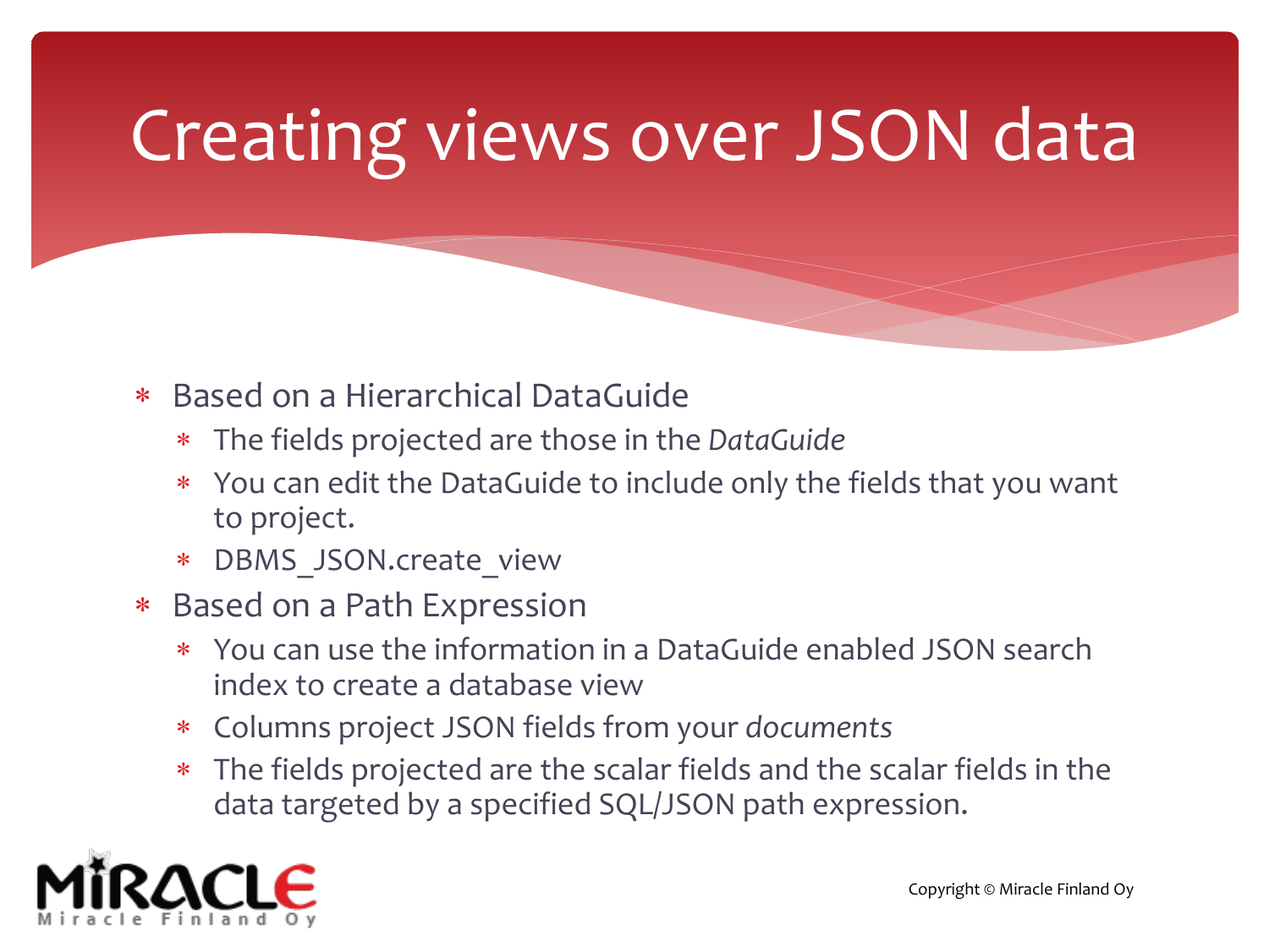# Creating views over JSON data

- Based on a Hierarchical DataGuide
  - The fields projected are those in the *DataGuide*
  - You can edit the DataGuide to include only the fields that you want to project.
  - DBMS_JSON.create_view
- Based on a Path Expression
  - You can use the information in a DataGuide enabled JSON search index to create a database view
  - Columns project JSON fields from your *documents*
  - The fields projected are the scalar fields and the scalar fields in the data targeted by a specified SQL/JSON path expression.

Copyright © Miracle Finland Oy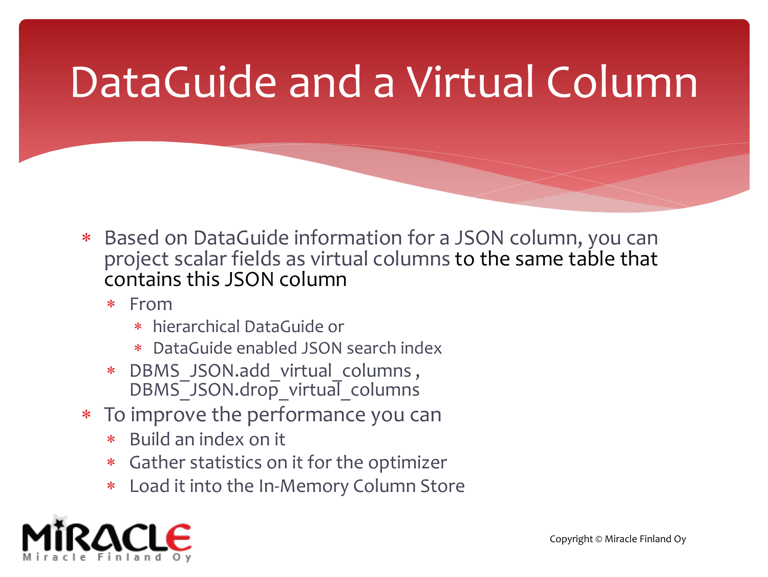# DataGuide and a Virtual Column

- Based on DataGuide information for a JSON column, you can project scalar fields as virtual columns to the same table that contains this JSON column
  - From
    - hierarchical DataGuide or
    - DataGuide enabled JSON search index
  - DBMS_JSON.add_virtual_columns , DBMS_JSON.drop_virtual_columns
- To improve the performance you can
  - Build an index on it
  - Gather statistics on it for the optimizer
  - Load it into the In-Memory Column Store

Copyright © Miracle Finland Oy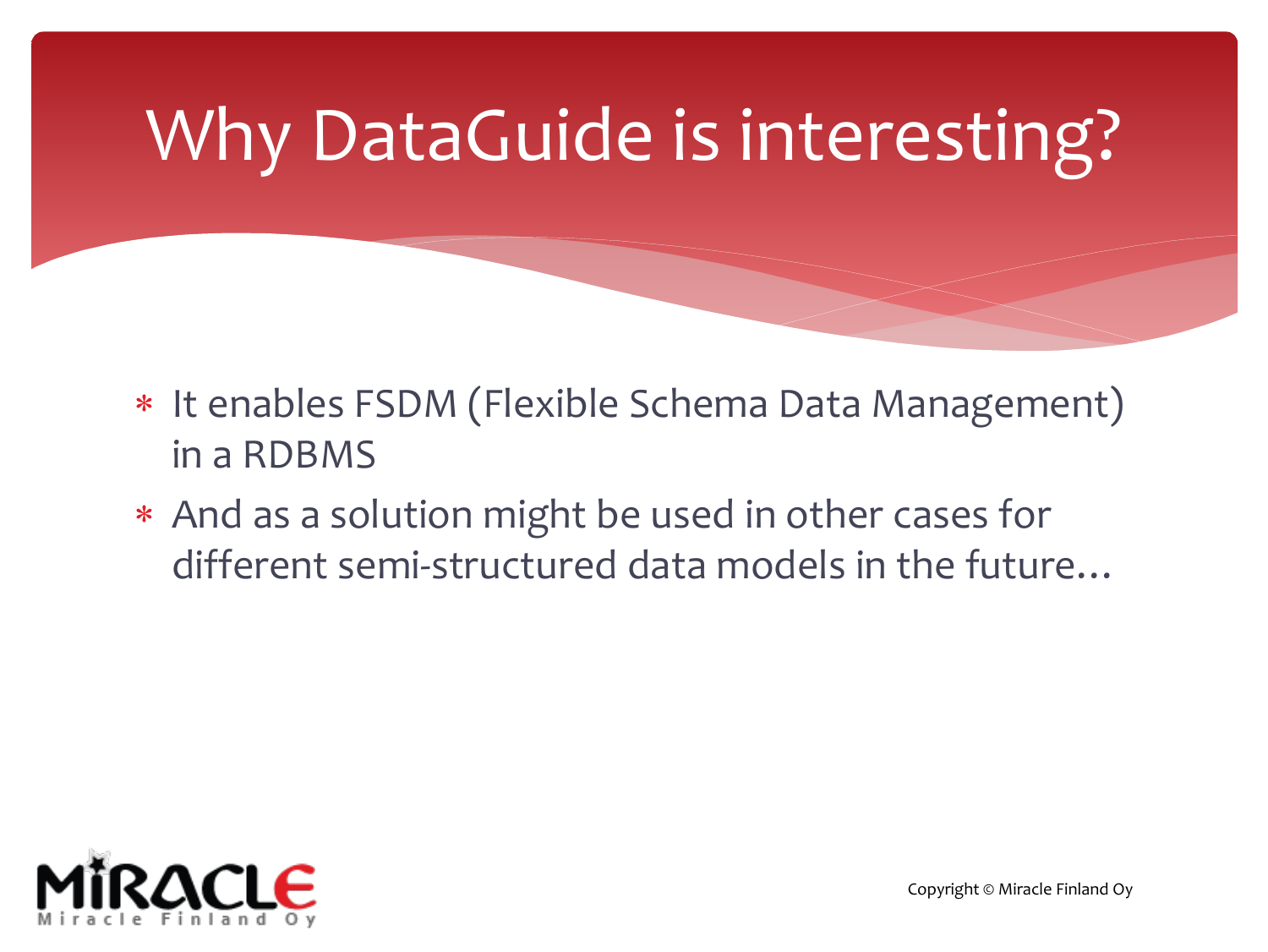# Why DataGuide is interesting?

- It enables FSDM (Flexible Schema Data Management) in a RDBMS
- And as a solution might be used in other cases for different semi-structured data models in the future…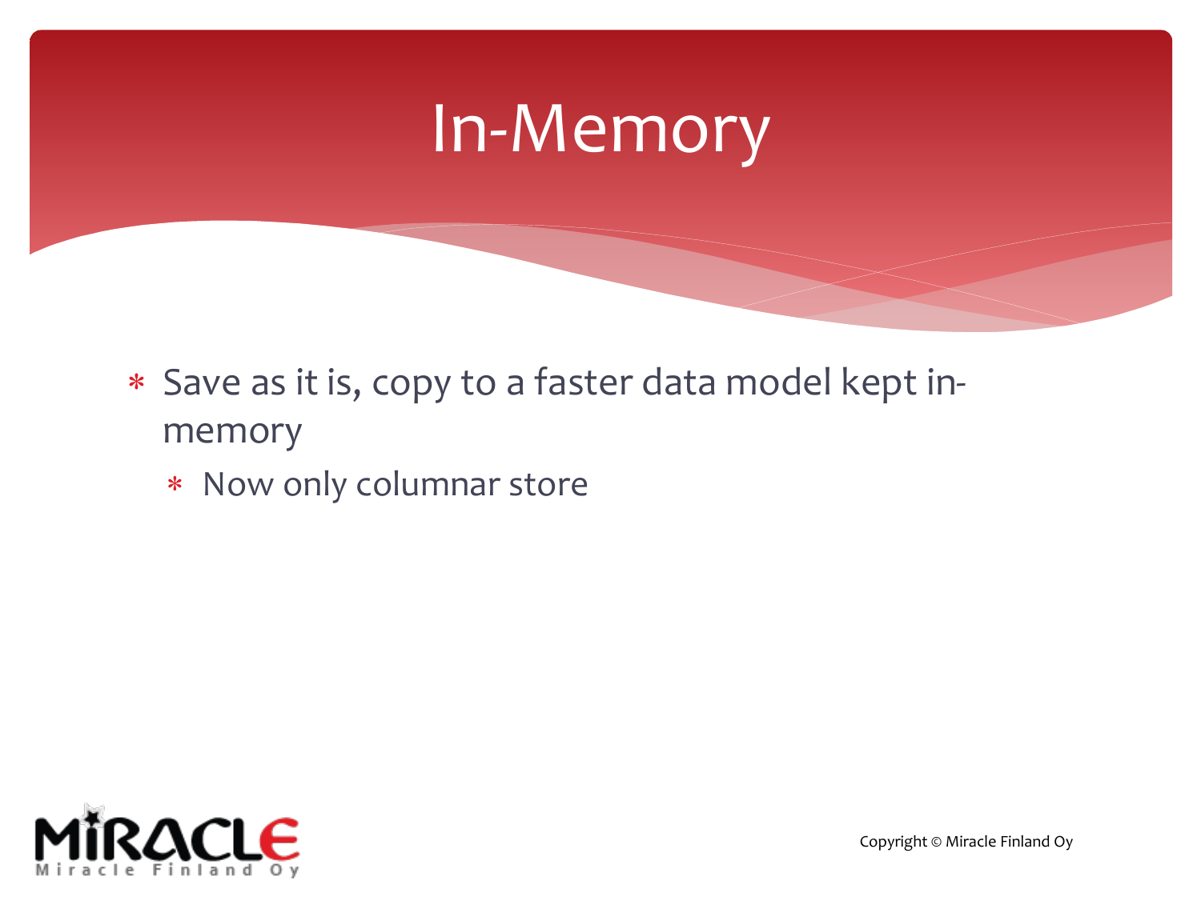# In-Memory

- Save as it is, copy to a faster data model kept in-memory
  - Now only columnar store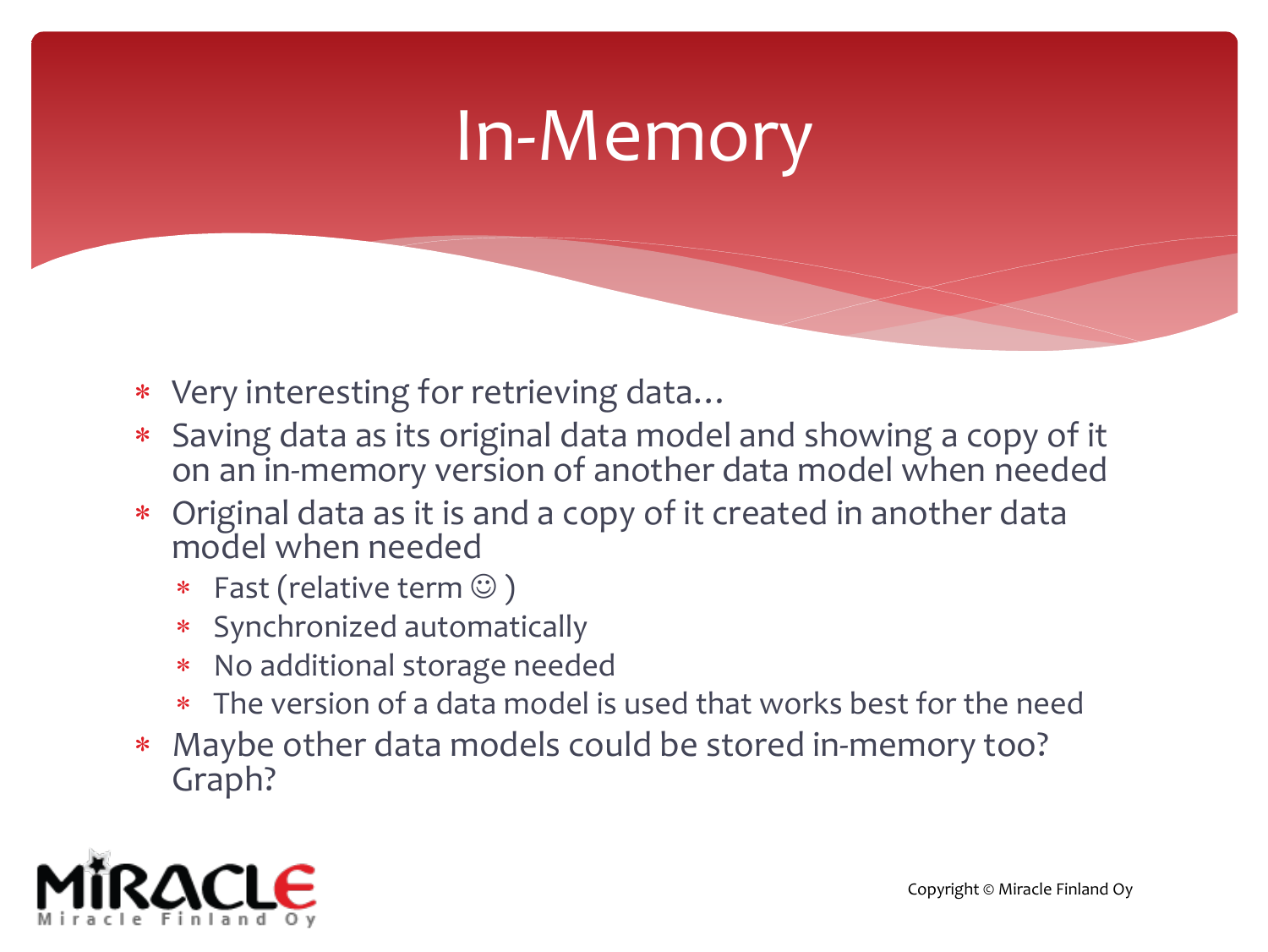# In-Memory

- Very interesting for retrieving data…
- Saving data as its original data model and showing a copy of it on an in-memory version of another data model when needed
- Original data as it is and a copy of it created in another data model when needed
  - Fast (relative term ☺ )
  - Synchronized automatically
  - No additional storage needed
  - The version of a data model is used that works best for the need
- Maybe other data models could be stored in-memory too? Graph?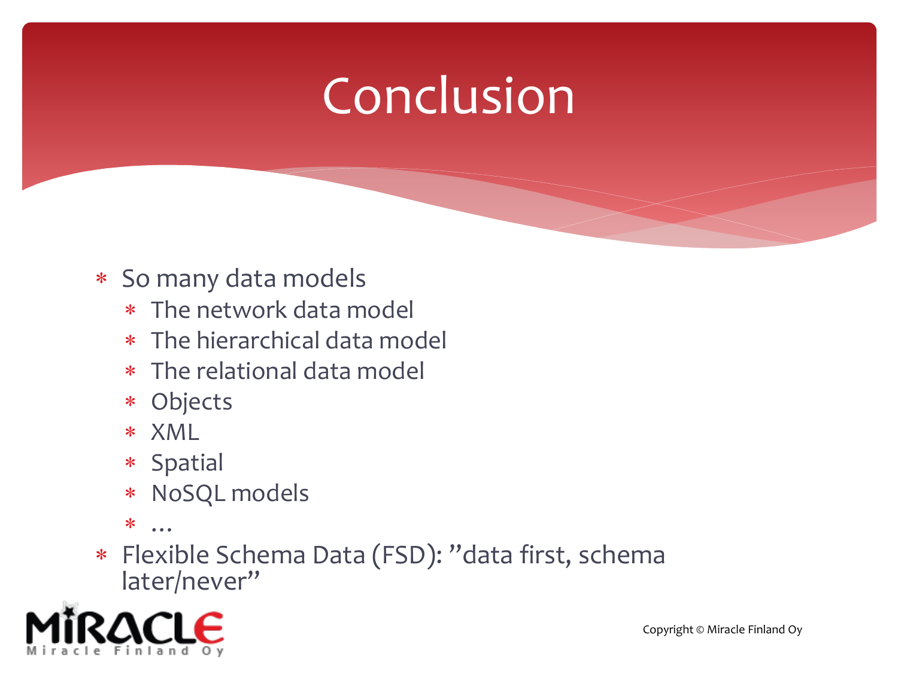# Conclusion

- So many data models
  - The network data model
  - The hierarchical data model
  - The relational data model
  - Objects
  - XML
  - Spatial
  - NoSQL models
  - …
- Flexible Schema Data (FSD): ”data first, schema later/never”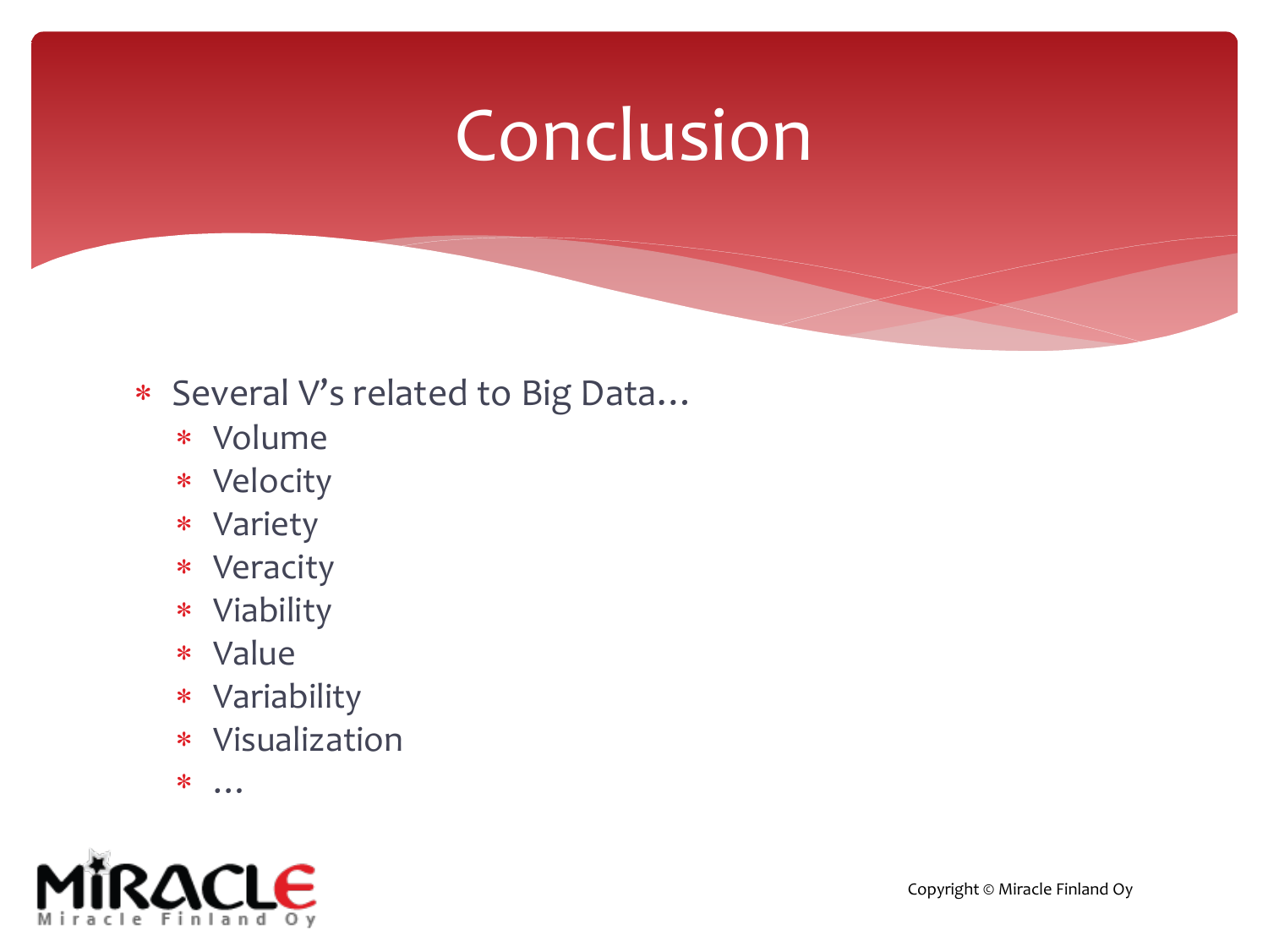# Conclusion

- Several V's related to Big Data…
  - Volume
  - Velocity
  - Variety
  - Veracity
  - Viability
  - Value
  - Variability
  - Visualization
  - …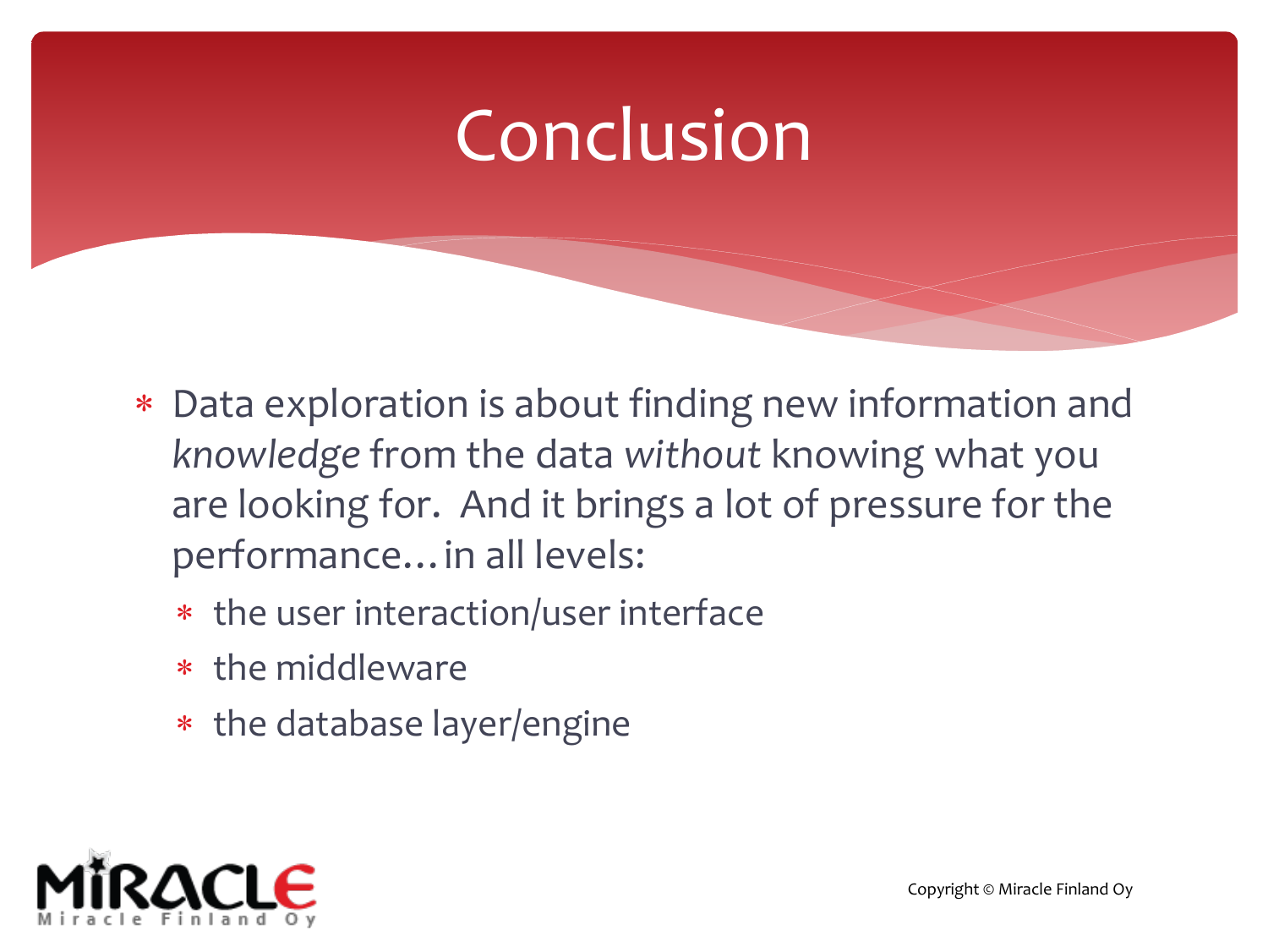# Conclusion

- Data exploration is about finding new information and *knowledge* from the data *without* knowing what you are looking for. And it brings a lot of pressure for the performance…in all levels:
  - the user interaction/user interface
  - the middleware
  - the database layer/engine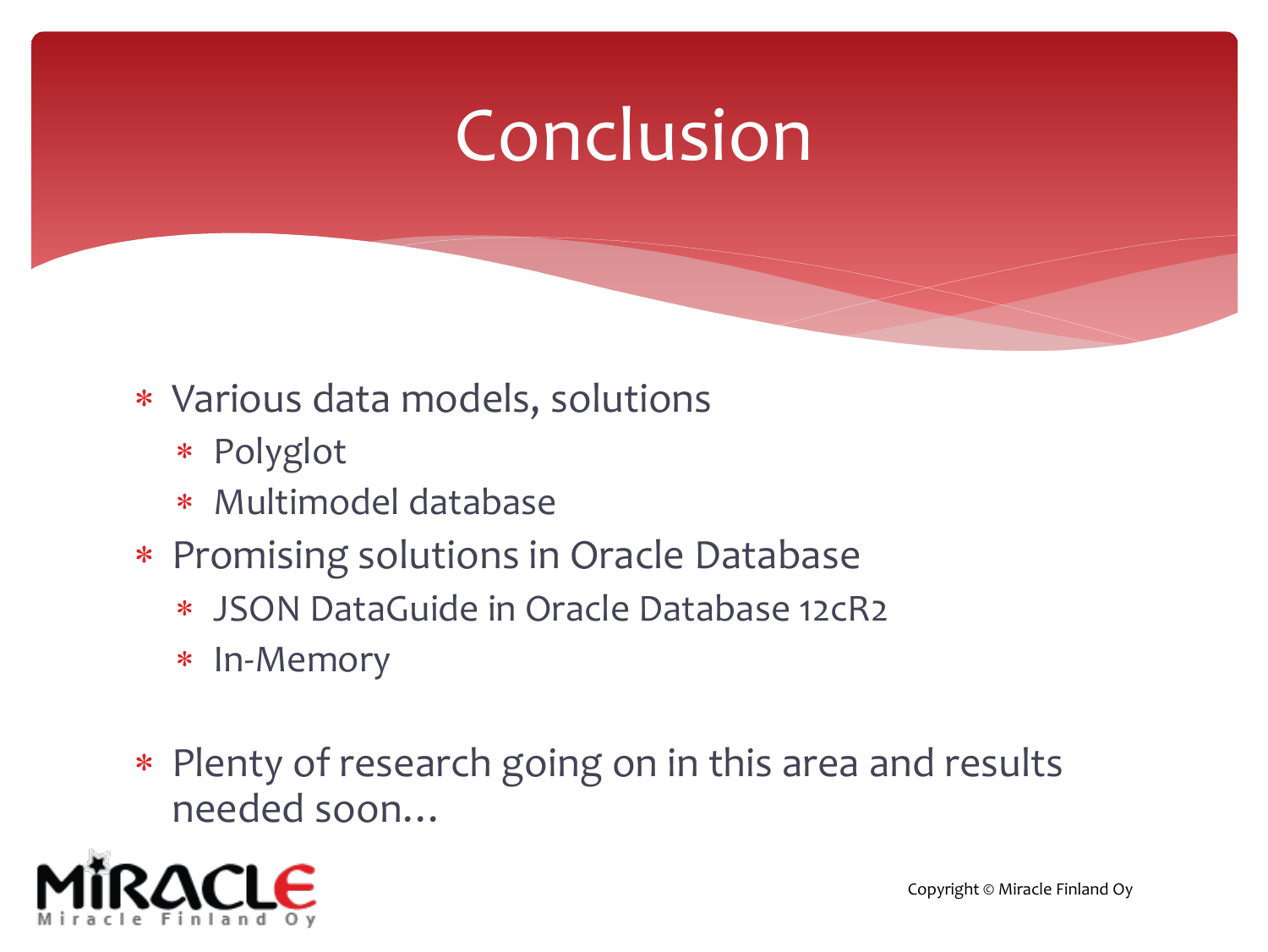# Conclusion

- Various data models, solutions
  - Polyglot
  - Multimodel database
- Promising solutions in Oracle Database
  - JSON DataGuide in Oracle Database 12cR2
  - In-Memory

- Plenty of research going on in this area and results needed soon…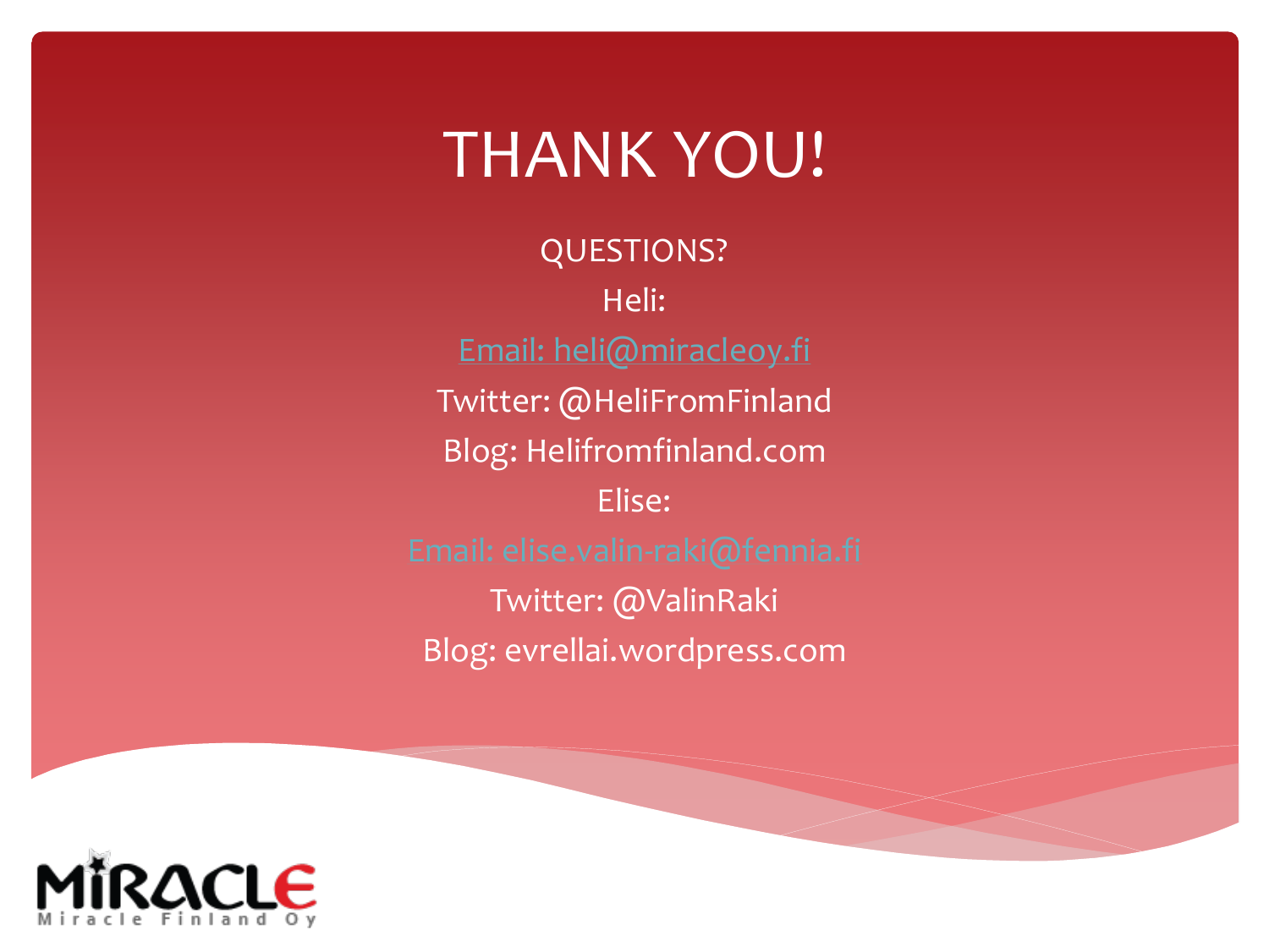# THANK YOU!

QUESTIONS?

Heli:

Email: heli@miracleoy.fi

Twitter: @HeliFromFinland

Blog: Helifromfinland.com

Elise:

Email: elise.valin-raki@fennia.fi

Twitter: @ValinRaki

Blog: evrellai.wordpress.com

MiRACLE

Miracle Finland Oy